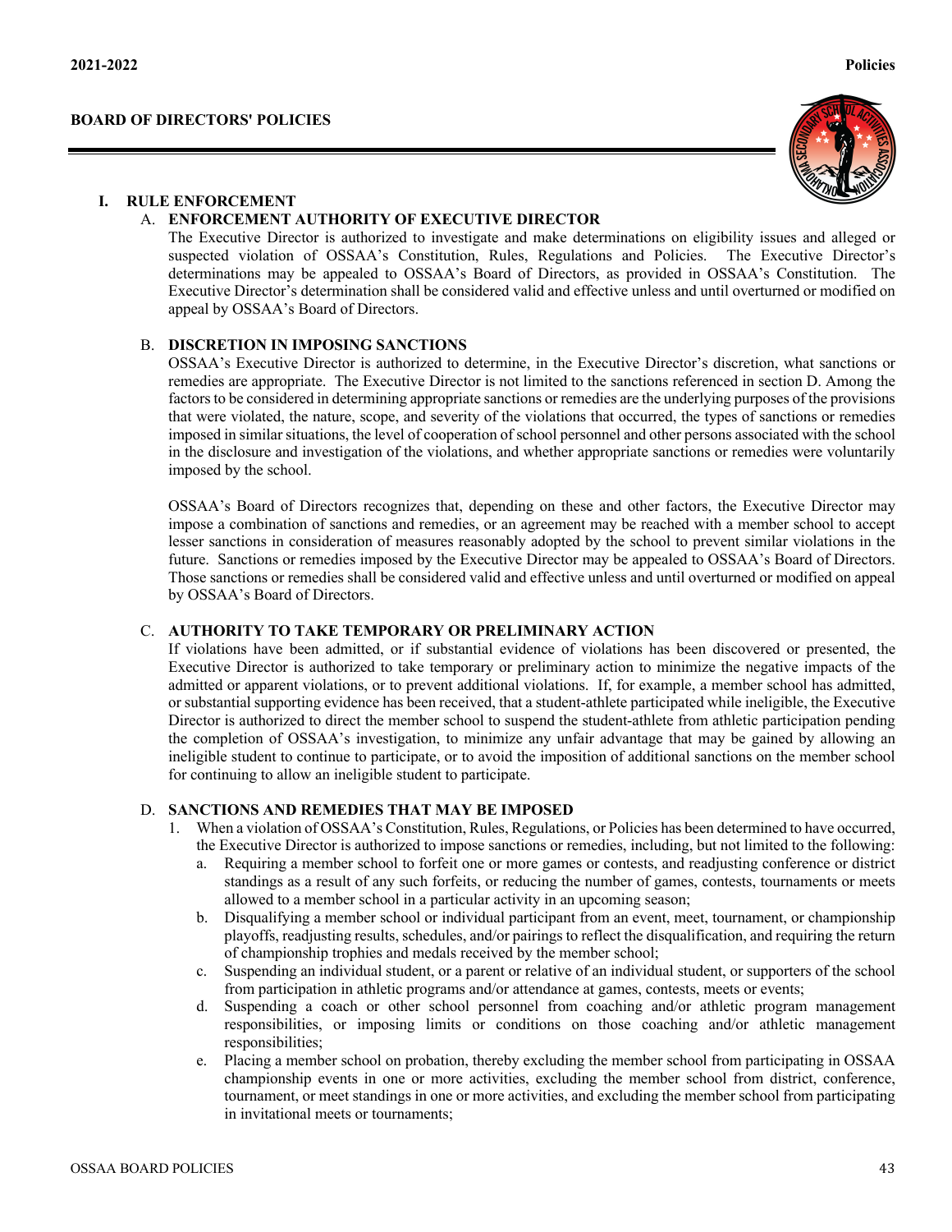## BOARD OF DIRECTORS' POLICIES

### I. RULE ENFORCEMENT

#### A. ENFORCEMENT AUTHORITY OF EXECUTIVE DIRECTOR

The Executive Director is authorized to investigate and make determinations on eligibility issues and alleged or suspected violation of OSSAA's Constitution, Rules, Regulations and Policies. The Executive Director's determinations may be appealed to OSSAA's Board of Directors, as provided in OSSAA's Constitution. The Executive Director's determination shall be considered valid and effective unless and until overturned or modified on appeal by OSSAA's Board of Directors.

#### B. DISCRETION IN IMPOSING SANCTIONS

OSSAA's Executive Director is authorized to determine, in the Executive Director's discretion, what sanctions or remedies are appropriate. The Executive Director is not limited to the sanctions referenced in section D. Among the factors to be considered in determining appropriate sanctions or remedies are the underlying purposes of the provisions that were violated, the nature, scope, and severity of the violations that occurred, the types of sanctions or remedies imposed in similar situations, the level of cooperation of school personnel and other persons associated with the school in the disclosure and investigation of the violations, and whether appropriate sanctions or remedies were voluntarily imposed by the school.

OSSAA's Board of Directors recognizes that, depending on these and other factors, the Executive Director may impose a combination of sanctions and remedies, or an agreement may be reached with a member school to accept lesser sanctions in consideration of measures reasonably adopted by the school to prevent similar violations in the future. Sanctions or remedies imposed by the Executive Director may be appealed to OSSAA's Board of Directors. Those sanctions or remedies shall be considered valid and effective unless and until overturned or modified on appeal by OSSAA's Board of Directors.

#### C. AUTHORITY TO TAKE TEMPORARY OR PRELIMINARY ACTION

If violations have been admitted, or if substantial evidence of violations has been discovered or presented, the Executive Director is authorized to take temporary or preliminary action to minimize the negative impacts of the admitted or apparent violations, or to prevent additional violations. If, for example, a member school has admitted, or substantial supporting evidence has been received, that a student-athlete participated while ineligible, the Executive Director is authorized to direct the member school to suspend the student-athlete from athletic participation pending the completion of OSSAA's investigation, to minimize any unfair advantage that may be gained by allowing an ineligible student to continue to participate, or to avoid the imposition of additional sanctions on the member school for continuing to allow an ineligible student to participate.

#### D. SANCTIONS AND REMEDIES THAT MAY BE IMPOSED

1. When a violation of OSSAA's Constitution, Rules, Regulations, or Policies has been determined to have occurred, the Executive Director is authorized to impose sanctions or remedies, including, but not limited to the following:
   a. Requiring a member school to forfeit one or more games or contests, and readjusting conference or district standings as a result of any such forfeits, or reducing the number of games, contests, tournaments or meets allowed to a member school in a particular activity in an upcoming season;
   b. Disqualifying a member school or individual participant from an event, meet, tournament, or championship playoffs, readjusting results, schedules, and/or pairings to reflect the disqualification, and requiring the return of championship trophies and medals received by the member school;
   c. Suspending an individual student, or a parent or relative of an individual student, or supporters of the school from participation in athletic programs and/or attendance at games, contests, meets or events;
   d. Suspending a coach or other school personnel from coaching and/or athletic program management responsibilities, or imposing limits or conditions on those coaching and/or athletic management responsibilities;
   e. Placing a member school on probation, thereby excluding the member school from participating in OSSAA championship events in one or more activities, excluding the member school from district, conference, tournament, or meet standings in one or more activities, and excluding the member school from participating in invitational meets or tournaments;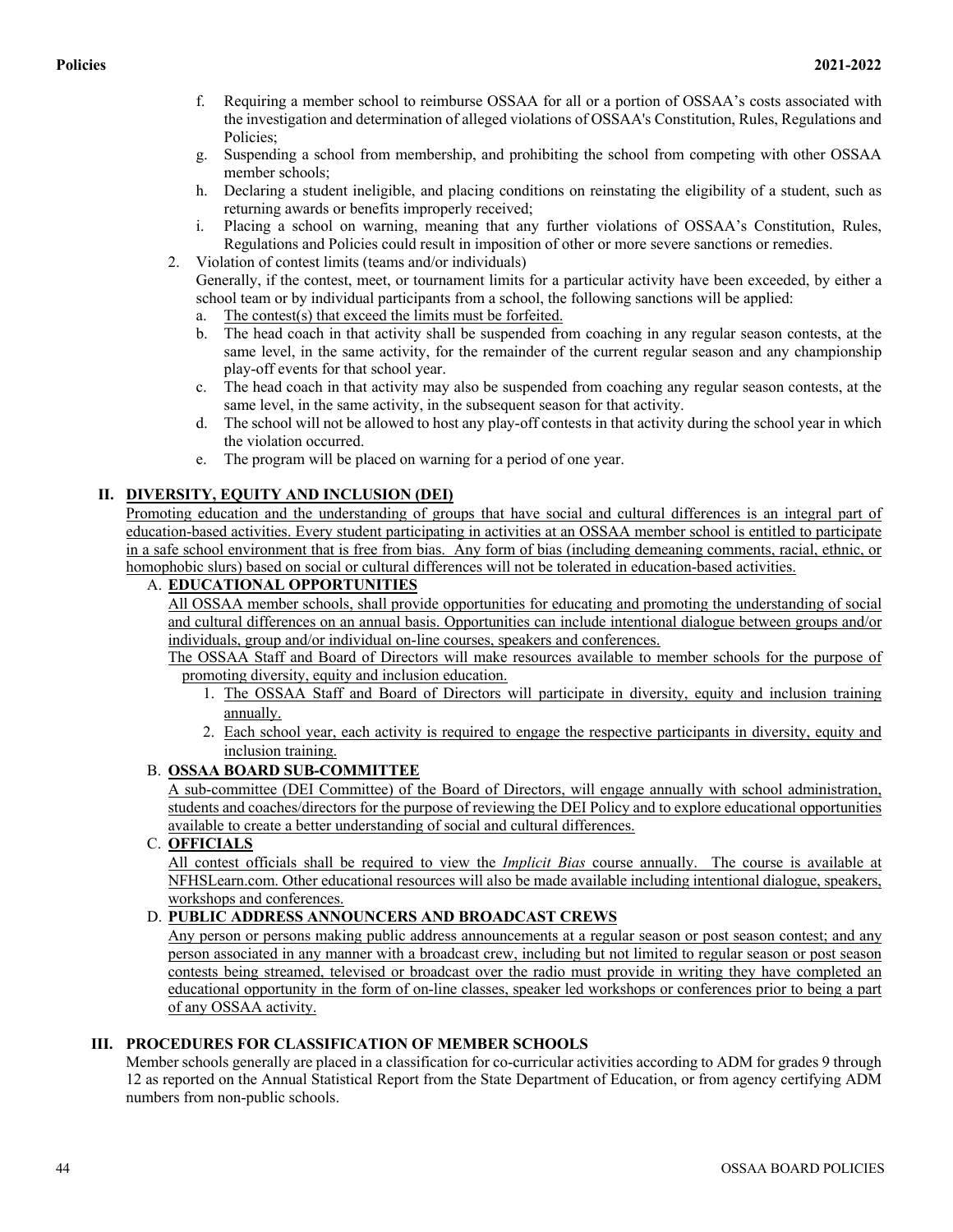f. Requiring a member school to reimburse OSSAA for all or a portion of OSSAA's costs associated with the investigation and determination of alleged violations of OSSAA's Constitution, Rules, Regulations and Policies;
g. Suspending a school from membership, and prohibiting the school from competing with other OSSAA member schools;
h. Declaring a student ineligible, and placing conditions on reinstating the eligibility of a student, such as returning awards or benefits improperly received;
i. Placing a school on warning, meaning that any further violations of OSSAA's Constitution, Rules, Regulations and Policies could result in imposition of other or more severe sanctions or remedies.

2. Violation of contest limits (teams and/or individuals)

   Generally, if the contest, meet, or tournament limits for a particular activity have been exceeded, by either a school team or by individual participants from a school, the following sanctions will be applied:

   a. The contest(s) that exceed the limits must be forfeited.
   b. The head coach in that activity shall be suspended from coaching in any regular season contests, at the same level, in the same activity, for the remainder of the current regular season and any championship play-off events for that school year.
   c. The head coach in that activity may also be suspended from coaching any regular season contests, at the same level, in the same activity, in the subsequent season for that activity.
   d. The school will not be allowed to host any play-off contests in that activity during the school year in which the violation occurred.
   e. The program will be placed on warning for a period of one year.

## II. DIVERSITY, EQUITY AND INCLUSION (DEI)

Promoting education and the understanding of groups that have social and cultural differences is an integral part of education-based activities. Every student participating in activities at an OSSAA member school is entitled to participate in a safe school environment that is free from bias. Any form of bias (including demeaning comments, racial, ethnic, or homophobic slurs) based on social or cultural differences will not be tolerated in education-based activities.

### A. EDUCATIONAL OPPORTUNITIES

All OSSAA member schools, shall provide opportunities for educating and promoting the understanding of social and cultural differences on an annual basis. Opportunities can include intentional dialogue between groups and/or individuals, group and/or individual on-line courses, speakers and conferences.

The OSSAA Staff and Board of Directors will make resources available to member schools for the purpose of promoting diversity, equity and inclusion education.

1. The OSSAA Staff and Board of Directors will participate in diversity, equity and inclusion training annually.
2. Each school year, each activity is required to engage the respective participants in diversity, equity and inclusion training.

### B. OSSAA BOARD SUB-COMMITTEE

A sub-committee (DEI Committee) of the Board of Directors, will engage annually with school administration, students and coaches/directors for the purpose of reviewing the DEI Policy and to explore educational opportunities available to create a better understanding of social and cultural differences.

### C. OFFICIALS

All contest officials shall be required to view the *Implicit Bias* course annually. The course is available at NFHSLearn.com. Other educational resources will also be made available including intentional dialogue, speakers, workshops and conferences.

### D. PUBLIC ADDRESS ANNOUNCERS AND BROADCAST CREWS

Any person or persons making public address announcements at a regular season or post season contest; and any person associated in any manner with a broadcast crew, including but not limited to regular season or post season contests being streamed, televised or broadcast over the radio must provide in writing they have completed an educational opportunity in the form of on-line classes, speaker led workshops or conferences prior to being a part of any OSSAA activity.

## III. PROCEDURES FOR CLASSIFICATION OF MEMBER SCHOOLS

Member schools generally are placed in a classification for co-curricular activities according to ADM for grades 9 through 12 as reported on the Annual Statistical Report from the State Department of Education, or from agency certifying ADM numbers from non-public schools.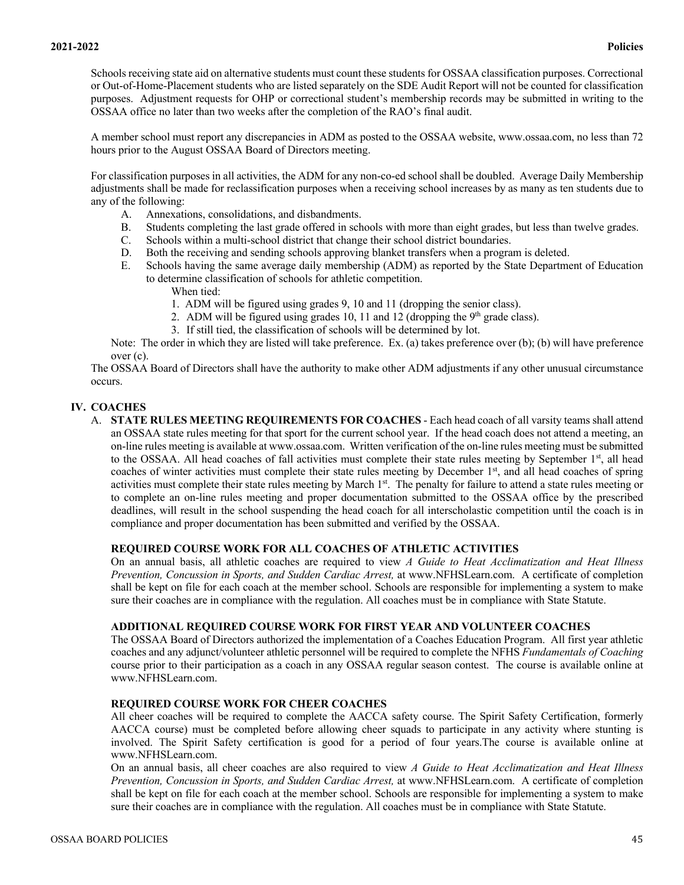Schools receiving state aid on alternative students must count these students for OSSAA classification purposes. Correctional or Out-of-Home-Placement students who are listed separately on the SDE Audit Report will not be counted for classification purposes. Adjustment requests for OHP or correctional student's membership records may be submitted in writing to the OSSAA office no later than two weeks after the completion of the RAO's final audit.

A member school must report any discrepancies in ADM as posted to the OSSAA website, www.ossaa.com, no less than 72 hours prior to the August OSSAA Board of Directors meeting.

For classification purposes in all activities, the ADM for any non-co-ed school shall be doubled. Average Daily Membership adjustments shall be made for reclassification purposes when a receiving school increases by as many as ten students due to any of the following:

A. Annexations, consolidations, and disbandments.
B. Students completing the last grade offered in schools with more than eight grades, but less than twelve grades.
C. Schools within a multi-school district that change their school district boundaries.
D. Both the receiving and sending schools approving blanket transfers when a program is deleted.
E. Schools having the same average daily membership (ADM) as reported by the State Department of Education to determine classification of schools for athletic competition.

   When tied:
   1. ADM will be figured using grades 9, 10 and 11 (dropping the senior class).
   2. ADM will be figured using grades 10, 11 and 12 (dropping the 9th grade class).
   3. If still tied, the classification of schools will be determined by lot.

Note: The order in which they are listed will take preference. Ex. (a) takes preference over (b); (b) will have preference over (c).

The OSSAA Board of Directors shall have the authority to make other ADM adjustments if any other unusual circumstance occurs.

## IV. COACHES

A. **STATE RULES MEETING REQUIREMENTS FOR COACHES** - Each head coach of all varsity teams shall attend an OSSAA state rules meeting for that sport for the current school year. If the head coach does not attend a meeting, an on-line rules meeting is available at www.ossaa.com. Written verification of the on-line rules meeting must be submitted to the OSSAA. All head coaches of fall activities must complete their state rules meeting by September 1st, all head coaches of winter activities must complete their state rules meeting by December 1st, and all head coaches of spring activities must complete their state rules meeting by March 1st. The penalty for failure to attend a state rules meeting or to complete an on-line rules meeting and proper documentation submitted to the OSSAA office by the prescribed deadlines, will result in the school suspending the head coach for all interscholastic competition until the coach is in compliance and proper documentation has been submitted and verified by the OSSAA.

**REQUIRED COURSE WORK FOR ALL COACHES OF ATHLETIC ACTIVITIES**

On an annual basis, all athletic coaches are required to view *A Guide to Heat Acclimatization and Heat Illness Prevention, Concussion in Sports, and Sudden Cardiac Arrest,* at www.NFHSLearn.com. A certificate of completion shall be kept on file for each coach at the member school. Schools are responsible for implementing a system to make sure their coaches are in compliance with the regulation. All coaches must be in compliance with State Statute.

**ADDITIONAL REQUIRED COURSE WORK FOR FIRST YEAR AND VOLUNTEER COACHES**

The OSSAA Board of Directors authorized the implementation of a Coaches Education Program. All first year athletic coaches and any adjunct/volunteer athletic personnel will be required to complete the NFHS *Fundamentals of Coaching* course prior to their participation as a coach in any OSSAA regular season contest. The course is available online at www.NFHSLearn.com.

**REQUIRED COURSE WORK FOR CHEER COACHES**

All cheer coaches will be required to complete the AACCA safety course. The Spirit Safety Certification, formerly AACCA course) must be completed before allowing cheer squads to participate in any activity where stunting is involved. The Spirit Safety certification is good for a period of four years.The course is available online at www.NFHSLearn.com.

On an annual basis, all cheer coaches are also required to view *A Guide to Heat Acclimatization and Heat Illness Prevention, Concussion in Sports, and Sudden Cardiac Arrest,* at www.NFHSLearn.com. A certificate of completion shall be kept on file for each coach at the member school. Schools are responsible for implementing a system to make sure their coaches are in compliance with the regulation. All coaches must be in compliance with State Statute.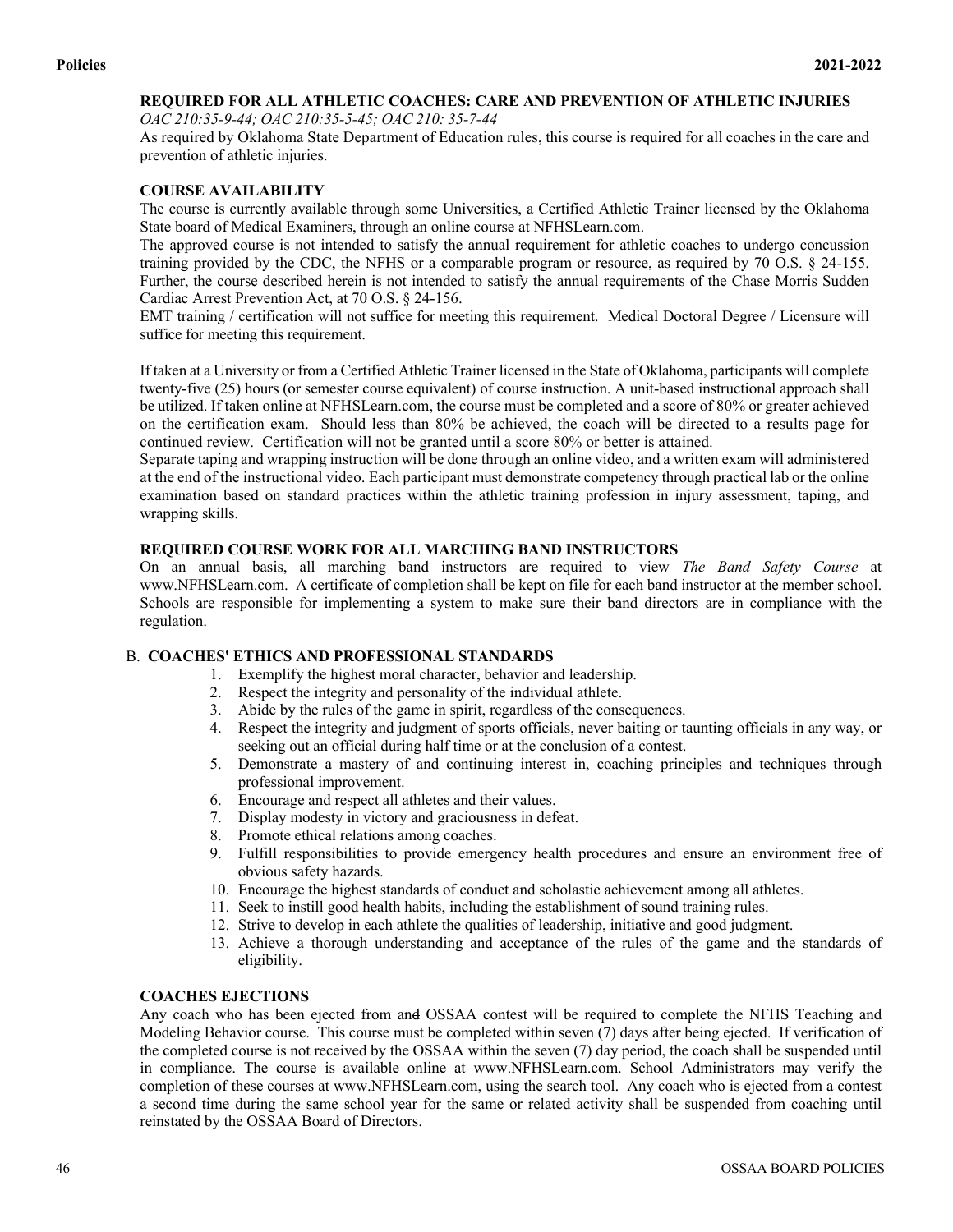**REQUIRED FOR ALL ATHLETIC COACHES: CARE AND PREVENTION OF ATHLETIC INJURIES**

*OAC 210:35-9-44; OAC 210:35-5-45; OAC 210: 35-7-44*

As required by Oklahoma State Department of Education rules, this course is required for all coaches in the care and prevention of athletic injuries.

**COURSE AVAILABILITY**

The course is currently available through some Universities, a Certified Athletic Trainer licensed by the Oklahoma State board of Medical Examiners, through an online course at NFHSLearn.com.

The approved course is not intended to satisfy the annual requirement for athletic coaches to undergo concussion training provided by the CDC, the NFHS or a comparable program or resource, as required by 70 O.S. § 24-155. Further, the course described herein is not intended to satisfy the annual requirements of the Chase Morris Sudden Cardiac Arrest Prevention Act, at 70 O.S. § 24-156.

EMT training / certification will not suffice for meeting this requirement. Medical Doctoral Degree / Licensure will suffice for meeting this requirement.

If taken at a University or from a Certified Athletic Trainer licensed in the State of Oklahoma, participants will complete twenty-five (25) hours (or semester course equivalent) of course instruction. A unit-based instructional approach shall be utilized. If taken online at NFHSLearn.com, the course must be completed and a score of 80% or greater achieved on the certification exam. Should less than 80% be achieved, the coach will be directed to a results page for continued review. Certification will not be granted until a score 80% or better is attained.

Separate taping and wrapping instruction will be done through an online video, and a written exam will administered at the end of the instructional video. Each participant must demonstrate competency through practical lab or the online examination based on standard practices within the athletic training profession in injury assessment, taping, and wrapping skills.

**REQUIRED COURSE WORK FOR ALL MARCHING BAND INSTRUCTORS**

On an annual basis, all marching band instructors are required to view *The Band Safety Course* at www.NFHSLearn.com. A certificate of completion shall be kept on file for each band instructor at the member school. Schools are responsible for implementing a system to make sure their band directors are in compliance with the regulation.

B. **COACHES' ETHICS AND PROFESSIONAL STANDARDS**

1. Exemplify the highest moral character, behavior and leadership.
2. Respect the integrity and personality of the individual athlete.
3. Abide by the rules of the game in spirit, regardless of the consequences.
4. Respect the integrity and judgment of sports officials, never baiting or taunting officials in any way, or seeking out an official during half time or at the conclusion of a contest.
5. Demonstrate a mastery of and continuing interest in, coaching principles and techniques through professional improvement.
6. Encourage and respect all athletes and their values.
7. Display modesty in victory and graciousness in defeat.
8. Promote ethical relations among coaches.
9. Fulfill responsibilities to provide emergency health procedures and ensure an environment free of obvious safety hazards.
10. Encourage the highest standards of conduct and scholastic achievement among all athletes.
11. Seek to instill good health habits, including the establishment of sound training rules.
12. Strive to develop in each athlete the qualities of leadership, initiative and good judgment.
13. Achieve a thorough understanding and acceptance of the rules of the game and the standards of eligibility.

**COACHES EJECTIONS**

Any coach who has been ejected from an~~d~~ OSSAA contest will be required to complete the NFHS Teaching and Modeling Behavior course. This course must be completed within seven (7) days after being ejected. If verification of the completed course is not received by the OSSAA within the seven (7) day period, the coach shall be suspended until in compliance. The course is available online at www.NFHSLearn.com. School Administrators may verify the completion of these courses at www.NFHSLearn.com, using the search tool. Any coach who is ejected from a contest a second time during the same school year for the same or related activity shall be suspended from coaching until reinstated by the OSSAA Board of Directors.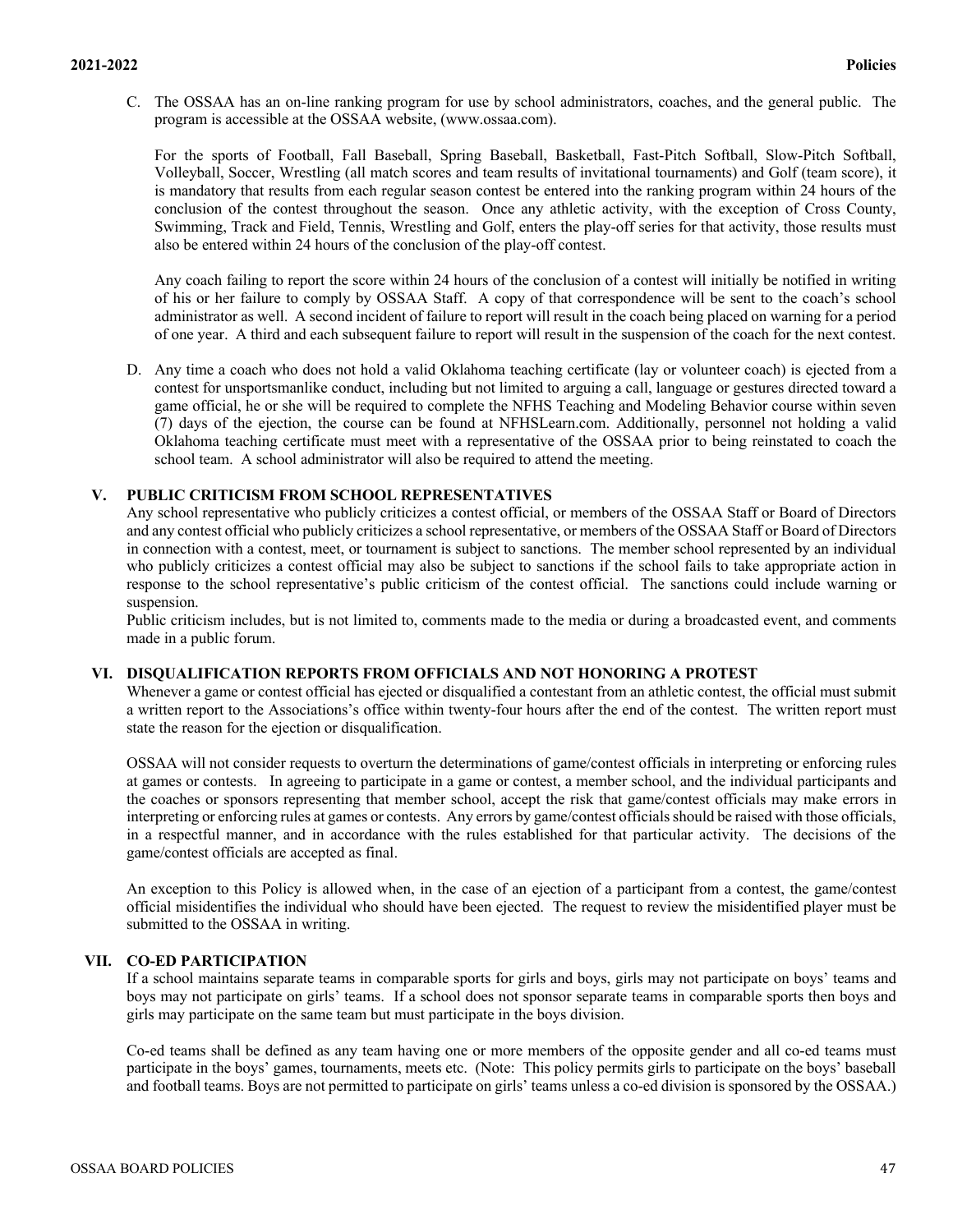C. The OSSAA has an on-line ranking program for use by school administrators, coaches, and the general public. The program is accessible at the OSSAA website, (www.ossaa.com).

   For the sports of Football, Fall Baseball, Spring Baseball, Basketball, Fast-Pitch Softball, Slow-Pitch Softball, Volleyball, Soccer, Wrestling (all match scores and team results of invitational tournaments) and Golf (team score), it is mandatory that results from each regular season contest be entered into the ranking program within 24 hours of the conclusion of the contest throughout the season. Once any athletic activity, with the exception of Cross County, Swimming, Track and Field, Tennis, Wrestling and Golf, enters the play-off series for that activity, those results must also be entered within 24 hours of the conclusion of the play-off contest.

   Any coach failing to report the score within 24 hours of the conclusion of a contest will initially be notified in writing of his or her failure to comply by OSSAA Staff. A copy of that correspondence will be sent to the coach's school administrator as well. A second incident of failure to report will result in the coach being placed on warning for a period of one year. A third and each subsequent failure to report will result in the suspension of the coach for the next contest.

D. Any time a coach who does not hold a valid Oklahoma teaching certificate (lay or volunteer coach) is ejected from a contest for unsportsmanlike conduct, including but not limited to arguing a call, language or gestures directed toward a game official, he or she will be required to complete the NFHS Teaching and Modeling Behavior course within seven (7) days of the ejection, the course can be found at NFHSLearn.com. Additionally, personnel not holding a valid Oklahoma teaching certificate must meet with a representative of the OSSAA prior to being reinstated to coach the school team. A school administrator will also be required to attend the meeting.

## V. PUBLIC CRITICISM FROM SCHOOL REPRESENTATIVES

Any school representative who publicly criticizes a contest official, or members of the OSSAA Staff or Board of Directors and any contest official who publicly criticizes a school representative, or members of the OSSAA Staff or Board of Directors in connection with a contest, meet, or tournament is subject to sanctions. The member school represented by an individual who publicly criticizes a contest official may also be subject to sanctions if the school fails to take appropriate action in response to the school representative's public criticism of the contest official. The sanctions could include warning or suspension.

Public criticism includes, but is not limited to, comments made to the media or during a broadcasted event, and comments made in a public forum.

## VI. DISQUALIFICATION REPORTS FROM OFFICIALS AND NOT HONORING A PROTEST

Whenever a game or contest official has ejected or disqualified a contestant from an athletic contest, the official must submit a written report to the Associations's office within twenty-four hours after the end of the contest. The written report must state the reason for the ejection or disqualification.

OSSAA will not consider requests to overturn the determinations of game/contest officials in interpreting or enforcing rules at games or contests. In agreeing to participate in a game or contest, a member school, and the individual participants and the coaches or sponsors representing that member school, accept the risk that game/contest officials may make errors in interpreting or enforcing rules at games or contests. Any errors by game/contest officials should be raised with those officials, in a respectful manner, and in accordance with the rules established for that particular activity. The decisions of the game/contest officials are accepted as final.

An exception to this Policy is allowed when, in the case of an ejection of a participant from a contest, the game/contest official misidentifies the individual who should have been ejected. The request to review the misidentified player must be submitted to the OSSAA in writing.

## VII. CO-ED PARTICIPATION

If a school maintains separate teams in comparable sports for girls and boys, girls may not participate on boys' teams and boys may not participate on girls' teams. If a school does not sponsor separate teams in comparable sports then boys and girls may participate on the same team but must participate in the boys division.

Co-ed teams shall be defined as any team having one or more members of the opposite gender and all co-ed teams must participate in the boys' games, tournaments, meets etc. (Note: This policy permits girls to participate on the boys' baseball and football teams. Boys are not permitted to participate on girls' teams unless a co-ed division is sponsored by the OSSAA.)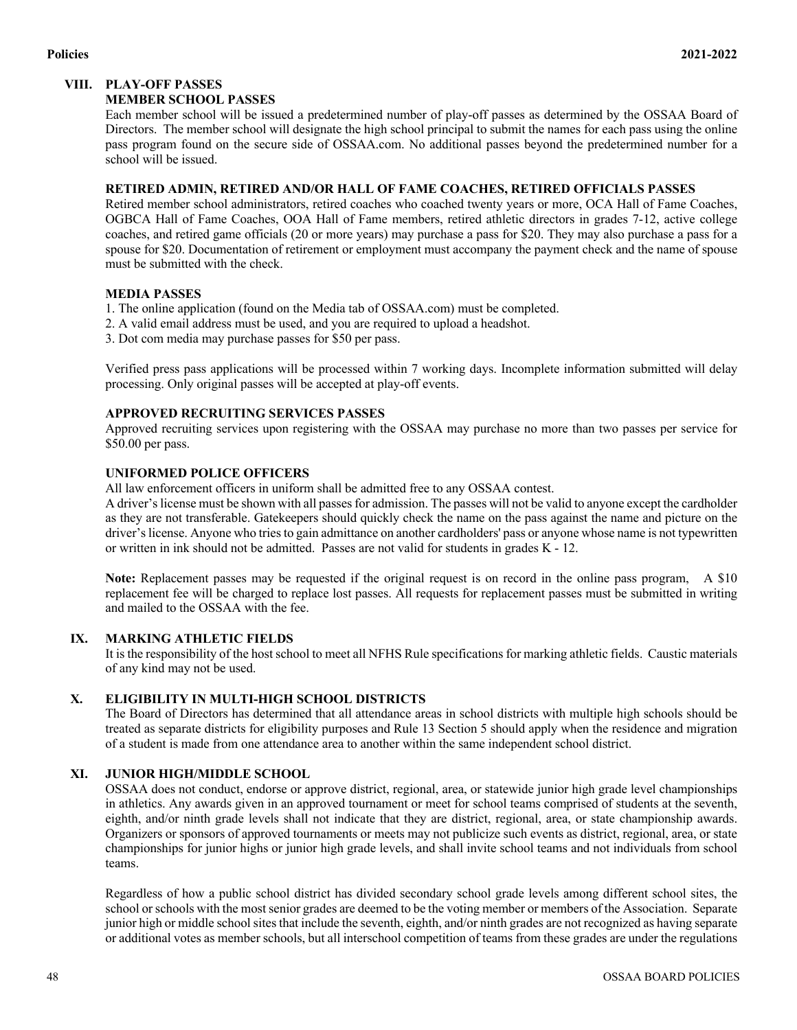## VIII. PLAY-OFF PASSES

### MEMBER SCHOOL PASSES

Each member school will be issued a predetermined number of play-off passes as determined by the OSSAA Board of Directors. The member school will designate the high school principal to submit the names for each pass using the online pass program found on the secure side of OSSAA.com. No additional passes beyond the predetermined number for a school will be issued.

### RETIRED ADMIN, RETIRED AND/OR HALL OF FAME COACHES, RETIRED OFFICIALS PASSES

Retired member school administrators, retired coaches who coached twenty years or more, OCA Hall of Fame Coaches, OGBCA Hall of Fame Coaches, OOA Hall of Fame members, retired athletic directors in grades 7-12, active college coaches, and retired game officials (20 or more years) may purchase a pass for $20. They may also purchase a pass for a spouse for $20. Documentation of retirement or employment must accompany the payment check and the name of spouse must be submitted with the check.

### MEDIA PASSES

1. The online application (found on the Media tab of OSSAA.com) must be completed.
2. A valid email address must be used, and you are required to upload a headshot.
3. Dot com media may purchase passes for $50 per pass.

Verified press pass applications will be processed within 7 working days. Incomplete information submitted will delay processing. Only original passes will be accepted at play-off events.

### APPROVED RECRUITING SERVICES PASSES

Approved recruiting services upon registering with the OSSAA may purchase no more than two passes per service for $50.00 per pass.

### UNIFORMED POLICE OFFICERS

All law enforcement officers in uniform shall be admitted free to any OSSAA contest.

A driver's license must be shown with all passes for admission. The passes will not be valid to anyone except the cardholder as they are not transferable. Gatekeepers should quickly check the name on the pass against the name and picture on the driver's license. Anyone who tries to gain admittance on another cardholders' pass or anyone whose name is not typewritten or written in ink should not be admitted. Passes are not valid for students in grades K - 12.

**Note:** Replacement passes may be requested if the original request is on record in the online pass program, A $10 replacement fee will be charged to replace lost passes. All requests for replacement passes must be submitted in writing and mailed to the OSSAA with the fee.

## IX. MARKING ATHLETIC FIELDS

It is the responsibility of the host school to meet all NFHS Rule specifications for marking athletic fields. Caustic materials of any kind may not be used.

## X. ELIGIBILITY IN MULTI-HIGH SCHOOL DISTRICTS

The Board of Directors has determined that all attendance areas in school districts with multiple high schools should be treated as separate districts for eligibility purposes and Rule 13 Section 5 should apply when the residence and migration of a student is made from one attendance area to another within the same independent school district.

## XI. JUNIOR HIGH/MIDDLE SCHOOL

OSSAA does not conduct, endorse or approve district, regional, area, or statewide junior high grade level championships in athletics. Any awards given in an approved tournament or meet for school teams comprised of students at the seventh, eighth, and/or ninth grade levels shall not indicate that they are district, regional, area, or state championship awards. Organizers or sponsors of approved tournaments or meets may not publicize such events as district, regional, area, or state championships for junior highs or junior high grade levels, and shall invite school teams and not individuals from school teams.

Regardless of how a public school district has divided secondary school grade levels among different school sites, the school or schools with the most senior grades are deemed to be the voting member or members of the Association. Separate junior high or middle school sites that include the seventh, eighth, and/or ninth grades are not recognized as having separate or additional votes as member schools, but all interschool competition of teams from these grades are under the regulations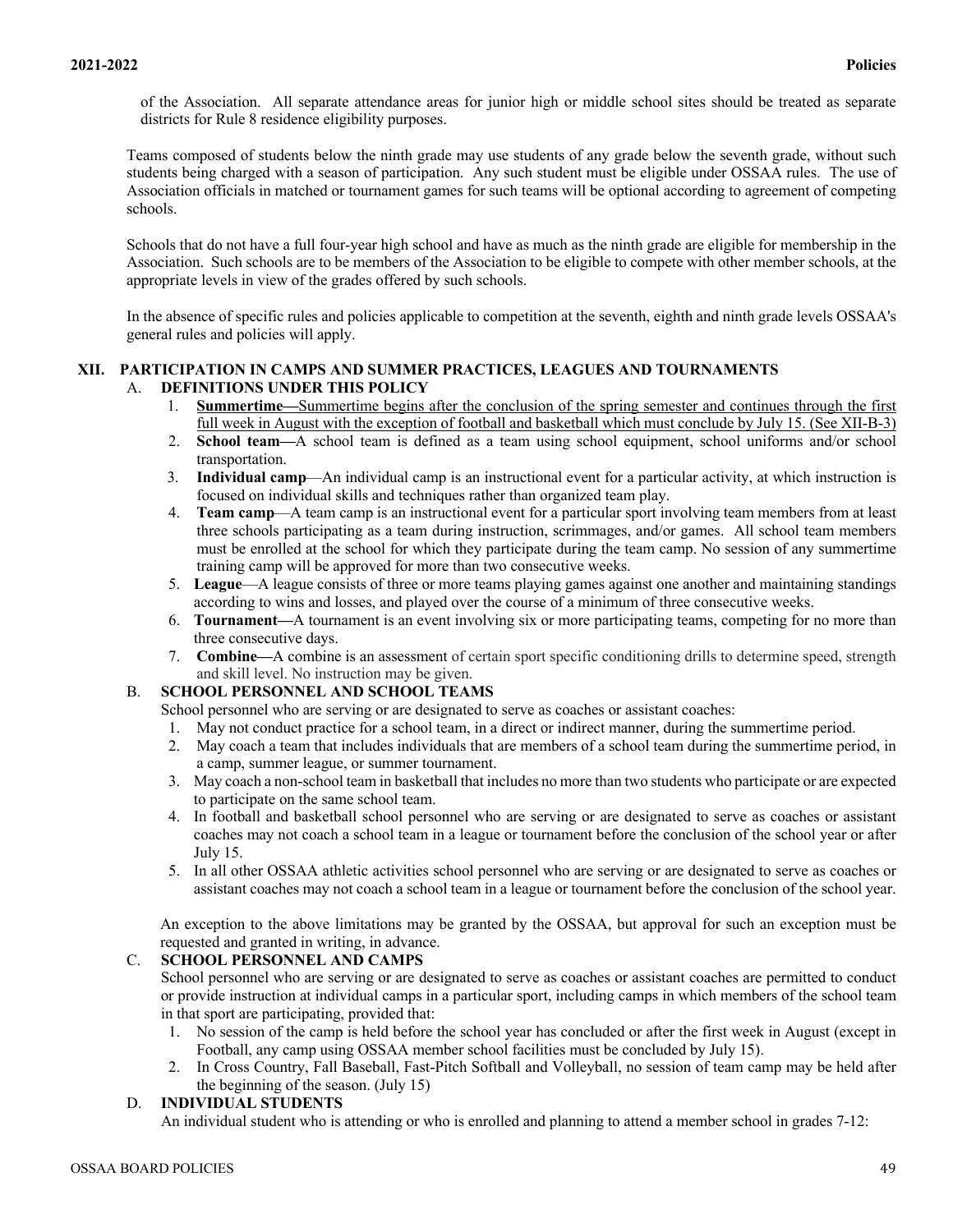of the Association. All separate attendance areas for junior high or middle school sites should be treated as separate districts for Rule 8 residence eligibility purposes.

Teams composed of students below the ninth grade may use students of any grade below the seventh grade, without such students being charged with a season of participation. Any such student must be eligible under OSSAA rules. The use of Association officials in matched or tournament games for such teams will be optional according to agreement of competing schools.

Schools that do not have a full four-year high school and have as much as the ninth grade are eligible for membership in the Association. Such schools are to be members of the Association to be eligible to compete with other member schools, at the appropriate levels in view of the grades offered by such schools.

In the absence of specific rules and policies applicable to competition at the seventh, eighth and ninth grade levels OSSAA's general rules and policies will apply.

## XII. PARTICIPATION IN CAMPS AND SUMMER PRACTICES, LEAGUES AND TOURNAMENTS

### A. DEFINITIONS UNDER THIS POLICY

1. **Summertime—**Summertime begins after the conclusion of the spring semester and continues through the first full week in August with the exception of football and basketball which must conclude by July 15. (See XII-B-3)
2. **School team—**A school team is defined as a team using school equipment, school uniforms and/or school transportation.
3. **Individual camp**—An individual camp is an instructional event for a particular activity, at which instruction is focused on individual skills and techniques rather than organized team play.
4. **Team camp**—A team camp is an instructional event for a particular sport involving team members from at least three schools participating as a team during instruction, scrimmages, and/or games. All school team members must be enrolled at the school for which they participate during the team camp. No session of any summertime training camp will be approved for more than two consecutive weeks.
5. **League**—A league consists of three or more teams playing games against one another and maintaining standings according to wins and losses, and played over the course of a minimum of three consecutive weeks.
6. **Tournament—**A tournament is an event involving six or more participating teams, competing for no more than three consecutive days.
7. **Combine—**A combine is an assessment of certain sport specific conditioning drills to determine speed, strength and skill level. No instruction may be given.

### B. SCHOOL PERSONNEL AND SCHOOL TEAMS

School personnel who are serving or are designated to serve as coaches or assistant coaches:

1. May not conduct practice for a school team, in a direct or indirect manner, during the summertime period.
2. May coach a team that includes individuals that are members of a school team during the summertime period, in a camp, summer league, or summer tournament.
3. May coach a non-school team in basketball that includes no more than two students who participate or are expected to participate on the same school team.
4. In football and basketball school personnel who are serving or are designated to serve as coaches or assistant coaches may not coach a school team in a league or tournament before the conclusion of the school year or after July 15.
5. In all other OSSAA athletic activities school personnel who are serving or are designated to serve as coaches or assistant coaches may not coach a school team in a league or tournament before the conclusion of the school year.

An exception to the above limitations may be granted by the OSSAA, but approval for such an exception must be requested and granted in writing, in advance.

### C. SCHOOL PERSONNEL AND CAMPS

School personnel who are serving or are designated to serve as coaches or assistant coaches are permitted to conduct or provide instruction at individual camps in a particular sport, including camps in which members of the school team in that sport are participating, provided that:

1. No session of the camp is held before the school year has concluded or after the first week in August (except in Football, any camp using OSSAA member school facilities must be concluded by July 15).
2. In Cross Country, Fall Baseball, Fast-Pitch Softball and Volleyball, no session of team camp may be held after the beginning of the season. (July 15)

### D. INDIVIDUAL STUDENTS

An individual student who is attending or who is enrolled and planning to attend a member school in grades 7-12: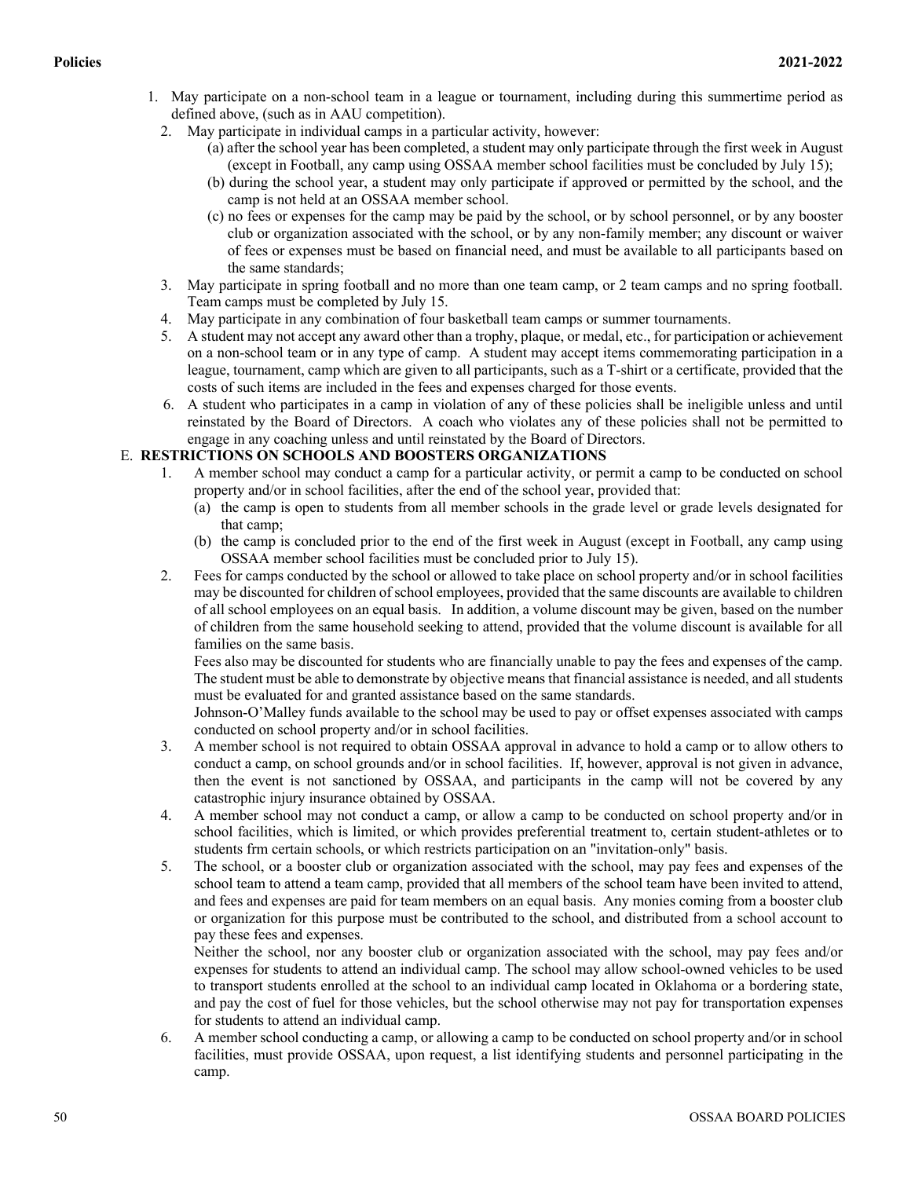1. May participate on a non-school team in a league or tournament, including during this summertime period as defined above, (such as in AAU competition).
2. May participate in individual camps in a particular activity, however:
   (a) after the school year has been completed, a student may only participate through the first week in August (except in Football, any camp using OSSAA member school facilities must be concluded by July 15);
   (b) during the school year, a student may only participate if approved or permitted by the school, and the camp is not held at an OSSAA member school.
   (c) no fees or expenses for the camp may be paid by the school, or by school personnel, or by any booster club or organization associated with the school, or by any non-family member; any discount or waiver of fees or expenses must be based on financial need, and must be available to all participants based on the same standards;
3. May participate in spring football and no more than one team camp, or 2 team camps and no spring football. Team camps must be completed by July 15.
4. May participate in any combination of four basketball team camps or summer tournaments.
5. A student may not accept any award other than a trophy, plaque, or medal, etc., for participation or achievement on a non-school team or in any type of camp. A student may accept items commemorating participation in a league, tournament, camp which are given to all participants, such as a T-shirt or a certificate, provided that the costs of such items are included in the fees and expenses charged for those events.
6. A student who participates in a camp in violation of any of these policies shall be ineligible unless and until reinstated by the Board of Directors. A coach who violates any of these policies shall not be permitted to engage in any coaching unless and until reinstated by the Board of Directors.

E. **RESTRICTIONS ON SCHOOLS AND BOOSTERS ORGANIZATIONS**

1. A member school may conduct a camp for a particular activity, or permit a camp to be conducted on school property and/or in school facilities, after the end of the school year, provided that:
   (a) the camp is open to students from all member schools in the grade level or grade levels designated for that camp;
   (b) the camp is concluded prior to the end of the first week in August (except in Football, any camp using OSSAA member school facilities must be concluded prior to July 15).
2. Fees for camps conducted by the school or allowed to take place on school property and/or in school facilities may be discounted for children of school employees, provided that the same discounts are available to children of all school employees on an equal basis. In addition, a volume discount may be given, based on the number of children from the same household seeking to attend, provided that the volume discount is available for all families on the same basis.

   Fees also may be discounted for students who are financially unable to pay the fees and expenses of the camp. The student must be able to demonstrate by objective means that financial assistance is needed, and all students must be evaluated for and granted assistance based on the same standards.

   Johnson-O'Malley funds available to the school may be used to pay or offset expenses associated with camps conducted on school property and/or in school facilities.
3. A member school is not required to obtain OSSAA approval in advance to hold a camp or to allow others to conduct a camp, on school grounds and/or in school facilities. If, however, approval is not given in advance, then the event is not sanctioned by OSSAA, and participants in the camp will not be covered by any catastrophic injury insurance obtained by OSSAA.
4. A member school may not conduct a camp, or allow a camp to be conducted on school property and/or in school facilities, which is limited, or which provides preferential treatment to, certain student-athletes or to students frm certain schools, or which restricts participation on an "invitation-only" basis.
5. The school, or a booster club or organization associated with the school, may pay fees and expenses of the school team to attend a team camp, provided that all members of the school team have been invited to attend, and fees and expenses are paid for team members on an equal basis. Any monies coming from a booster club or organization for this purpose must be contributed to the school, and distributed from a school account to pay these fees and expenses.

   Neither the school, nor any booster club or organization associated with the school, may pay fees and/or expenses for students to attend an individual camp. The school may allow school-owned vehicles to be used to transport students enrolled at the school to an individual camp located in Oklahoma or a bordering state, and pay the cost of fuel for those vehicles, but the school otherwise may not pay for transportation expenses for students to attend an individual camp.
6. A member school conducting a camp, or allowing a camp to be conducted on school property and/or in school facilities, must provide OSSAA, upon request, a list identifying students and personnel participating in the camp.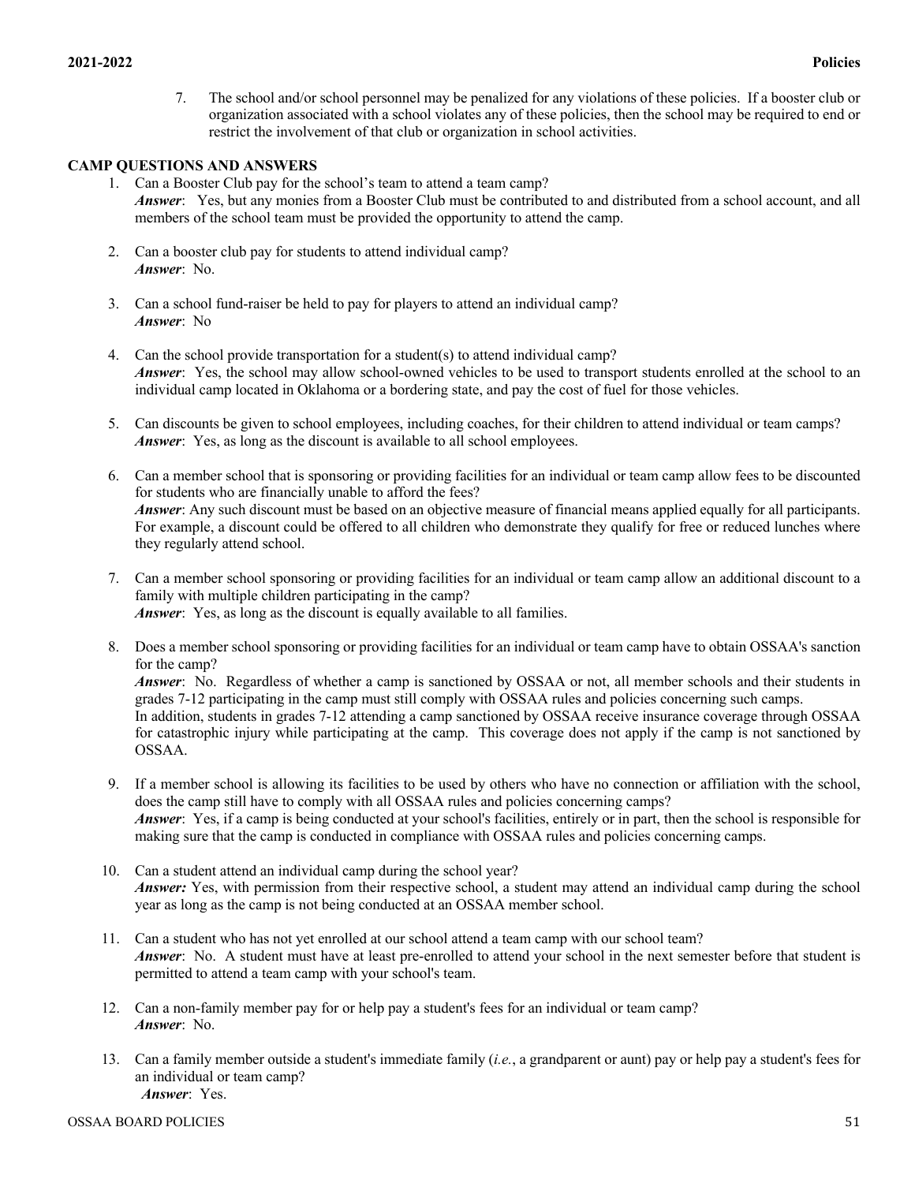7. The school and/or school personnel may be penalized for any violations of these policies. If a booster club or organization associated with a school violates any of these policies, then the school may be required to end or restrict the involvement of that club or organization in school activities.

**CAMP QUESTIONS AND ANSWERS**

1. Can a Booster Club pay for the school's team to attend a team camp?
   ***Answer***: Yes, but any monies from a Booster Club must be contributed to and distributed from a school account, and all members of the school team must be provided the opportunity to attend the camp.

2. Can a booster club pay for students to attend individual camp?
   ***Answer***: No.

3. Can a school fund-raiser be held to pay for players to attend an individual camp?
   ***Answer***: No

4. Can the school provide transportation for a student(s) to attend individual camp?
   ***Answer***: Yes, the school may allow school-owned vehicles to be used to transport students enrolled at the school to an individual camp located in Oklahoma or a bordering state, and pay the cost of fuel for those vehicles.

5. Can discounts be given to school employees, including coaches, for their children to attend individual or team camps?
   ***Answer***: Yes, as long as the discount is available to all school employees.

6. Can a member school that is sponsoring or providing facilities for an individual or team camp allow fees to be discounted for students who are financially unable to afford the fees?
   ***Answer***: Any such discount must be based on an objective measure of financial means applied equally for all participants. For example, a discount could be offered to all children who demonstrate they qualify for free or reduced lunches where they regularly attend school.

7. Can a member school sponsoring or providing facilities for an individual or team camp allow an additional discount to a family with multiple children participating in the camp?
   ***Answer***: Yes, as long as the discount is equally available to all families.

8. Does a member school sponsoring or providing facilities for an individual or team camp have to obtain OSSAA's sanction for the camp?
   ***Answer***: No. Regardless of whether a camp is sanctioned by OSSAA or not, all member schools and their students in grades 7-12 participating in the camp must still comply with OSSAA rules and policies concerning such camps.
   In addition, students in grades 7-12 attending a camp sanctioned by OSSAA receive insurance coverage through OSSAA for catastrophic injury while participating at the camp. This coverage does not apply if the camp is not sanctioned by OSSAA.

9. If a member school is allowing its facilities to be used by others who have no connection or affiliation with the school, does the camp still have to comply with all OSSAA rules and policies concerning camps?
   ***Answer***: Yes, if a camp is being conducted at your school's facilities, entirely or in part, then the school is responsible for making sure that the camp is conducted in compliance with OSSAA rules and policies concerning camps.

10. Can a student attend an individual camp during the school year?
    ***Answer:*** Yes, with permission from their respective school, a student may attend an individual camp during the school year as long as the camp is not being conducted at an OSSAA member school.

11. Can a student who has not yet enrolled at our school attend a team camp with our school team?
    ***Answer***: No. A student must have at least pre-enrolled to attend your school in the next semester before that student is permitted to attend a team camp with your school's team.

12. Can a non-family member pay for or help pay a student's fees for an individual or team camp?
    ***Answer***: No.

13. Can a family member outside a student's immediate family (*i.e.*, a grandparent or aunt) pay or help pay a student's fees for an individual or team camp?
    ***Answer***: Yes.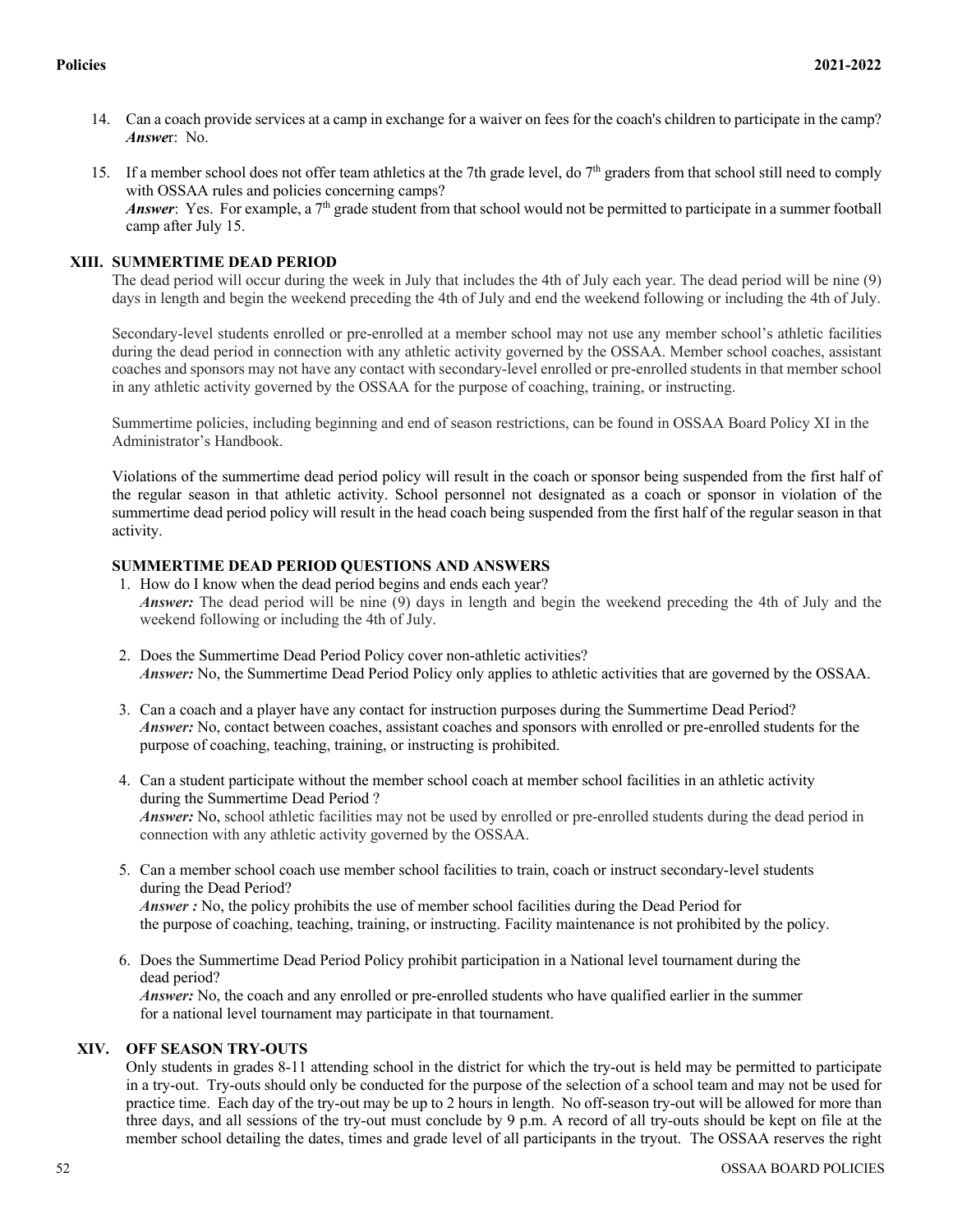14. Can a coach provide services at a camp in exchange for a waiver on fees for the coach's children to participate in the camp?
    ***Answe**r*: No.

15. If a member school does not offer team athletics at the 7th grade level, do 7th graders from that school still need to comply with OSSAA rules and policies concerning camps?
    ***Answer***: Yes. For example, a 7th grade student from that school would not be permitted to participate in a summer football camp after July 15.

## XIII. SUMMERTIME DEAD PERIOD

The dead period will occur during the week in July that includes the 4th of July each year. The dead period will be nine (9) days in length and begin the weekend preceding the 4th of July and end the weekend following or including the 4th of July.

Secondary-level students enrolled or pre-enrolled at a member school may not use any member school's athletic facilities during the dead period in connection with any athletic activity governed by the OSSAA. Member school coaches, assistant coaches and sponsors may not have any contact with secondary-level enrolled or pre-enrolled students in that member school in any athletic activity governed by the OSSAA for the purpose of coaching, training, or instructing.

Summertime policies, including beginning and end of season restrictions, can be found in OSSAA Board Policy XI in the Administrator's Handbook.

Violations of the summertime dead period policy will result in the coach or sponsor being suspended from the first half of the regular season in that athletic activity. School personnel not designated as a coach or sponsor in violation of the summertime dead period policy will result in the head coach being suspended from the first half of the regular season in that activity.

### SUMMERTIME DEAD PERIOD QUESTIONS AND ANSWERS

1. How do I know when the dead period begins and ends each year?
   ***Answer:*** The dead period will be nine (9) days in length and begin the weekend preceding the 4th of July and the weekend following or including the 4th of July.

2. Does the Summertime Dead Period Policy cover non-athletic activities?
   ***Answer:*** No, the Summertime Dead Period Policy only applies to athletic activities that are governed by the OSSAA.

3. Can a coach and a player have any contact for instruction purposes during the Summertime Dead Period?
   ***Answer:*** No, contact between coaches, assistant coaches and sponsors with enrolled or pre-enrolled students for the purpose of coaching, teaching, training, or instructing is prohibited.

4. Can a student participate without the member school coach at member school facilities in an athletic activity during the Summertime Dead Period ?
   ***Answer:*** No, school athletic facilities may not be used by enrolled or pre-enrolled students during the dead period in connection with any athletic activity governed by the OSSAA.

5. Can a member school coach use member school facilities to train, coach or instruct secondary-level students during the Dead Period?
   ***Answer :*** No, the policy prohibits the use of member school facilities during the Dead Period for the purpose of coaching, teaching, training, or instructing. Facility maintenance is not prohibited by the policy.

6. Does the Summertime Dead Period Policy prohibit participation in a National level tournament during the dead period?
   ***Answer:*** No, the coach and any enrolled or pre-enrolled students who have qualified earlier in the summer for a national level tournament may participate in that tournament.

## XIV. OFF SEASON TRY-OUTS

Only students in grades 8-11 attending school in the district for which the try-out is held may be permitted to participate in a try-out. Try-outs should only be conducted for the purpose of the selection of a school team and may not be used for practice time. Each day of the try-out may be up to 2 hours in length. No off-season try-out will be allowed for more than three days, and all sessions of the try-out must conclude by 9 p.m. A record of all try-outs should be kept on file at the member school detailing the dates, times and grade level of all participants in the tryout. The OSSAA reserves the right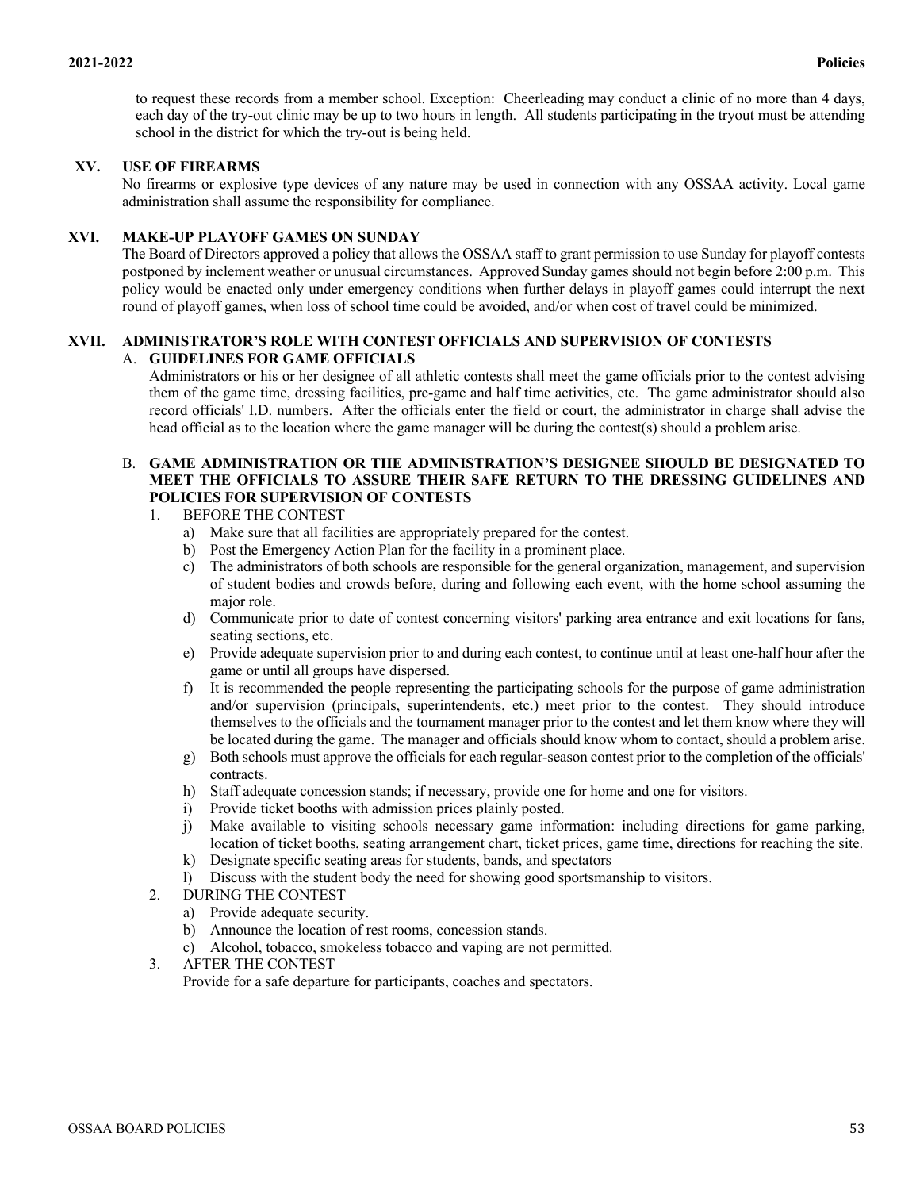to request these records from a member school. Exception: Cheerleading may conduct a clinic of no more than 4 days, each day of the try-out clinic may be up to two hours in length. All students participating in the tryout must be attending school in the district for which the try-out is being held.

## XV. USE OF FIREARMS

No firearms or explosive type devices of any nature may be used in connection with any OSSAA activity. Local game administration shall assume the responsibility for compliance.

## XVI. MAKE-UP PLAYOFF GAMES ON SUNDAY

The Board of Directors approved a policy that allows the OSSAA staff to grant permission to use Sunday for playoff contests postponed by inclement weather or unusual circumstances. Approved Sunday games should not begin before 2:00 p.m. This policy would be enacted only under emergency conditions when further delays in playoff games could interrupt the next round of playoff games, when loss of school time could be avoided, and/or when cost of travel could be minimized.

## XVII. ADMINISTRATOR'S ROLE WITH CONTEST OFFICIALS AND SUPERVISION OF CONTESTS

### A. GUIDELINES FOR GAME OFFICIALS

Administrators or his or her designee of all athletic contests shall meet the game officials prior to the contest advising them of the game time, dressing facilities, pre-game and half time activities, etc. The game administrator should also record officials' I.D. numbers. After the officials enter the field or court, the administrator in charge shall advise the head official as to the location where the game manager will be during the contest(s) should a problem arise.

### B. GAME ADMINISTRATION OR THE ADMINISTRATION'S DESIGNEE SHOULD BE DESIGNATED TO MEET THE OFFICIALS TO ASSURE THEIR SAFE RETURN TO THE DRESSING GUIDELINES AND POLICIES FOR SUPERVISION OF CONTESTS

1. BEFORE THE CONTEST
   - a) Make sure that all facilities are appropriately prepared for the contest.
   - b) Post the Emergency Action Plan for the facility in a prominent place.
   - c) The administrators of both schools are responsible for the general organization, management, and supervision of student bodies and crowds before, during and following each event, with the home school assuming the major role.
   - d) Communicate prior to date of contest concerning visitors' parking area entrance and exit locations for fans, seating sections, etc.
   - e) Provide adequate supervision prior to and during each contest, to continue until at least one-half hour after the game or until all groups have dispersed.
   - f) It is recommended the people representing the participating schools for the purpose of game administration and/or supervision (principals, superintendents, etc.) meet prior to the contest. They should introduce themselves to the officials and the tournament manager prior to the contest and let them know where they will be located during the game. The manager and officials should know whom to contact, should a problem arise.
   - g) Both schools must approve the officials for each regular-season contest prior to the completion of the officials' contracts.
   - h) Staff adequate concession stands; if necessary, provide one for home and one for visitors.
   - i) Provide ticket booths with admission prices plainly posted.
   - j) Make available to visiting schools necessary game information: including directions for game parking, location of ticket booths, seating arrangement chart, ticket prices, game time, directions for reaching the site.
   - k) Designate specific seating areas for students, bands, and spectators
   - l) Discuss with the student body the need for showing good sportsmanship to visitors.
2. DURING THE CONTEST
   - a) Provide adequate security.
   - b) Announce the location of rest rooms, concession stands.
   - c) Alcohol, tobacco, smokeless tobacco and vaping are not permitted.
3. AFTER THE CONTEST

   Provide for a safe departure for participants, coaches and spectators.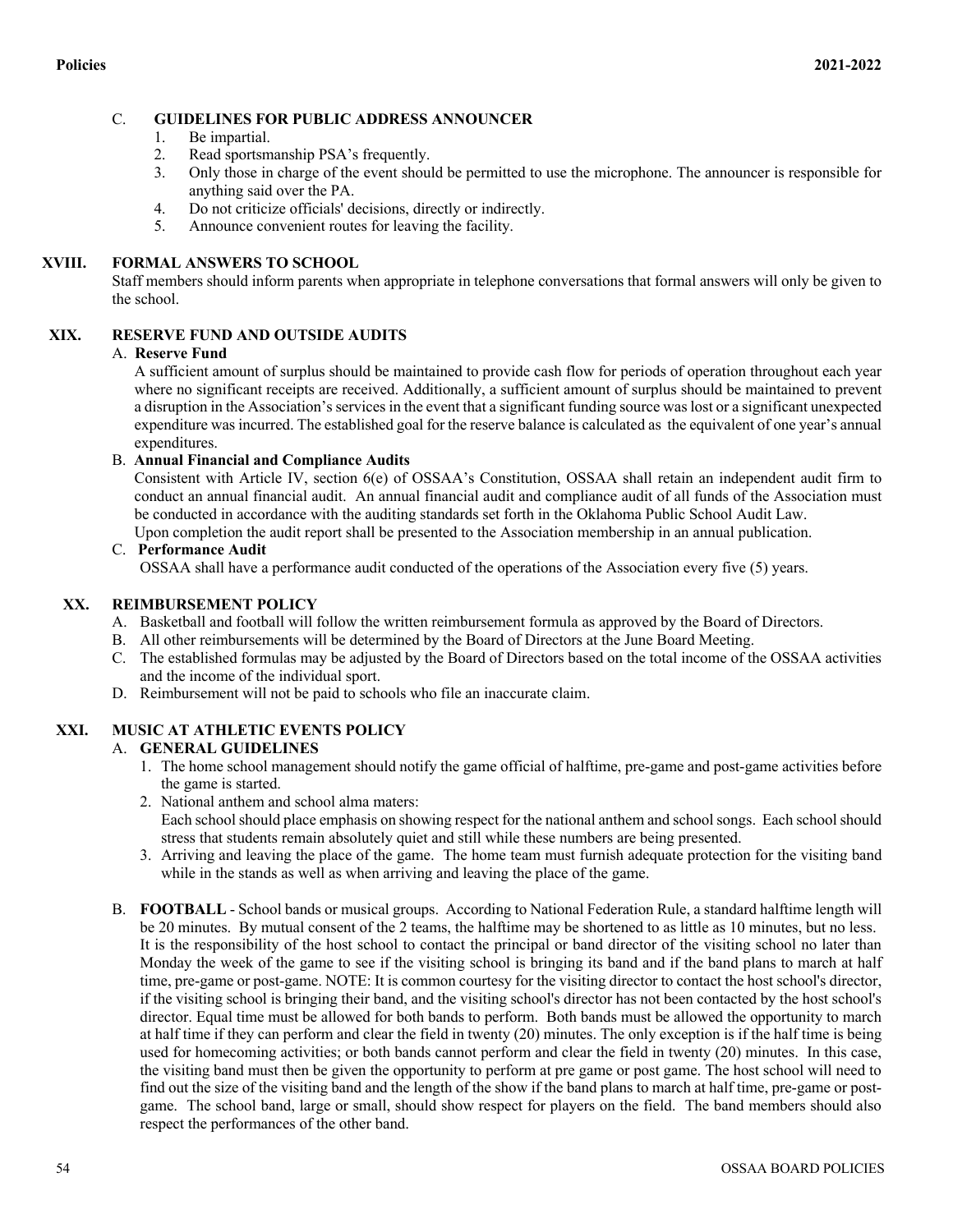### C. GUIDELINES FOR PUBLIC ADDRESS ANNOUNCER

1. Be impartial.
2. Read sportsmanship PSA's frequently.
3. Only those in charge of the event should be permitted to use the microphone. The announcer is responsible for anything said over the PA.
4. Do not criticize officials' decisions, directly or indirectly.
5. Announce convenient routes for leaving the facility.

## XVIII. FORMAL ANSWERS TO SCHOOL

Staff members should inform parents when appropriate in telephone conversations that formal answers will only be given to the school.

## XIX. RESERVE FUND AND OUTSIDE AUDITS

### A. Reserve Fund

A sufficient amount of surplus should be maintained to provide cash flow for periods of operation throughout each year where no significant receipts are received. Additionally, a sufficient amount of surplus should be maintained to prevent a disruption in the Association's services in the event that a significant funding source was lost or a significant unexpected expenditure was incurred. The established goal for the reserve balance is calculated as the equivalent of one year's annual expenditures.

### B. Annual Financial and Compliance Audits

Consistent with Article IV, section 6(e) of OSSAA's Constitution, OSSAA shall retain an independent audit firm to conduct an annual financial audit. An annual financial audit and compliance audit of all funds of the Association must be conducted in accordance with the auditing standards set forth in the Oklahoma Public School Audit Law.

Upon completion the audit report shall be presented to the Association membership in an annual publication.

### C. Performance Audit

OSSAA shall have a performance audit conducted of the operations of the Association every five (5) years.

## XX. REIMBURSEMENT POLICY

A. Basketball and football will follow the written reimbursement formula as approved by the Board of Directors.

B. All other reimbursements will be determined by the Board of Directors at the June Board Meeting.

C. The established formulas may be adjusted by the Board of Directors based on the total income of the OSSAA activities and the income of the individual sport.

D. Reimbursement will not be paid to schools who file an inaccurate claim.

## XXI. MUSIC AT ATHLETIC EVENTS POLICY

### A. GENERAL GUIDELINES

1. The home school management should notify the game official of halftime, pre-game and post-game activities before the game is started.
2. National anthem and school alma maters:
   Each school should place emphasis on showing respect for the national anthem and school songs. Each school should stress that students remain absolutely quiet and still while these numbers are being presented.
3. Arriving and leaving the place of the game. The home team must furnish adequate protection for the visiting band while in the stands as well as when arriving and leaving the place of the game.

### B. FOOTBALL

**FOOTBALL** - School bands or musical groups. According to National Federation Rule, a standard halftime length will be 20 minutes. By mutual consent of the 2 teams, the halftime may be shortened to as little as 10 minutes, but no less. It is the responsibility of the host school to contact the principal or band director of the visiting school no later than Monday the week of the game to see if the visiting school is bringing its band and if the band plans to march at half time, pre-game or post-game. NOTE: It is common courtesy for the visiting director to contact the host school's director, if the visiting school is bringing their band, and the visiting school's director has not been contacted by the host school's director. Equal time must be allowed for both bands to perform. Both bands must be allowed the opportunity to march at half time if they can perform and clear the field in twenty (20) minutes. The only exception is if the half time is being used for homecoming activities; or both bands cannot perform and clear the field in twenty (20) minutes. In this case, the visiting band must then be given the opportunity to perform at pre game or post game. The host school will need to find out the size of the visiting band and the length of the show if the band plans to march at half time, pre-game or post-game. The school band, large or small, should show respect for players on the field. The band members should also respect the performances of the other band.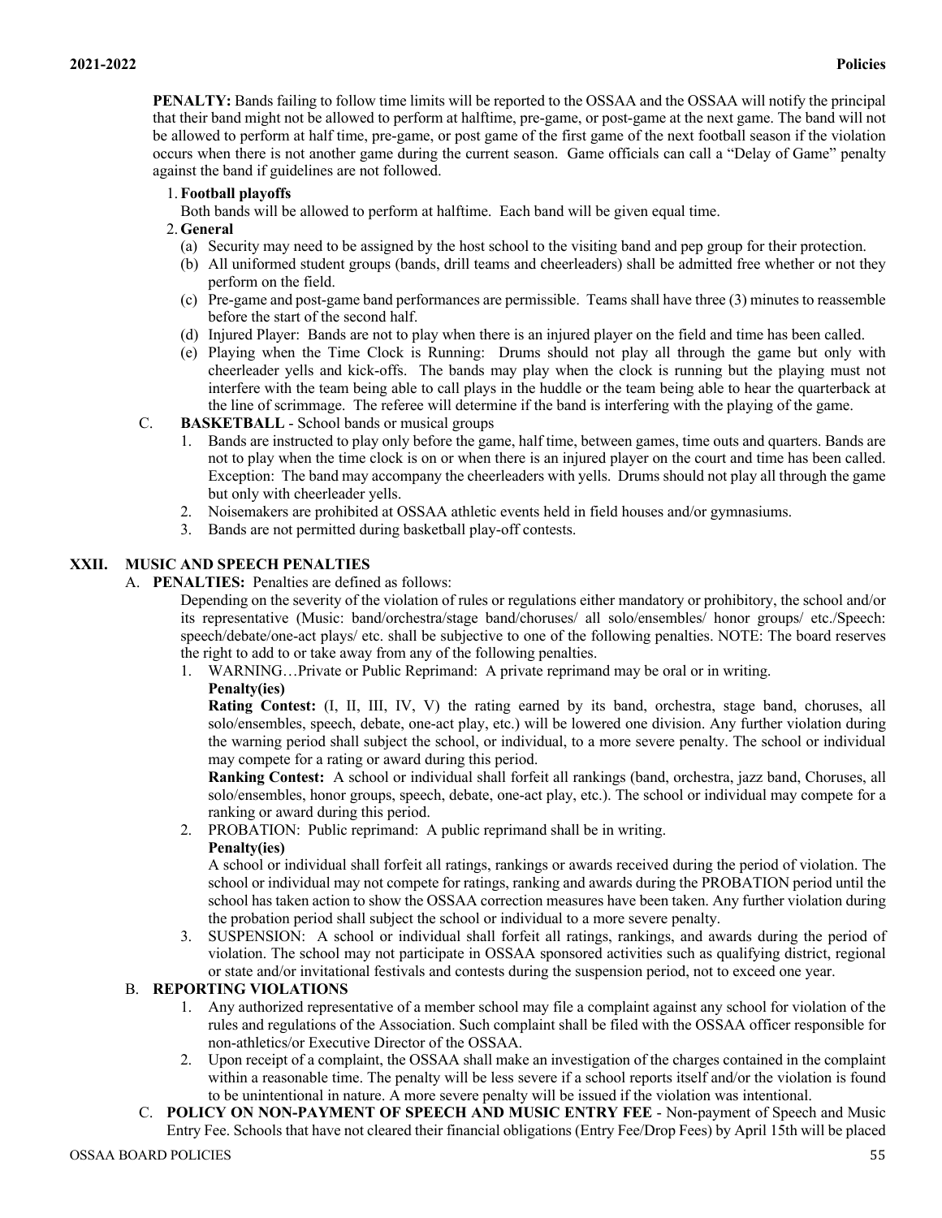**PENALTY:** Bands failing to follow time limits will be reported to the OSSAA and the OSSAA will notify the principal that their band might not be allowed to perform at halftime, pre-game, or post-game at the next game. The band will not be allowed to perform at half time, pre-game, or post game of the first game of the next football season if the violation occurs when there is not another game during the current season. Game officials can call a "Delay of Game" penalty against the band if guidelines are not followed.

1. **Football playoffs**

   Both bands will be allowed to perform at halftime. Each band will be given equal time.

2. **General**

   (a) Security may need to be assigned by the host school to the visiting band and pep group for their protection.

   (b) All uniformed student groups (bands, drill teams and cheerleaders) shall be admitted free whether or not they perform on the field.

   (c) Pre-game and post-game band performances are permissible. Teams shall have three (3) minutes to reassemble before the start of the second half.

   (d) Injured Player: Bands are not to play when there is an injured player on the field and time has been called.

   (e) Playing when the Time Clock is Running: Drums should not play all through the game but only with cheerleader yells and kick-offs. The bands may play when the clock is running but the playing must not interfere with the team being able to call plays in the huddle or the team being able to hear the quarterback at the line of scrimmage. The referee will determine if the band is interfering with the playing of the game.

C. **BASKETBALL** - School bands or musical groups

1. Bands are instructed to play only before the game, half time, between games, time outs and quarters. Bands are not to play when the time clock is on or when there is an injured player on the court and time has been called. Exception: The band may accompany the cheerleaders with yells. Drums should not play all through the game but only with cheerleader yells.
2. Noisemakers are prohibited at OSSAA athletic events held in field houses and/or gymnasiums.
3. Bands are not permitted during basketball play-off contests.

## XXII. MUSIC AND SPEECH PENALTIES

A. **PENALTIES:** Penalties are defined as follows:

Depending on the severity of the violation of rules or regulations either mandatory or prohibitory, the school and/or its representative (Music: band/orchestra/stage band/choruses/ all solo/ensembles/ honor groups/ etc./Speech: speech/debate/one-act plays/ etc. shall be subjective to one of the following penalties. NOTE: The board reserves the right to add to or take away from any of the following penalties.

1. WARNING…Private or Public Reprimand: A private reprimand may be oral or in writing.

   **Penalty(ies)**

   **Rating Contest:** (I, II, III, IV, V) the rating earned by its band, orchestra, stage band, choruses, all solo/ensembles, speech, debate, one-act play, etc.) will be lowered one division. Any further violation during the warning period shall subject the school, or individual, to a more severe penalty. The school or individual may compete for a rating or award during this period.

   **Ranking Contest:** A school or individual shall forfeit all rankings (band, orchestra, jazz band, Choruses, all solo/ensembles, honor groups, speech, debate, one-act play, etc.). The school or individual may compete for a ranking or award during this period.

2. PROBATION: Public reprimand: A public reprimand shall be in writing.

   **Penalty(ies)**

   A school or individual shall forfeit all ratings, rankings or awards received during the period of violation. The school or individual may not compete for ratings, ranking and awards during the PROBATION period until the school has taken action to show the OSSAA correction measures have been taken. Any further violation during the probation period shall subject the school or individual to a more severe penalty.

3. SUSPENSION: A school or individual shall forfeit all ratings, rankings, and awards during the period of violation. The school may not participate in OSSAA sponsored activities such as qualifying district, regional or state and/or invitational festivals and contests during the suspension period, not to exceed one year.

B. **REPORTING VIOLATIONS**

1. Any authorized representative of a member school may file a complaint against any school for violation of the rules and regulations of the Association. Such complaint shall be filed with the OSSAA officer responsible for non-athletics/or Executive Director of the OSSAA.
2. Upon receipt of a complaint, the OSSAA shall make an investigation of the charges contained in the complaint within a reasonable time. The penalty will be less severe if a school reports itself and/or the violation is found to be unintentional in nature. A more severe penalty will be issued if the violation was intentional.

C. **POLICY ON NON-PAYMENT OF SPEECH AND MUSIC ENTRY FEE** - Non-payment of Speech and Music Entry Fee. Schools that have not cleared their financial obligations (Entry Fee/Drop Fees) by April 15th will be placed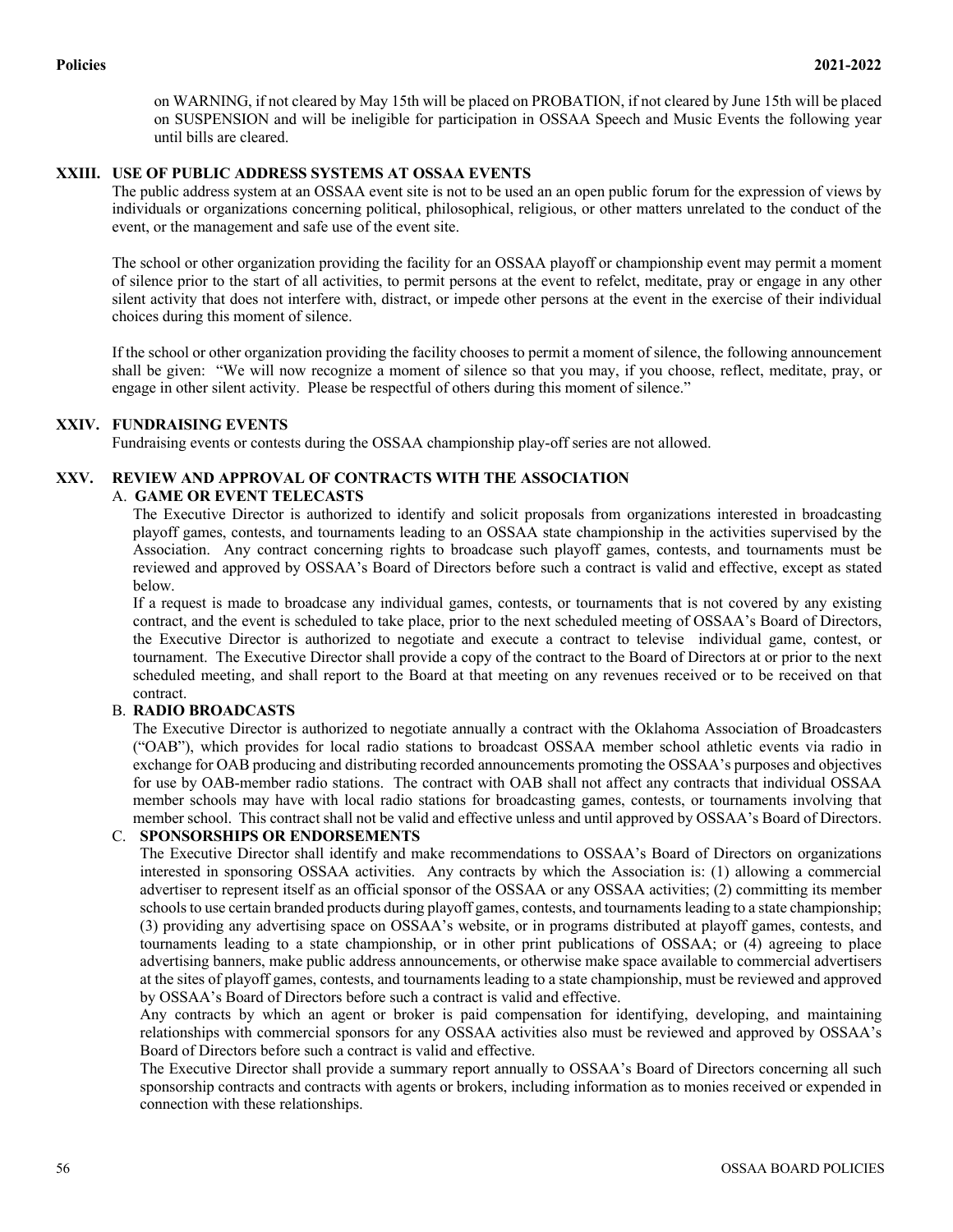on WARNING, if not cleared by May 15th will be placed on PROBATION, if not cleared by June 15th will be placed on SUSPENSION and will be ineligible for participation in OSSAA Speech and Music Events the following year until bills are cleared.

## XXIII. USE OF PUBLIC ADDRESS SYSTEMS AT OSSAA EVENTS

The public address system at an OSSAA event site is not to be used an an open public forum for the expression of views by individuals or organizations concerning political, philosophical, religious, or other matters unrelated to the conduct of the event, or the management and safe use of the event site.

The school or other organization providing the facility for an OSSAA playoff or championship event may permit a moment of silence prior to the start of all activities, to permit persons at the event to refelct, meditate, pray or engage in any other silent activity that does not interfere with, distract, or impede other persons at the event in the exercise of their individual choices during this moment of silence.

If the school or other organization providing the facility chooses to permit a moment of silence, the following announcement shall be given: "We will now recognize a moment of silence so that you may, if you choose, reflect, meditate, pray, or engage in other silent activity. Please be respectful of others during this moment of silence."

## XXIV. FUNDRAISING EVENTS

Fundraising events or contests during the OSSAA championship play-off series are not allowed.

## XXV. REVIEW AND APPROVAL OF CONTRACTS WITH THE ASSOCIATION

### A. GAME OR EVENT TELECASTS

The Executive Director is authorized to identify and solicit proposals from organizations interested in broadcasting playoff games, contests, and tournaments leading to an OSSAA state championship in the activities supervised by the Association. Any contract concerning rights to broadcast such playoff games, contests, and tournaments must be reviewed and approved by OSSAA's Board of Directors before such a contract is valid and effective, except as stated below.

If a request is made to broadcase any individual games, contests, or tournaments that is not covered by any existing contract, and the event is scheduled to take place, prior to the next scheduled meeting of OSSAA's Board of Directors, the Executive Director is authorized to negotiate and execute a contract to televise individual game, contest, or tournament. The Executive Director shall provide a copy of the contract to the Board of Directors at or prior to the next scheduled meeting, and shall report to the Board at that meeting on any revenues received or to be received on that contract.

### B. RADIO BROADCASTS

The Executive Director is authorized to negotiate annually a contract with the Oklahoma Association of Broadcasters ("OAB"), which provides for local radio stations to broadcast OSSAA member school athletic events via radio in exchange for OAB producing and distributing recorded announcements promoting the OSSAA's purposes and objectives for use by OAB-member radio stations. The contract with OAB shall not affect any contracts that individual OSSAA member schools may have with local radio stations for broadcasting games, contests, or tournaments involving that member school. This contract shall not be valid and effective unless and until approved by OSSAA's Board of Directors.

### C. SPONSORSHIPS OR ENDORSEMENTS

The Executive Director shall identify and make recommendations to OSSAA's Board of Directors on organizations interested in sponsoring OSSAA activities. Any contracts by which the Association is: (1) allowing a commercial advertiser to represent itself as an official sponsor of the OSSAA or any OSSAA activities; (2) committing its member schools to use certain branded products during playoff games, contests, and tournaments leading to a state championship; (3) providing any advertising space on OSSAA's website, or in programs distributed at playoff games, contests, and tournaments leading to a state championship, or in other print publications of OSSAA; or (4) agreeing to place advertising banners, make public address announcements, or otherwise make space available to commercial advertisers at the sites of playoff games, contests, and tournaments leading to a state championship, must be reviewed and approved by OSSAA's Board of Directors before such a contract is valid and effective.

Any contracts by which an agent or broker is paid compensation for identifying, developing, and maintaining relationships with commercial sponsors for any OSSAA activities also must be reviewed and approved by OSSAA's Board of Directors before such a contract is valid and effective.

The Executive Director shall provide a summary report annually to OSSAA's Board of Directors concerning all such sponsorship contracts and contracts with agents or brokers, including information as to monies received or expended in connection with these relationships.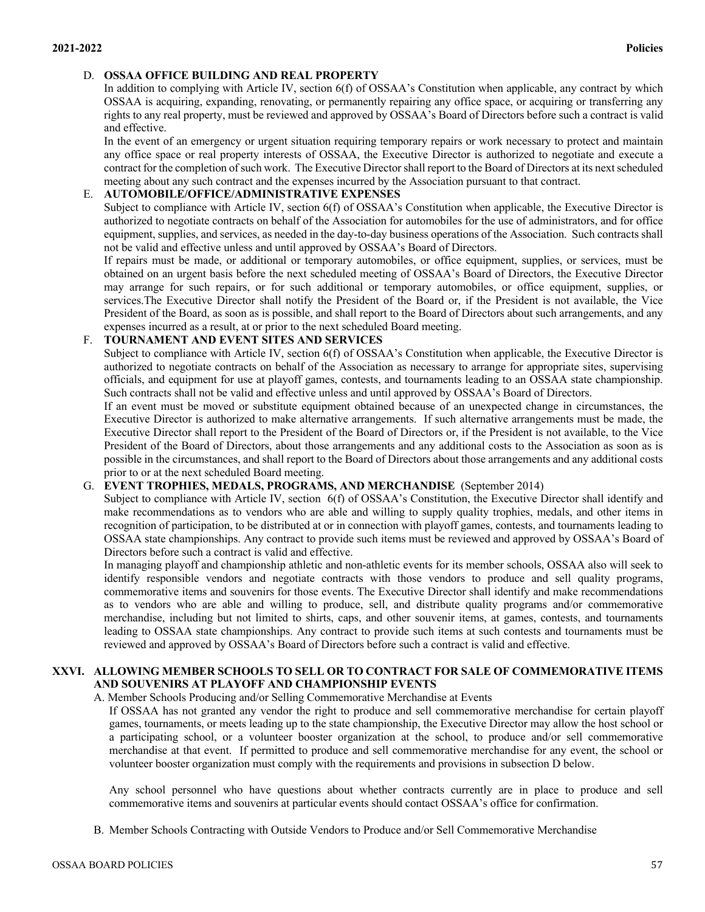D. **OSSAA OFFICE BUILDING AND REAL PROPERTY**

In addition to complying with Article IV, section 6(f) of OSSAA's Constitution when applicable, any contract by which OSSAA is acquiring, expanding, renovating, or permanently repairing any office space, or acquiring or transferring any rights to any real property, must be reviewed and approved by OSSAA's Board of Directors before such a contract is valid and effective.

In the event of an emergency or urgent situation requiring temporary repairs or work necessary to protect and maintain any office space or real property interests of OSSAA, the Executive Director is authorized to negotiate and execute a contract for the completion of such work. The Executive Director shall report to the Board of Directors at its next scheduled meeting about any such contract and the expenses incurred by the Association pursuant to that contract.

E. **AUTOMOBILE/OFFICE/ADMINISTRATIVE EXPENSES**

Subject to compliance with Article IV, section 6(f) of OSSAA's Constitution when applicable, the Executive Director is authorized to negotiate contracts on behalf of the Association for automobiles for the use of administrators, and for office equipment, supplies, and services, as needed in the day-to-day business operations of the Association. Such contracts shall not be valid and effective unless and until approved by OSSAA's Board of Directors.

If repairs must be made, or additional or temporary automobiles, or office equipment, supplies, or services, must be obtained on an urgent basis before the next scheduled meeting of OSSAA's Board of Directors, the Executive Director may arrange for such repairs, or for such additional or temporary automobiles, or office equipment, supplies, or services.The Executive Director shall notify the President of the Board or, if the President is not available, the Vice President of the Board, as soon as is possible, and shall report to the Board of Directors about such arrangements, and any expenses incurred as a result, at or prior to the next scheduled Board meeting.

F. **TOURNAMENT AND EVENT SITES AND SERVICES**

Subject to compliance with Article IV, section 6(f) of OSSAA's Constitution when applicable, the Executive Director is authorized to negotiate contracts on behalf of the Association as necessary to arrange for appropriate sites, supervising officials, and equipment for use at playoff games, contests, and tournaments leading to an OSSAA state championship. Such contracts shall not be valid and effective unless and until approved by OSSAA's Board of Directors.

If an event must be moved or substitute equipment obtained because of an unexpected change in circumstances, the Executive Director is authorized to make alternative arrangements. If such alternative arrangements must be made, the Executive Director shall report to the President of the Board of Directors or, if the President is not available, to the Vice President of the Board of Directors, about those arrangements and any additional costs to the Association as soon as is possible in the circumstances, and shall report to the Board of Directors about those arrangements and any additional costs prior to or at the next scheduled Board meeting.

G. **EVENT TROPHIES, MEDALS, PROGRAMS, AND MERCHANDISE** (September 2014)

Subject to compliance with Article IV, section 6(f) of OSSAA's Constitution, the Executive Director shall identify and make recommendations as to vendors who are able and willing to supply quality trophies, medals, and other items in recognition of participation, to be distributed at or in connection with playoff games, contests, and tournaments leading to OSSAA state championships. Any contract to provide such items must be reviewed and approved by OSSAA's Board of Directors before such a contract is valid and effective.

In managing playoff and championship athletic and non-athletic events for its member schools, OSSAA also will seek to identify responsible vendors and negotiate contracts with those vendors to produce and sell quality programs, commemorative items and souvenirs for those events. The Executive Director shall identify and make recommendations as to vendors who are able and willing to produce, sell, and distribute quality programs and/or commemorative merchandise, including but not limited to shirts, caps, and other souvenir items, at games, contests, and tournaments leading to OSSAA state championships. Any contract to provide such items at such contests and tournaments must be reviewed and approved by OSSAA's Board of Directors before such a contract is valid and effective.

## XXVI. ALLOWING MEMBER SCHOOLS TO SELL OR TO CONTRACT FOR SALE OF COMMEMORATIVE ITEMS AND SOUVENIRS AT PLAYOFF AND CHAMPIONSHIP EVENTS

A. Member Schools Producing and/or Selling Commemorative Merchandise at Events

If OSSAA has not granted any vendor the right to produce and sell commemorative merchandise for certain playoff games, tournaments, or meets leading up to the state championship, the Executive Director may allow the host school or a participating school, or a volunteer booster organization at the school, to produce and/or sell commemorative merchandise at that event. If permitted to produce and sell commemorative merchandise for any event, the school or volunteer booster organization must comply with the requirements and provisions in subsection D below.

Any school personnel who have questions about whether contracts currently are in place to produce and sell commemorative items and souvenirs at particular events should contact OSSAA's office for confirmation.

B. Member Schools Contracting with Outside Vendors to Produce and/or Sell Commemorative Merchandise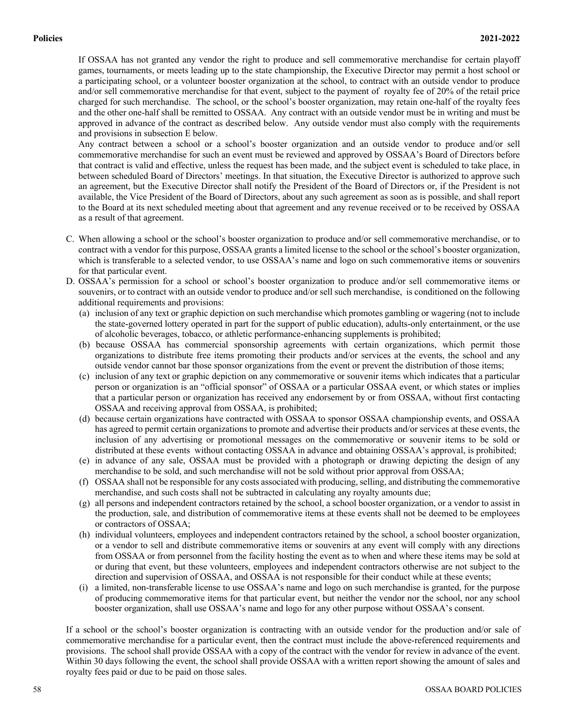If OSSAA has not granted any vendor the right to produce and sell commemorative merchandise for certain playoff games, tournaments, or meets leading up to the state championship, the Executive Director may permit a host school or a participating school, or a volunteer booster organization at the school, to contract with an outside vendor to produce and/or sell commemorative merchandise for that event, subject to the payment of royalty fee of 20% of the retail price charged for such merchandise. The school, or the school's booster organization, may retain one-half of the royalty fees and the other one-half shall be remitted to OSSAA. Any contract with an outside vendor must be in writing and must be approved in advance of the contract as described below. Any outside vendor must also comply with the requirements and provisions in subsection E below.

Any contract between a school or a school's booster organization and an outside vendor to produce and/or sell commemorative merchandise for such an event must be reviewed and approved by OSSAA's Board of Directors before that contract is valid and effective, unless the request has been made, and the subject event is scheduled to take place, in between scheduled Board of Directors' meetings. In that situation, the Executive Director is authorized to approve such an agreement, but the Executive Director shall notify the President of the Board of Directors or, if the President is not available, the Vice President of the Board of Directors, about any such agreement as soon as is possible, and shall report to the Board at its next scheduled meeting about that agreement and any revenue received or to be received by OSSAA as a result of that agreement.

C. When allowing a school or the school's booster organization to produce and/or sell commemorative merchandise, or to contract with a vendor for this purpose, OSSAA grants a limited license to the school or the school's booster organization, which is transferable to a selected vendor, to use OSSAA's name and logo on such commemorative items or souvenirs for that particular event.

D. OSSAA's permission for a school or school's booster organization to produce and/or sell commemorative items or souvenirs, or to contract with an outside vendor to produce and/or sell such merchandise, is conditioned on the following additional requirements and provisions:

(a) inclusion of any text or graphic depiction on such merchandise which promotes gambling or wagering (not to include the state-governed lottery operated in part for the support of public education), adults-only entertainment, or the use of alcoholic beverages, tobacco, or athletic performance-enhancing supplements is prohibited;

(b) because OSSAA has commercial sponsorship agreements with certain organizations, which permit those organizations to distribute free items promoting their products and/or services at the events, the school and any outside vendor cannot bar those sponsor organizations from the event or prevent the distribution of those items;

(c) inclusion of any text or graphic depiction on any commemorative or souvenir items which indicates that a particular person or organization is an "official sponsor" of OSSAA or a particular OSSAA event, or which states or implies that a particular person or organization has received any endorsement by or from OSSAA, without first contacting OSSAA and receiving approval from OSSAA, is prohibited;

(d) because certain organizations have contracted with OSSAA to sponsor OSSAA championship events, and OSSAA has agreed to permit certain organizations to promote and advertise their products and/or services at these events, the inclusion of any advertising or promotional messages on the commemorative or souvenir items to be sold or distributed at these events without contacting OSSAA in advance and obtaining OSSAA's approval, is prohibited;

(e) in advance of any sale, OSSAA must be provided with a photograph or drawing depicting the design of any merchandise to be sold, and such merchandise will not be sold without prior approval from OSSAA;

(f) OSSAA shall not be responsible for any costs associated with producing, selling, and distributing the commemorative merchandise, and such costs shall not be subtracted in calculating any royalty amounts due;

(g) all persons and independent contractors retained by the school, a school booster organization, or a vendor to assist in the production, sale, and distribution of commemorative items at these events shall not be deemed to be employees or contractors of OSSAA;

(h) individual volunteers, employees and independent contractors retained by the school, a school booster organization, or a vendor to sell and distribute commemorative items or souvenirs at any event will comply with any directions from OSSAA or from personnel from the facility hosting the event as to when and where these items may be sold at or during that event, but these volunteers, employees and independent contractors otherwise are not subject to the direction and supervision of OSSAA, and OSSAA is not responsible for their conduct while at these events;

(i) a limited, non-transferable license to use OSSAA's name and logo on such merchandise is granted, for the purpose of producing commemorative items for that particular event, but neither the vendor nor the school, nor any school booster organization, shall use OSSAA's name and logo for any other purpose without OSSAA's consent.

If a school or the school's booster organization is contracting with an outside vendor for the production and/or sale of commemorative merchandise for a particular event, then the contract must include the above-referenced requirements and provisions. The school shall provide OSSAA with a copy of the contract with the vendor for review in advance of the event. Within 30 days following the event, the school shall provide OSSAA with a written report showing the amount of sales and royalty fees paid or due to be paid on those sales.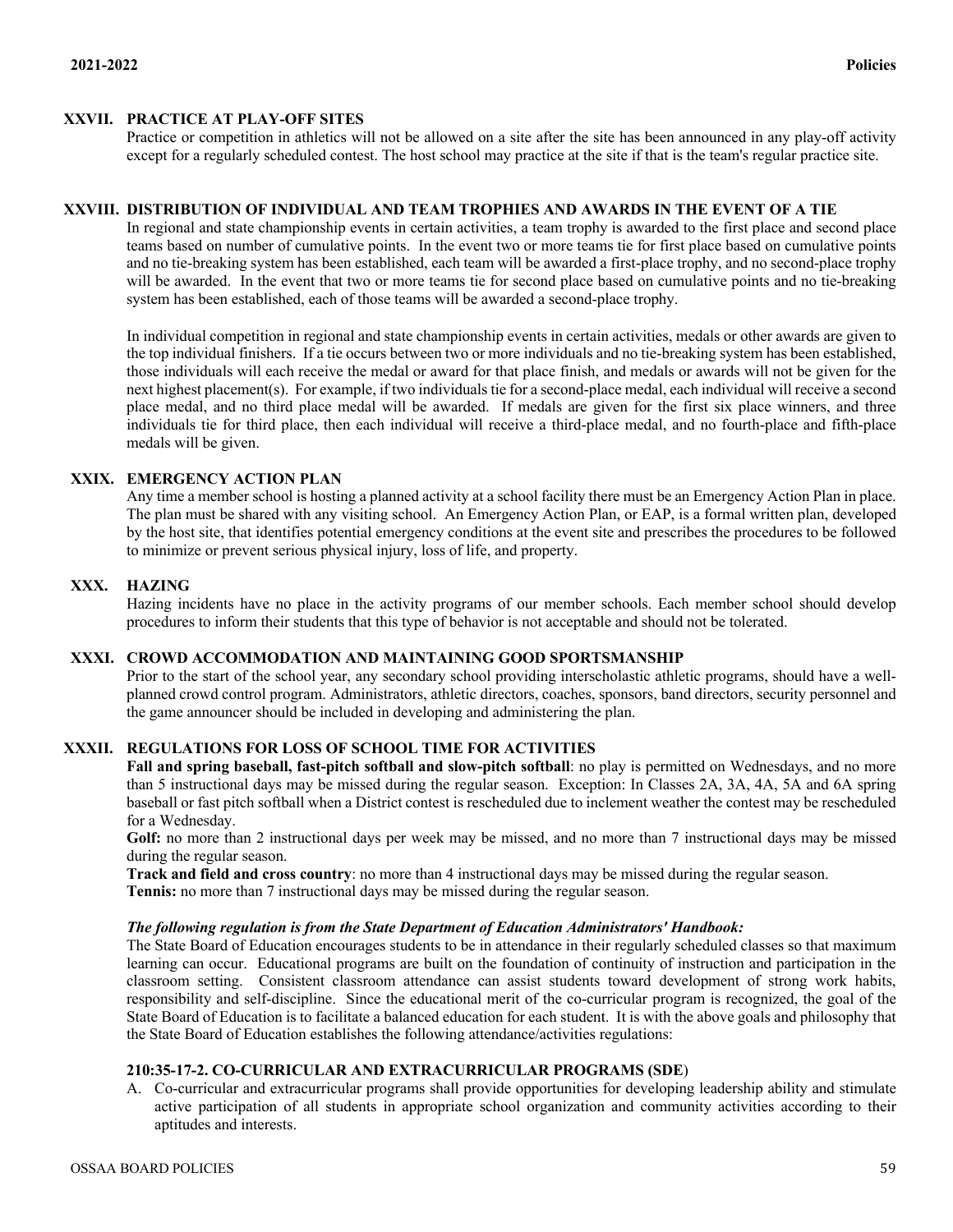## XXVII. PRACTICE AT PLAY-OFF SITES

Practice or competition in athletics will not be allowed on a site after the site has been announced in any play-off activity except for a regularly scheduled contest. The host school may practice at the site if that is the team's regular practice site.

## XXVIII. DISTRIBUTION OF INDIVIDUAL AND TEAM TROPHIES AND AWARDS IN THE EVENT OF A TIE

In regional and state championship events in certain activities, a team trophy is awarded to the first place and second place teams based on number of cumulative points. In the event two or more teams tie for first place based on cumulative points and no tie-breaking system has been established, each team will be awarded a first-place trophy, and no second-place trophy will be awarded. In the event that two or more teams tie for second place based on cumulative points and no tie-breaking system has been established, each of those teams will be awarded a second-place trophy.

In individual competition in regional and state championship events in certain activities, medals or other awards are given to the top individual finishers. If a tie occurs between two or more individuals and no tie-breaking system has been established, those individuals will each receive the medal or award for that place finish, and medals or awards will not be given for the next highest placement(s). For example, if two individuals tie for a second-place medal, each individual will receive a second place medal, and no third place medal will be awarded. If medals are given for the first six place winners, and three individuals tie for third place, then each individual will receive a third-place medal, and no fourth-place and fifth-place medals will be given.

## XXIX. EMERGENCY ACTION PLAN

Any time a member school is hosting a planned activity at a school facility there must be an Emergency Action Plan in place. The plan must be shared with any visiting school. An Emergency Action Plan, or EAP, is a formal written plan, developed by the host site, that identifies potential emergency conditions at the event site and prescribes the procedures to be followed to minimize or prevent serious physical injury, loss of life, and property.

## XXX. HAZING

Hazing incidents have no place in the activity programs of our member schools. Each member school should develop procedures to inform their students that this type of behavior is not acceptable and should not be tolerated.

## XXXI. CROWD ACCOMMODATION AND MAINTAINING GOOD SPORTSMANSHIP

Prior to the start of the school year, any secondary school providing interscholastic athletic programs, should have a well-planned crowd control program. Administrators, athletic directors, coaches, sponsors, band directors, security personnel and the game announcer should be included in developing and administering the plan.

## XXXII. REGULATIONS FOR LOSS OF SCHOOL TIME FOR ACTIVITIES

**Fall and spring baseball, fast-pitch softball and slow-pitch softball**: no play is permitted on Wednesdays, and no more than 5 instructional days may be missed during the regular season. Exception: In Classes 2A, 3A, 4A, 5A and 6A spring baseball or fast pitch softball when a District contest is rescheduled due to inclement weather the contest may be rescheduled for a Wednesday.

**Golf:** no more than 2 instructional days per week may be missed, and no more than 7 instructional days may be missed during the regular season.

**Track and field and cross country**: no more than 4 instructional days may be missed during the regular season.

**Tennis:** no more than 7 instructional days may be missed during the regular season.

***The following regulation is from the State Department of Education Administrators' Handbook:***

The State Board of Education encourages students to be in attendance in their regularly scheduled classes so that maximum learning can occur. Educational programs are built on the foundation of continuity of instruction and participation in the classroom setting. Consistent classroom attendance can assist students toward development of strong work habits, responsibility and self-discipline. Since the educational merit of the co-curricular program is recognized, the goal of the State Board of Education is to facilitate a balanced education for each student. It is with the above goals and philosophy that the State Board of Education establishes the following attendance/activities regulations:

### 210:35-17-2. CO-CURRICULAR AND EXTRACURRICULAR PROGRAMS (SDE)

A. Co-curricular and extracurricular programs shall provide opportunities for developing leadership ability and stimulate active participation of all students in appropriate school organization and community activities according to their aptitudes and interests.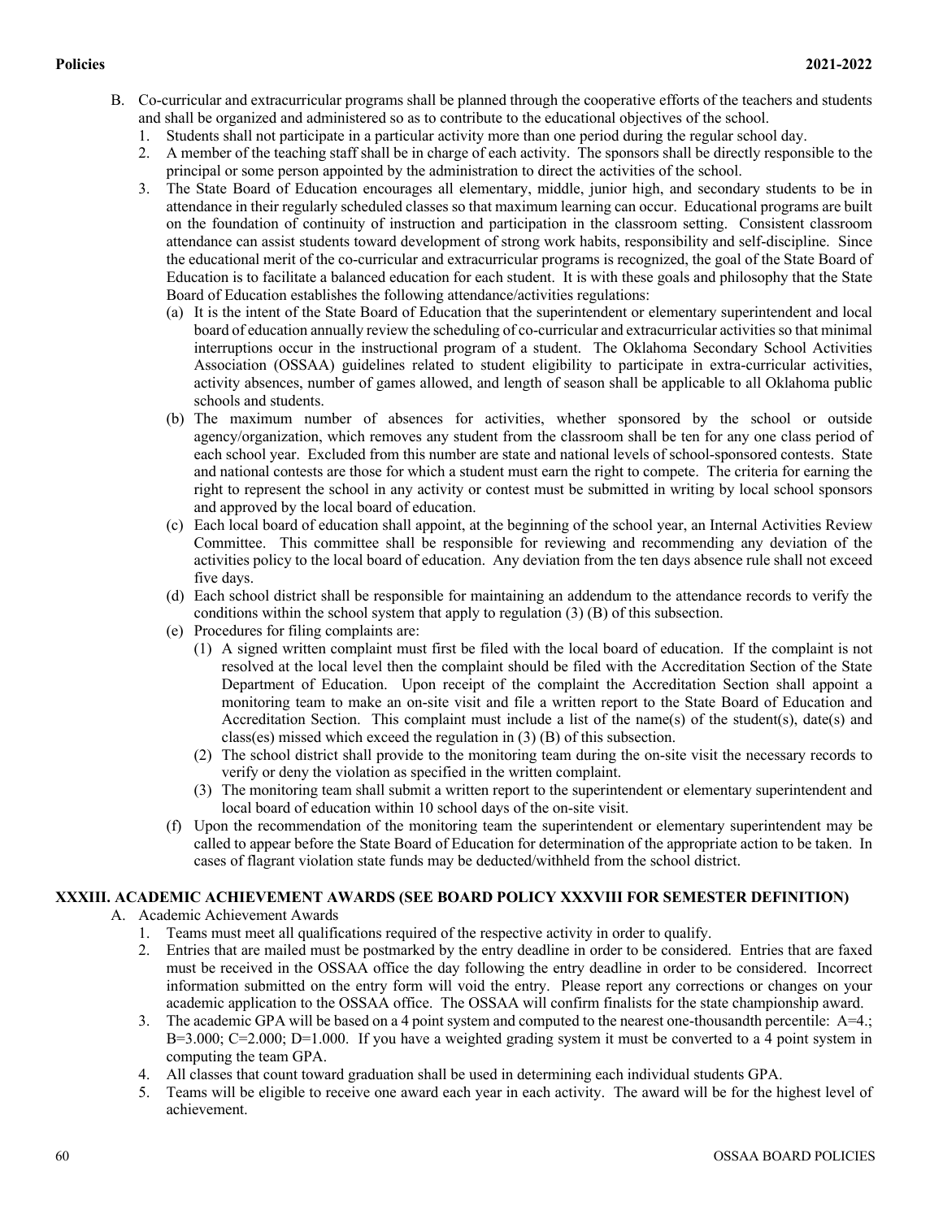B. Co-curricular and extracurricular programs shall be planned through the cooperative efforts of the teachers and students and shall be organized and administered so as to contribute to the educational objectives of the school.
   1. Students shall not participate in a particular activity more than one period during the regular school day.
   2. A member of the teaching staff shall be in charge of each activity. The sponsors shall be directly responsible to the principal or some person appointed by the administration to direct the activities of the school.
   3. The State Board of Education encourages all elementary, middle, junior high, and secondary students to be in attendance in their regularly scheduled classes so that maximum learning can occur. Educational programs are built on the foundation of continuity of instruction and participation in the classroom setting. Consistent classroom attendance can assist students toward development of strong work habits, responsibility and self-discipline. Since the educational merit of the co-curricular and extracurricular programs is recognized, the goal of the State Board of Education is to facilitate a balanced education for each student. It is with these goals and philosophy that the State Board of Education establishes the following attendance/activities regulations:
      (a) It is the intent of the State Board of Education that the superintendent or elementary superintendent and local board of education annually review the scheduling of co-curricular and extracurricular activities so that minimal interruptions occur in the instructional program of a student. The Oklahoma Secondary School Activities Association (OSSAA) guidelines related to student eligibility to participate in extra-curricular activities, activity absences, number of games allowed, and length of season shall be applicable to all Oklahoma public schools and students.
      (b) The maximum number of absences for activities, whether sponsored by the school or outside agency/organization, which removes any student from the classroom shall be ten for any one class period of each school year. Excluded from this number are state and national levels of school-sponsored contests. State and national contests are those for which a student must earn the right to compete. The criteria for earning the right to represent the school in any activity or contest must be submitted in writing by local school sponsors and approved by the local board of education.
      (c) Each local board of education shall appoint, at the beginning of the school year, an Internal Activities Review Committee. This committee shall be responsible for reviewing and recommending any deviation of the activities policy to the local board of education. Any deviation from the ten days absence rule shall not exceed five days.
      (d) Each school district shall be responsible for maintaining an addendum to the attendance records to verify the conditions within the school system that apply to regulation (3) (B) of this subsection.
      (e) Procedures for filing complaints are:
         (1) A signed written complaint must first be filed with the local board of education. If the complaint is not resolved at the local level then the complaint should be filed with the Accreditation Section of the State Department of Education. Upon receipt of the complaint the Accreditation Section shall appoint a monitoring team to make an on-site visit and file a written report to the State Board of Education and Accreditation Section. This complaint must include a list of the name(s) of the student(s), date(s) and class(es) missed which exceed the regulation in (3) (B) of this subsection.
         (2) The school district shall provide to the monitoring team during the on-site visit the necessary records to verify or deny the violation as specified in the written complaint.
         (3) The monitoring team shall submit a written report to the superintendent or elementary superintendent and local board of education within 10 school days of the on-site visit.
      (f) Upon the recommendation of the monitoring team the superintendent or elementary superintendent may be called to appear before the State Board of Education for determination of the appropriate action to be taken. In cases of flagrant violation state funds may be deducted/withheld from the school district.

## XXXIII. ACADEMIC ACHIEVEMENT AWARDS (SEE BOARD POLICY XXXVIII FOR SEMESTER DEFINITION)

A. Academic Achievement Awards
   1. Teams must meet all qualifications required of the respective activity in order to qualify.
   2. Entries that are mailed must be postmarked by the entry deadline in order to be considered. Entries that are faxed must be received in the OSSAA office the day following the entry deadline in order to be considered. Incorrect information submitted on the entry form will void the entry. Please report any corrections or changes on your academic application to the OSSAA office. The OSSAA will confirm finalists for the state championship award.
   3. The academic GPA will be based on a 4 point system and computed to the nearest one-thousandth percentile: A=4.; B=3.000; C=2.000; D=1.000. If you have a weighted grading system it must be converted to a 4 point system in computing the team GPA.
   4. All classes that count toward graduation shall be used in determining each individual students GPA.
   5. Teams will be eligible to receive one award each year in each activity. The award will be for the highest level of achievement.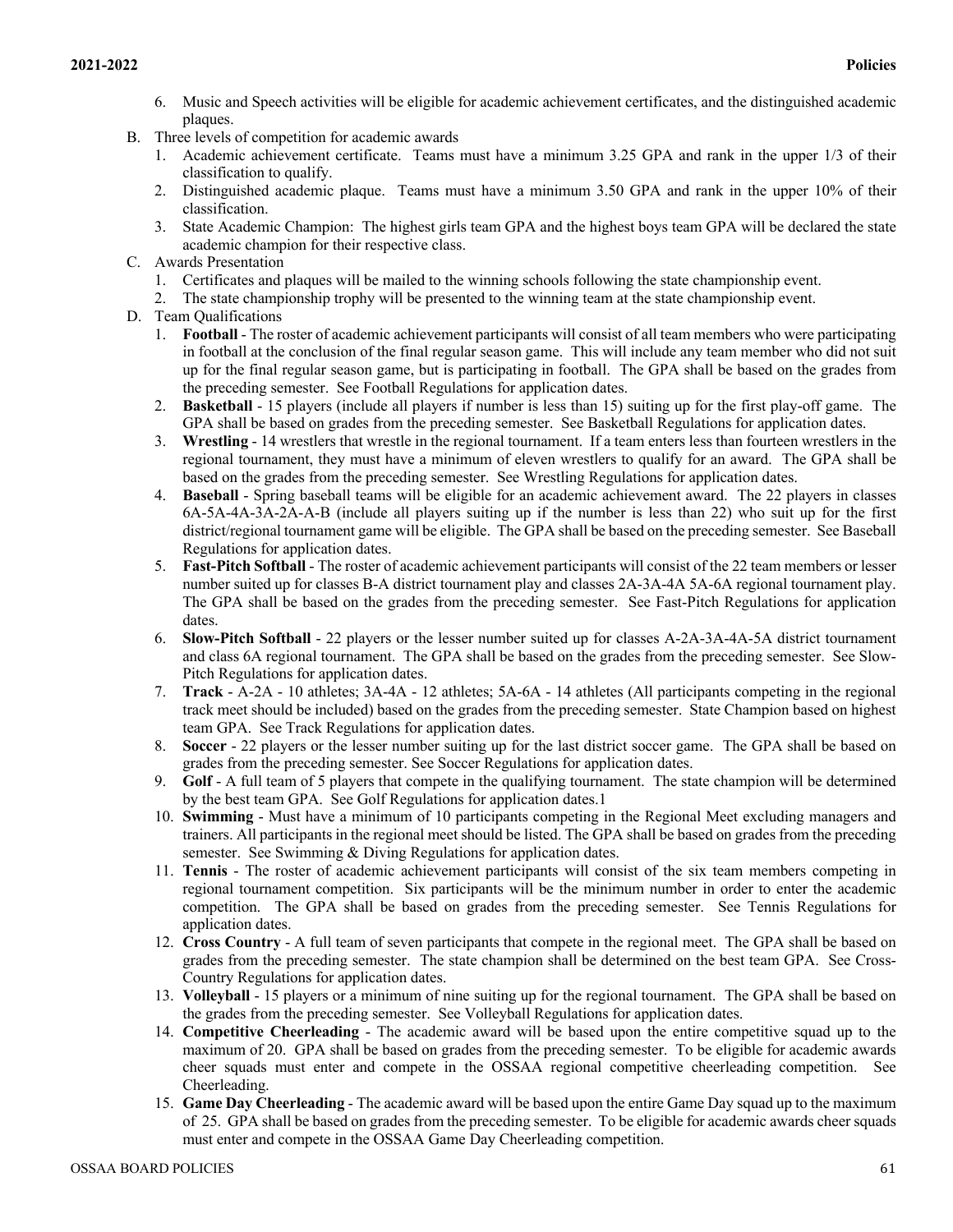6. Music and Speech activities will be eligible for academic achievement certificates, and the distinguished academic plaques.

B. Three levels of competition for academic awards
   1. Academic achievement certificate. Teams must have a minimum 3.25 GPA and rank in the upper 1/3 of their classification to qualify.
   2. Distinguished academic plaque. Teams must have a minimum 3.50 GPA and rank in the upper 10% of their classification.
   3. State Academic Champion: The highest girls team GPA and the highest boys team GPA will be declared the state academic champion for their respective class.

C. Awards Presentation
   1. Certificates and plaques will be mailed to the winning schools following the state championship event.
   2. The state championship trophy will be presented to the winning team at the state championship event.

D. Team Qualifications
   1. **Football** - The roster of academic achievement participants will consist of all team members who were participating in football at the conclusion of the final regular season game. This will include any team member who did not suit up for the final regular season game, but is participating in football. The GPA shall be based on the grades from the preceding semester. See Football Regulations for application dates.
   2. **Basketball** - 15 players (include all players if number is less than 15) suiting up for the first play-off game. The GPA shall be based on grades from the preceding semester. See Basketball Regulations for application dates.
   3. **Wrestling** - 14 wrestlers that wrestle in the regional tournament. If a team enters less than fourteen wrestlers in the regional tournament, they must have a minimum of eleven wrestlers to qualify for an award. The GPA shall be based on the grades from the preceding semester. See Wrestling Regulations for application dates.
   4. **Baseball** - Spring baseball teams will be eligible for an academic achievement award. The 22 players in classes 6A-5A-4A-3A-2A-A-B (include all players suiting up if the number is less than 22) who suit up for the first district/regional tournament game will be eligible. The GPA shall be based on the preceding semester. See Baseball Regulations for application dates.
   5. **Fast-Pitch Softball** - The roster of academic achievement participants will consist of the 22 team members or lesser number suited up for classes B-A district tournament play and classes 2A-3A-4A 5A-6A regional tournament play. The GPA shall be based on the grades from the preceding semester. See Fast-Pitch Regulations for application dates.
   6. **Slow-Pitch Softball** - 22 players or the lesser number suited up for classes A-2A-3A-4A-5A district tournament and class 6A regional tournament. The GPA shall be based on the grades from the preceding semester. See Slow-Pitch Regulations for application dates.
   7. **Track** - A-2A - 10 athletes; 3A-4A - 12 athletes; 5A-6A - 14 athletes (All participants competing in the regional track meet should be included) based on the grades from the preceding semester. State Champion based on highest team GPA. See Track Regulations for application dates.
   8. **Soccer** - 22 players or the lesser number suiting up for the last district soccer game. The GPA shall be based on grades from the preceding semester. See Soccer Regulations for application dates.
   9. **Golf** - A full team of 5 players that compete in the qualifying tournament. The state champion will be determined by the best team GPA. See Golf Regulations for application dates.1
   10. **Swimming** - Must have a minimum of 10 participants competing in the Regional Meet excluding managers and trainers. All participants in the regional meet should be listed. The GPA shall be based on grades from the preceding semester. See Swimming & Diving Regulations for application dates.
   11. **Tennis** - The roster of academic achievement participants will consist of the six team members competing in regional tournament competition. Six participants will be the minimum number in order to enter the academic competition. The GPA shall be based on grades from the preceding semester. See Tennis Regulations for application dates.
   12. **Cross Country** - A full team of seven participants that compete in the regional meet. The GPA shall be based on grades from the preceding semester. The state champion shall be determined on the best team GPA. See Cross-Country Regulations for application dates.
   13. **Volleyball** - 15 players or a minimum of nine suiting up for the regional tournament. The GPA shall be based on the grades from the preceding semester. See Volleyball Regulations for application dates.
   14. **Competitive Cheerleading** - The academic award will be based upon the entire competitive squad up to the maximum of 20. GPA shall be based on grades from the preceding semester. To be eligible for academic awards cheer squads must enter and compete in the OSSAA regional competitive cheerleading competition. See Cheerleading.
   15. **Game Day Cheerleading** - The academic award will be based upon the entire Game Day squad up to the maximum of 25. GPA shall be based on grades from the preceding semester. To be eligible for academic awards cheer squads must enter and compete in the OSSAA Game Day Cheerleading competition.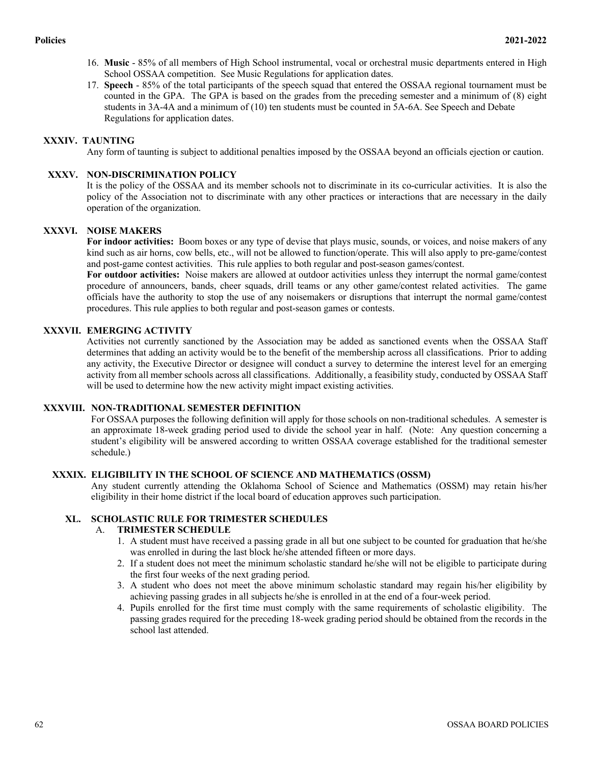16. **Music** - 85% of all members of High School instrumental, vocal or orchestral music departments entered in High School OSSAA competition. See Music Regulations for application dates.
17. **Speech** - 85% of the total participants of the speech squad that entered the OSSAA regional tournament must be counted in the GPA. The GPA is based on the grades from the preceding semester and a minimum of (8) eight students in 3A-4A and a minimum of (10) ten students must be counted in 5A-6A. See Speech and Debate Regulations for application dates.

## XXXIV. TAUNTING

Any form of taunting is subject to additional penalties imposed by the OSSAA beyond an officials ejection or caution.

## XXXV. NON-DISCRIMINATION POLICY

It is the policy of the OSSAA and its member schools not to discriminate in its co-curricular activities. It is also the policy of the Association not to discriminate with any other practices or interactions that are necessary in the daily operation of the organization.

## XXXVI. NOISE MAKERS

**For indoor activities:** Boom boxes or any type of devise that plays music, sounds, or voices, and noise makers of any kind such as air horns, cow bells, etc., will not be allowed to function/operate. This will also apply to pre-game/contest and post-game contest activities. This rule applies to both regular and post-season games/contest.

**For outdoor activities:** Noise makers are allowed at outdoor activities unless they interrupt the normal game/contest procedure of announcers, bands, cheer squads, drill teams or any other game/contest related activities. The game officials have the authority to stop the use of any noisemakers or disruptions that interrupt the normal game/contest procedures. This rule applies to both regular and post-season games or contests.

## XXXVII. EMERGING ACTIVITY

Activities not currently sanctioned by the Association may be added as sanctioned events when the OSSAA Staff determines that adding an activity would be to the benefit of the membership across all classifications. Prior to adding any activity, the Executive Director or designee will conduct a survey to determine the interest level for an emerging activity from all member schools across all classifications. Additionally, a feasibility study, conducted by OSSAA Staff will be used to determine how the new activity might impact existing activities.

## XXXVIII. NON-TRADITIONAL SEMESTER DEFINITION

For OSSAA purposes the following definition will apply for those schools on non-traditional schedules. A semester is an approximate 18-week grading period used to divide the school year in half. (Note: Any question concerning a student's eligibility will be answered according to written OSSAA coverage established for the traditional semester schedule.)

## XXXIX. ELIGIBILITY IN THE SCHOOL OF SCIENCE AND MATHEMATICS (OSSM)

Any student currently attending the Oklahoma School of Science and Mathematics (OSSM) may retain his/her eligibility in their home district if the local board of education approves such participation.

## XL. SCHOLASTIC RULE FOR TRIMESTER SCHEDULES

### A. TRIMESTER SCHEDULE

1. A student must have received a passing grade in all but one subject to be counted for graduation that he/she was enrolled in during the last block he/she attended fifteen or more days.
2. If a student does not meet the minimum scholastic standard he/she will not be eligible to participate during the first four weeks of the next grading period.
3. A student who does not meet the above minimum scholastic standard may regain his/her eligibility by achieving passing grades in all subjects he/she is enrolled in at the end of a four-week period.
4. Pupils enrolled for the first time must comply with the same requirements of scholastic eligibility. The passing grades required for the preceding 18-week grading period should be obtained from the records in the school last attended.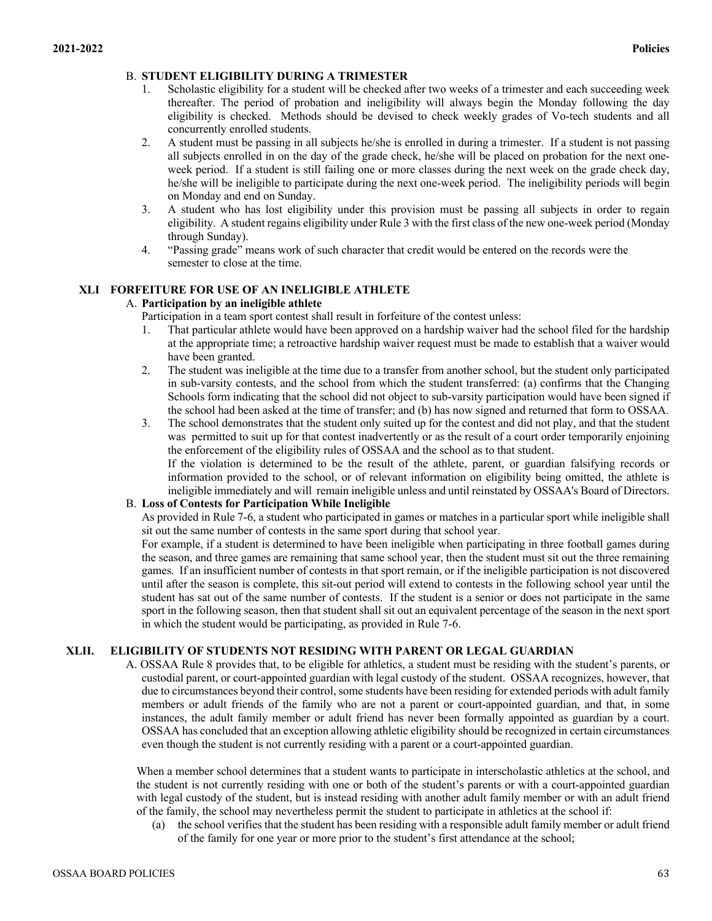B. **STUDENT ELIGIBILITY DURING A TRIMESTER**

1. Scholastic eligibility for a student will be checked after two weeks of a trimester and each succeeding week thereafter. The period of probation and ineligibility will always begin the Monday following the day eligibility is checked. Methods should be devised to check weekly grades of Vo-tech students and all concurrently enrolled students.
2. A student must be passing in all subjects he/she is enrolled in during a trimester. If a student is not passing all subjects enrolled in on the day of the grade check, he/she will be placed on probation for the next one-week period. If a student is still failing one or more classes during the next week on the grade check day, he/she will be ineligible to participate during the next one-week period. The ineligibility periods will begin on Monday and end on Sunday.
3. A student who has lost eligibility under this provision must be passing all subjects in order to regain eligibility. A student regains eligibility under Rule 3 with the first class of the new one-week period (Monday through Sunday).
4. "Passing grade" means work of such character that credit would be entered on the records were the semester to close at the time.

## XLI FORFEITURE FOR USE OF AN INELIGIBLE ATHLETE

A. **Participation by an ineligible athlete**

Participation in a team sport contest shall result in forfeiture of the contest unless:

1. That particular athlete would have been approved on a hardship waiver had the school filed for the hardship at the appropriate time; a retroactive hardship waiver request must be made to establish that a waiver would have been granted.
2. The student was ineligible at the time due to a transfer from another school, but the student only participated in sub-varsity contests, and the school from which the student transferred: (a) confirms that the Changing Schools form indicating that the school did not object to sub-varsity participation would have been signed if the school had been asked at the time of transfer; and (b) has now signed and returned that form to OSSAA.
3. The school demonstrates that the student only suited up for the contest and did not play, and that the student was permitted to suit up for that contest inadvertently or as the result of a court order temporarily enjoining the enforcement of the eligibility rules of OSSAA and the school as to that student.

   If the violation is determined to be the result of the athlete, parent, or guardian falsifying records or information provided to the school, or of relevant information on eligibility being omitted, the athlete is ineligible immediately and will remain ineligible unless and until reinstated by OSSAA's Board of Directors.

B. **Loss of Contests for Participation While Ineligible**

As provided in Rule 7-6, a student who participated in games or matches in a particular sport while ineligible shall sit out the same number of contests in the same sport during that school year.

For example, if a student is determined to have been ineligible when participating in three football games during the season, and three games are remaining that same school year, then the student must sit out the three remaining games. If an insufficient number of contests in that sport remain, or if the ineligible participation is not discovered until after the season is complete, this sit-out period will extend to contests in the following school year until the student has sat out of the same number of contests. If the student is a senior or does not participate in the same sport in the following season, then that student shall sit out an equivalent percentage of the season in the next sport in which the student would be participating, as provided in Rule 7-6.

## XLII. ELIGIBILITY OF STUDENTS NOT RESIDING WITH PARENT OR LEGAL GUARDIAN

A. OSSAA Rule 8 provides that, to be eligible for athletics, a student must be residing with the student's parents, or custodial parent, or court-appointed guardian with legal custody of the student. OSSAA recognizes, however, that due to circumstances beyond their control, some students have been residing for extended periods with adult family members or adult friends of the family who are not a parent or court-appointed guardian, and that, in some instances, the adult family member or adult friend has never been formally appointed as guardian by a court. OSSAA has concluded that an exception allowing athletic eligibility should be recognized in certain circumstances even though the student is not currently residing with a parent or a court-appointed guardian.

When a member school determines that a student wants to participate in interscholastic athletics at the school, and the student is not currently residing with one or both of the student's parents or with a court-appointed guardian with legal custody of the student, but is instead residing with another adult family member or with an adult friend of the family, the school may nevertheless permit the student to participate in athletics at the school if:

(a) the school verifies that the student has been residing with a responsible adult family member or adult friend of the family for one year or more prior to the student's first attendance at the school;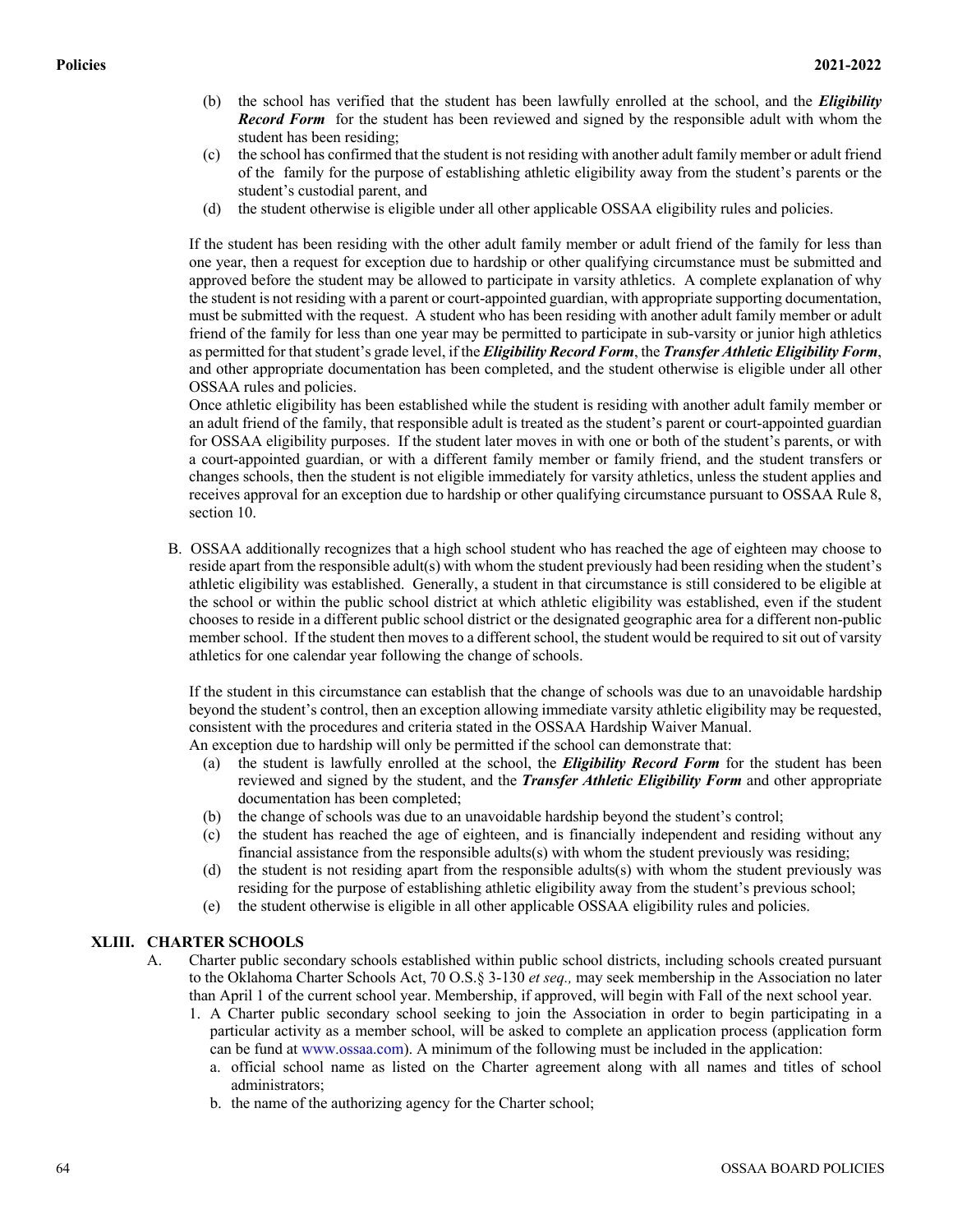(b) the school has verified that the student has been lawfully enrolled at the school, and the ***Eligibility Record Form*** for the student has been reviewed and signed by the responsible adult with whom the student has been residing;

(c) the school has confirmed that the student is not residing with another adult family member or adult friend of the family for the purpose of establishing athletic eligibility away from the student's parents or the student's custodial parent, and

(d) the student otherwise is eligible under all other applicable OSSAA eligibility rules and policies.

If the student has been residing with the other adult family member or adult friend of the family for less than one year, then a request for exception due to hardship or other qualifying circumstance must be submitted and approved before the student may be allowed to participate in varsity athletics. A complete explanation of why the student is not residing with a parent or court-appointed guardian, with appropriate supporting documentation, must be submitted with the request. A student who has been residing with another adult family member or adult friend of the family for less than one year may be permitted to participate in sub-varsity or junior high athletics as permitted for that student's grade level, if the ***Eligibility Record Form***, the ***Transfer Athletic Eligibility Form***, and other appropriate documentation has been completed, and the student otherwise is eligible under all other OSSAA rules and policies.

Once athletic eligibility has been established while the student is residing with another adult family member or an adult friend of the family, that responsible adult is treated as the student's parent or court-appointed guardian for OSSAA eligibility purposes. If the student later moves in with one or both of the student's parents, or with a court-appointed guardian, or with a different family member or family friend, and the student transfers or changes schools, then the student is not eligible immediately for varsity athletics, unless the student applies and receives approval for an exception due to hardship or other qualifying circumstance pursuant to OSSAA Rule 8, section 10.

B. OSSAA additionally recognizes that a high school student who has reached the age of eighteen may choose to reside apart from the responsible adult(s) with whom the student previously had been residing when the student's athletic eligibility was established. Generally, a student in that circumstance is still considered to be eligible at the school or within the public school district at which athletic eligibility was established, even if the student chooses to reside in a different public school district or the designated geographic area for a different non-public member school. If the student then moves to a different school, the student would be required to sit out of varsity athletics for one calendar year following the change of schools.

If the student in this circumstance can establish that the change of schools was due to an unavoidable hardship beyond the student's control, then an exception allowing immediate varsity athletic eligibility may be requested, consistent with the procedures and criteria stated in the OSSAA Hardship Waiver Manual.

An exception due to hardship will only be permitted if the school can demonstrate that:

(a) the student is lawfully enrolled at the school, the ***Eligibility Record Form*** for the student has been reviewed and signed by the student, and the ***Transfer Athletic Eligibility Form*** and other appropriate documentation has been completed;

(b) the change of schools was due to an unavoidable hardship beyond the student's control;

(c) the student has reached the age of eighteen, and is financially independent and residing without any financial assistance from the responsible adults(s) with whom the student previously was residing;

(d) the student is not residing apart from the responsible adults(s) with whom the student previously was residing for the purpose of establishing athletic eligibility away from the student's previous school;

(e) the student otherwise is eligible in all other applicable OSSAA eligibility rules and policies.

## XLIII. CHARTER SCHOOLS

A. Charter public secondary schools established within public school districts, including schools created pursuant to the Oklahoma Charter Schools Act, 70 O.S.§ 3-130 *et seq.,* may seek membership in the Association no later than April 1 of the current school year. Membership, if approved, will begin with Fall of the next school year.

1. A Charter public secondary school seeking to join the Association in order to begin participating in a particular activity as a member school, will be asked to complete an application process (application form can be fund at www.ossaa.com). A minimum of the following must be included in the application:
   a. official school name as listed on the Charter agreement along with all names and titles of school administrators;
   b. the name of the authorizing agency for the Charter school;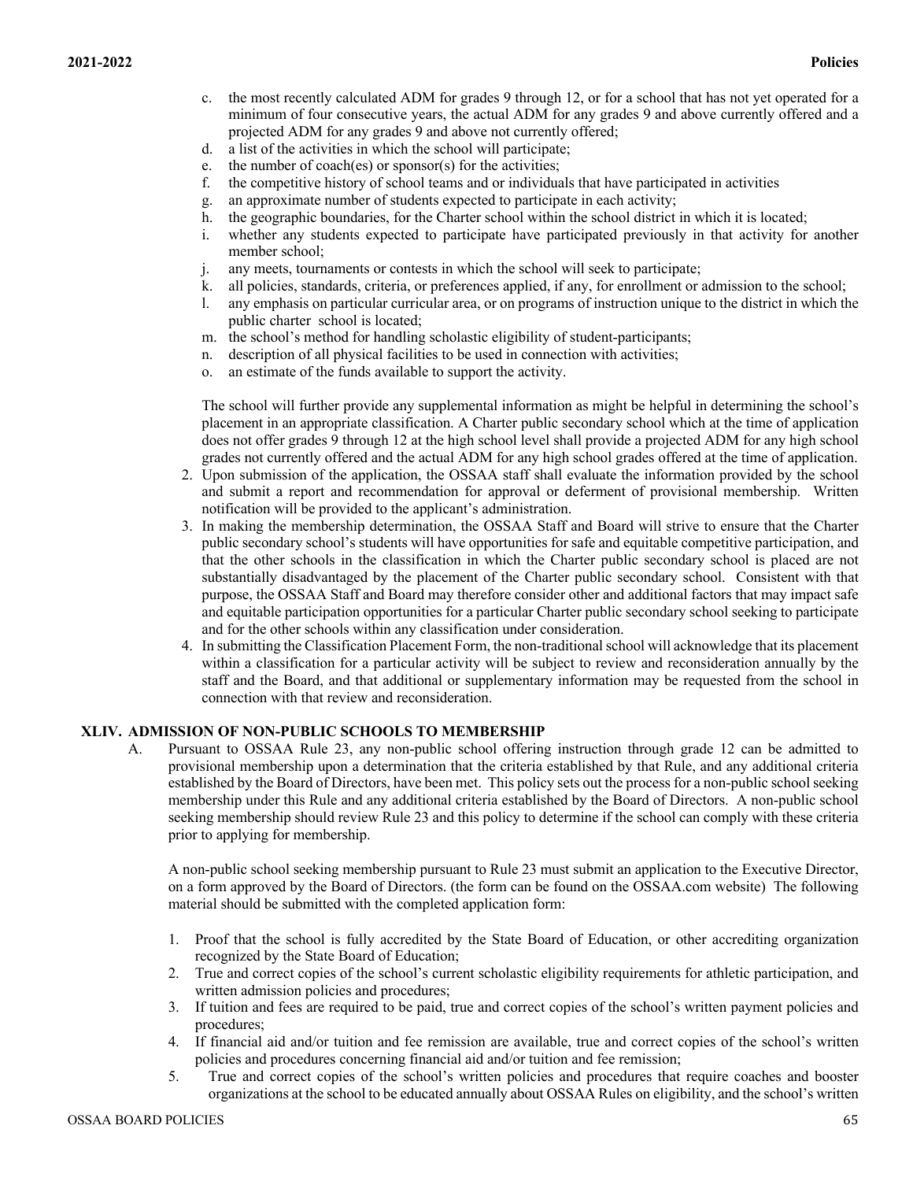c. the most recently calculated ADM for grades 9 through 12, or for a school that has not yet operated for a minimum of four consecutive years, the actual ADM for any grades 9 and above currently offered and a projected ADM for any grades 9 and above not currently offered;
d. a list of the activities in which the school will participate;
e. the number of coach(es) or sponsor(s) for the activities;
f. the competitive history of school teams and or individuals that have participated in activities
g. an approximate number of students expected to participate in each activity;
h. the geographic boundaries, for the Charter school within the school district in which it is located;
i. whether any students expected to participate have participated previously in that activity for another member school;
j. any meets, tournaments or contests in which the school will seek to participate;
k. all policies, standards, criteria, or preferences applied, if any, for enrollment or admission to the school;
l. any emphasis on particular curricular area, or on programs of instruction unique to the district in which the public charter school is located;
m. the school's method for handling scholastic eligibility of student-participants;
n. description of all physical facilities to be used in connection with activities;
o. an estimate of the funds available to support the activity.

The school will further provide any supplemental information as might be helpful in determining the school's placement in an appropriate classification. A Charter public secondary school which at the time of application does not offer grades 9 through 12 at the high school level shall provide a projected ADM for any high school grades not currently offered and the actual ADM for any high school grades offered at the time of application.

2. Upon submission of the application, the OSSAA staff shall evaluate the information provided by the school and submit a report and recommendation for approval or deferment of provisional membership. Written notification will be provided to the applicant's administration.
3. In making the membership determination, the OSSAA Staff and Board will strive to ensure that the Charter public secondary school's students will have opportunities for safe and equitable competitive participation, and that the other schools in the classification in which the Charter public secondary school is placed are not substantially disadvantaged by the placement of the Charter public secondary school. Consistent with that purpose, the OSSAA Staff and Board may therefore consider other and additional factors that may impact safe and equitable participation opportunities for a particular Charter public secondary school seeking to participate and for the other schools within any classification under consideration.
4. In submitting the Classification Placement Form, the non-traditional school will acknowledge that its placement within a classification for a particular activity will be subject to review and reconsideration annually by the staff and the Board, and that additional or supplementary information may be requested from the school in connection with that review and reconsideration.

## XLIV. ADMISSION OF NON-PUBLIC SCHOOLS TO MEMBERSHIP

A. Pursuant to OSSAA Rule 23, any non-public school offering instruction through grade 12 can be admitted to provisional membership upon a determination that the criteria established by that Rule, and any additional criteria established by the Board of Directors, have been met. This policy sets out the process for a non-public school seeking membership under this Rule and any additional criteria established by the Board of Directors. A non-public school seeking membership should review Rule 23 and this policy to determine if the school can comply with these criteria prior to applying for membership.

A non-public school seeking membership pursuant to Rule 23 must submit an application to the Executive Director, on a form approved by the Board of Directors. (the form can be found on the OSSAA.com website) The following material should be submitted with the completed application form:

1. Proof that the school is fully accredited by the State Board of Education, or other accrediting organization recognized by the State Board of Education;
2. True and correct copies of the school's current scholastic eligibility requirements for athletic participation, and written admission policies and procedures;
3. If tuition and fees are required to be paid, true and correct copies of the school's written payment policies and procedures;
4. If financial aid and/or tuition and fee remission are available, true and correct copies of the school's written policies and procedures concerning financial aid and/or tuition and fee remission;
5. True and correct copies of the school's written policies and procedures that require coaches and booster organizations at the school to be educated annually about OSSAA Rules on eligibility, and the school's written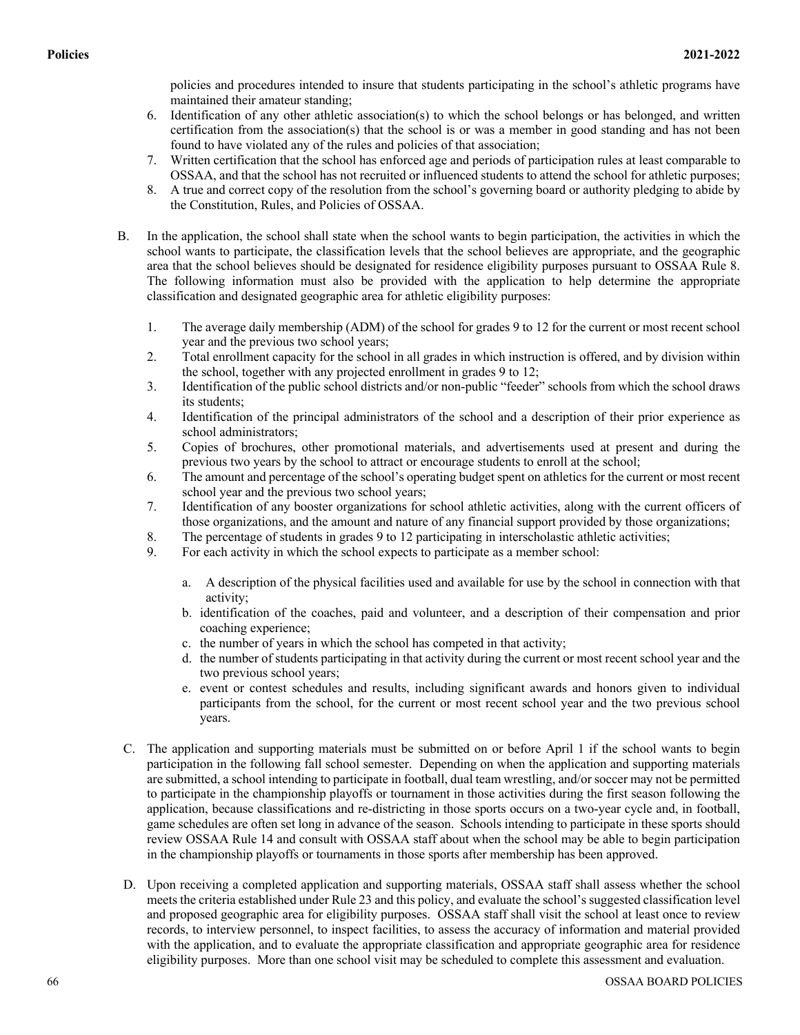policies and procedures intended to insure that students participating in the school's athletic programs have maintained their amateur standing;

6. Identification of any other athletic association(s) to which the school belongs or has belonged, and written certification from the association(s) that the school is or was a member in good standing and has not been found to have violated any of the rules and policies of that association;
7. Written certification that the school has enforced age and periods of participation rules at least comparable to OSSAA, and that the school has not recruited or influenced students to attend the school for athletic purposes;
8. A true and correct copy of the resolution from the school's governing board or authority pledging to abide by the Constitution, Rules, and Policies of OSSAA.

B. In the application, the school shall state when the school wants to begin participation, the activities in which the school wants to participate, the classification levels that the school believes are appropriate, and the geographic area that the school believes should be designated for residence eligibility purposes pursuant to OSSAA Rule 8. The following information must also be provided with the application to help determine the appropriate classification and designated geographic area for athletic eligibility purposes:

1. The average daily membership (ADM) of the school for grades 9 to 12 for the current or most recent school year and the previous two school years;
2. Total enrollment capacity for the school in all grades in which instruction is offered, and by division within the school, together with any projected enrollment in grades 9 to 12;
3. Identification of the public school districts and/or non-public "feeder" schools from which the school draws its students;
4. Identification of the principal administrators of the school and a description of their prior experience as school administrators;
5. Copies of brochures, other promotional materials, and advertisements used at present and during the previous two years by the school to attract or encourage students to enroll at the school;
6. The amount and percentage of the school's operating budget spent on athletics for the current or most recent school year and the previous two school years;
7. Identification of any booster organizations for school athletic activities, along with the current officers of those organizations, and the amount and nature of any financial support provided by those organizations;
8. The percentage of students in grades 9 to 12 participating in interscholastic athletic activities;
9. For each activity in which the school expects to participate as a member school:
   a. A description of the physical facilities used and available for use by the school in connection with that activity;
   b. identification of the coaches, paid and volunteer, and a description of their compensation and prior coaching experience;
   c. the number of years in which the school has competed in that activity;
   d. the number of students participating in that activity during the current or most recent school year and the two previous school years;
   e. event or contest schedules and results, including significant awards and honors given to individual participants from the school, for the current or most recent school year and the two previous school years.

C. The application and supporting materials must be submitted on or before April 1 if the school wants to begin participation in the following fall school semester. Depending on when the application and supporting materials are submitted, a school intending to participate in football, dual team wrestling, and/or soccer may not be permitted to participate in the championship playoffs or tournament in those activities during the first season following the application, because classifications and re-districting in those sports occurs on a two-year cycle and, in football, game schedules are often set long in advance of the season. Schools intending to participate in these sports should review OSSAA Rule 14 and consult with OSSAA staff about when the school may be able to begin participation in the championship playoffs or tournaments in those sports after membership has been approved.

D. Upon receiving a completed application and supporting materials, OSSAA staff shall assess whether the school meets the criteria established under Rule 23 and this policy, and evaluate the school's suggested classification level and proposed geographic area for eligibility purposes. OSSAA staff shall visit the school at least once to review records, to interview personnel, to inspect facilities, to assess the accuracy of information and material provided with the application, and to evaluate the appropriate classification and appropriate geographic area for residence eligibility purposes. More than one school visit may be scheduled to complete this assessment and evaluation.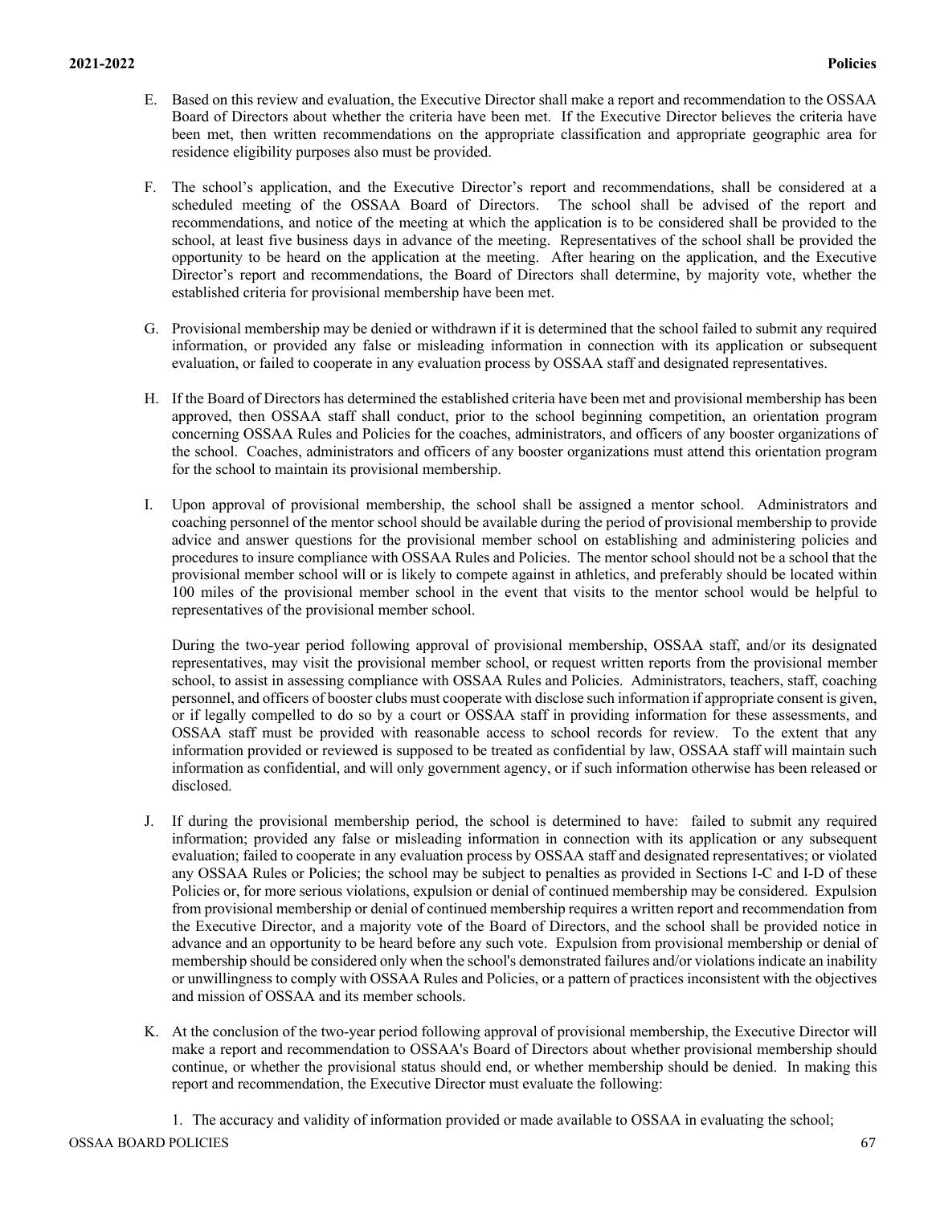E. Based on this review and evaluation, the Executive Director shall make a report and recommendation to the OSSAA Board of Directors about whether the criteria have been met. If the Executive Director believes the criteria have been met, then written recommendations on the appropriate classification and appropriate geographic area for residence eligibility purposes also must be provided.

F. The school's application, and the Executive Director's report and recommendations, shall be considered at a scheduled meeting of the OSSAA Board of Directors. The school shall be advised of the report and recommendations, and notice of the meeting at which the application is to be considered shall be provided to the school, at least five business days in advance of the meeting. Representatives of the school shall be provided the opportunity to be heard on the application at the meeting. After hearing on the application, and the Executive Director's report and recommendations, the Board of Directors shall determine, by majority vote, whether the established criteria for provisional membership have been met.

G. Provisional membership may be denied or withdrawn if it is determined that the school failed to submit any required information, or provided any false or misleading information in connection with its application or subsequent evaluation, or failed to cooperate in any evaluation process by OSSAA staff and designated representatives.

H. If the Board of Directors has determined the established criteria have been met and provisional membership has been approved, then OSSAA staff shall conduct, prior to the school beginning competition, an orientation program concerning OSSAA Rules and Policies for the coaches, administrators, and officers of any booster organizations of the school. Coaches, administrators and officers of any booster organizations must attend this orientation program for the school to maintain its provisional membership.

I. Upon approval of provisional membership, the school shall be assigned a mentor school. Administrators and coaching personnel of the mentor school should be available during the period of provisional membership to provide advice and answer questions for the provisional member school on establishing and administering policies and procedures to insure compliance with OSSAA Rules and Policies. The mentor school should not be a school that the provisional member school will or is likely to compete against in athletics, and preferably should be located within 100 miles of the provisional member school in the event that visits to the mentor school would be helpful to representatives of the provisional member school.

   During the two-year period following approval of provisional membership, OSSAA staff, and/or its designated representatives, may visit the provisional member school, or request written reports from the provisional member school, to assist in assessing compliance with OSSAA Rules and Policies. Administrators, teachers, staff, coaching personnel, and officers of booster clubs must cooperate with disclose such information if appropriate consent is given, or if legally compelled to do so by a court or OSSAA staff in providing information for these assessments, and OSSAA staff must be provided with reasonable access to school records for review. To the extent that any information provided or reviewed is supposed to be treated as confidential by law, OSSAA staff will maintain such information as confidential, and will only government agency, or if such information otherwise has been released or disclosed.

J. If during the provisional membership period, the school is determined to have: failed to submit any required information; provided any false or misleading information in connection with its application or any subsequent evaluation; failed to cooperate in any evaluation process by OSSAA staff and designated representatives; or violated any OSSAA Rules or Policies; the school may be subject to penalties as provided in Sections I-C and I-D of these Policies or, for more serious violations, expulsion or denial of continued membership may be considered. Expulsion from provisional membership or denial of continued membership requires a written report and recommendation from the Executive Director, and a majority vote of the Board of Directors, and the school shall be provided notice in advance and an opportunity to be heard before any such vote. Expulsion from provisional membership or denial of membership should be considered only when the school's demonstrated failures and/or violations indicate an inability or unwillingness to comply with OSSAA Rules and Policies, or a pattern of practices inconsistent with the objectives and mission of OSSAA and its member schools.

K. At the conclusion of the two-year period following approval of provisional membership, the Executive Director will make a report and recommendation to OSSAA's Board of Directors about whether provisional membership should continue, or whether the provisional status should end, or whether membership should be denied. In making this report and recommendation, the Executive Director must evaluate the following:

   1. The accuracy and validity of information provided or made available to OSSAA in evaluating the school;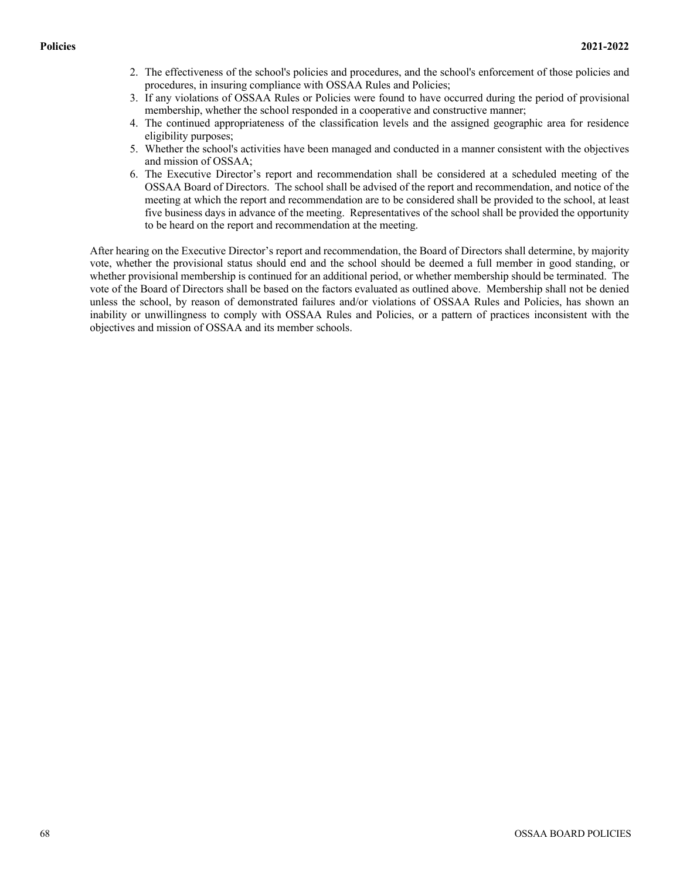2. The effectiveness of the school's policies and procedures, and the school's enforcement of those policies and procedures, in insuring compliance with OSSAA Rules and Policies;
3. If any violations of OSSAA Rules or Policies were found to have occurred during the period of provisional membership, whether the school responded in a cooperative and constructive manner;
4. The continued appropriateness of the classification levels and the assigned geographic area for residence eligibility purposes;
5. Whether the school's activities have been managed and conducted in a manner consistent with the objectives and mission of OSSAA;
6. The Executive Director's report and recommendation shall be considered at a scheduled meeting of the OSSAA Board of Directors. The school shall be advised of the report and recommendation, and notice of the meeting at which the report and recommendation are to be considered shall be provided to the school, at least five business days in advance of the meeting. Representatives of the school shall be provided the opportunity to be heard on the report and recommendation at the meeting.

After hearing on the Executive Director's report and recommendation, the Board of Directors shall determine, by majority vote, whether the provisional status should end and the school should be deemed a full member in good standing, or whether provisional membership is continued for an additional period, or whether membership should be terminated. The vote of the Board of Directors shall be based on the factors evaluated as outlined above. Membership shall not be denied unless the school, by reason of demonstrated failures and/or violations of OSSAA Rules and Policies, has shown an inability or unwillingness to comply with OSSAA Rules and Policies, or a pattern of practices inconsistent with the objectives and mission of OSSAA and its member schools.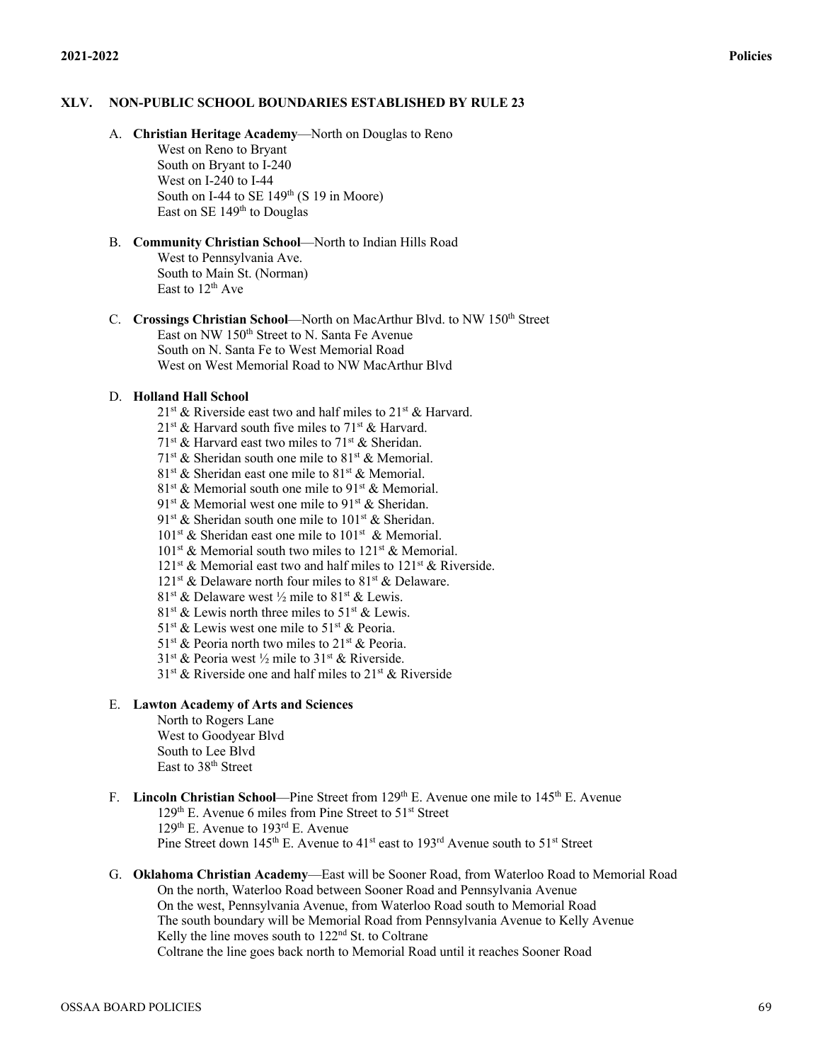## XLV. NON-PUBLIC SCHOOL BOUNDARIES ESTABLISHED BY RULE 23

A. **Christian Heritage Academy**—North on Douglas to Reno
West on Reno to Bryant
South on Bryant to I-240
West on I-240 to I-44
South on I-44 to SE 149th (S 19 in Moore)
East on SE 149th to Douglas

B. **Community Christian School**—North to Indian Hills Road
West to Pennsylvania Ave.
South to Main St. (Norman)
East to 12th Ave

C. **Crossings Christian School**—North on MacArthur Blvd. to NW 150th Street
East on NW 150th Street to N. Santa Fe Avenue
South on N. Santa Fe to West Memorial Road
West on West Memorial Road to NW MacArthur Blvd

D. **Holland Hall School**
21st & Riverside east two and half miles to 21st & Harvard.
21st & Harvard south five miles to 71st & Harvard.
71st & Harvard east two miles to 71st & Sheridan.
71st & Sheridan south one mile to 81st & Memorial.
81st & Sheridan east one mile to 81st & Memorial.
81st & Memorial south one mile to 91st & Memorial.
91st & Memorial west one mile to 91st & Sheridan.
91st & Sheridan south one mile to 101st & Sheridan.
101st & Sheridan east one mile to 101st & Memorial.
101st & Memorial south two miles to 121st & Memorial.
121st & Memorial east two and half miles to 121st & Riverside.
121st & Delaware north four miles to 81st & Delaware.
81st & Delaware west ½ mile to 81st & Lewis.
81st & Lewis north three miles to 51st & Lewis.
51st & Lewis west one mile to 51st & Peoria.
51st & Peoria north two miles to 21st & Peoria.
31st & Peoria west ½ mile to 31st & Riverside.
31st & Riverside one and half miles to 21st & Riverside

E. **Lawton Academy of Arts and Sciences**
North to Rogers Lane
West to Goodyear Blvd
South to Lee Blvd
East to 38th Street

F. **Lincoln Christian School**—Pine Street from 129th E. Avenue one mile to 145th E. Avenue
129th E. Avenue 6 miles from Pine Street to 51st Street
129th E. Avenue to 193rd E. Avenue
Pine Street down 145th E. Avenue to 41st east to 193rd Avenue south to 51st Street

G. **Oklahoma Christian Academy**—East will be Sooner Road, from Waterloo Road to Memorial Road
On the north, Waterloo Road between Sooner Road and Pennsylvania Avenue
On the west, Pennsylvania Avenue, from Waterloo Road south to Memorial Road
The south boundary will be Memorial Road from Pennsylvania Avenue to Kelly Avenue
Kelly the line moves south to 122nd St. to Coltrane
Coltrane the line goes back north to Memorial Road until it reaches Sooner Road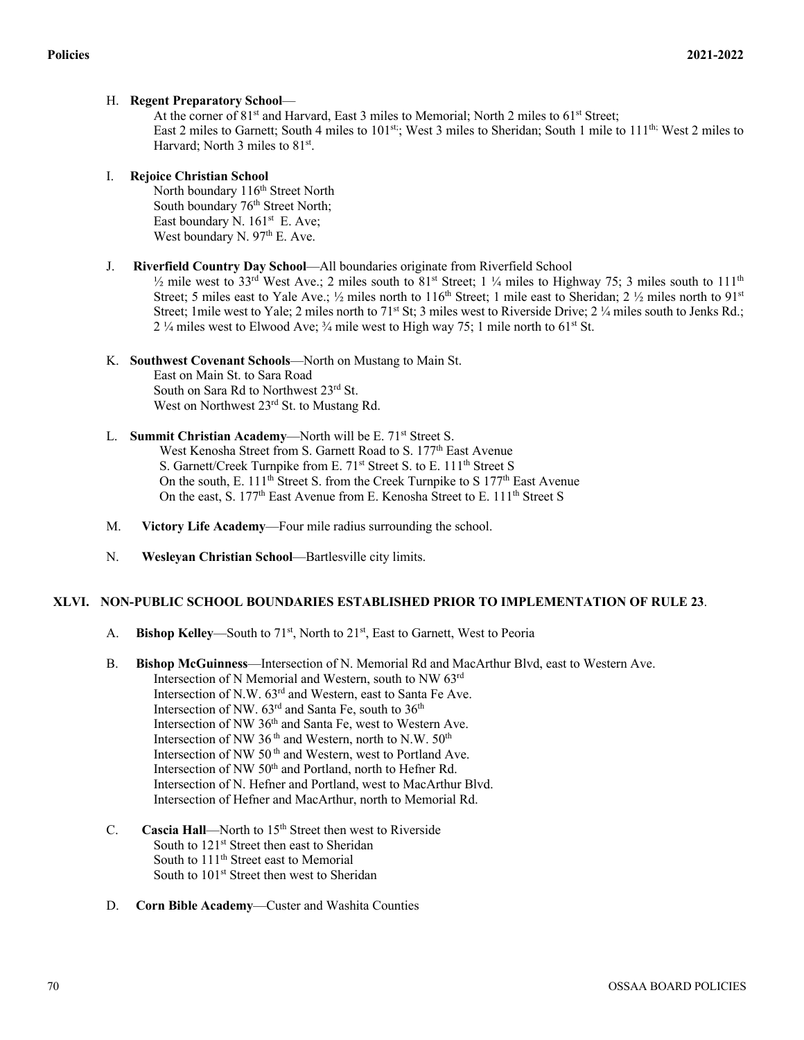H. **Regent Preparatory School**—

At the corner of 81st and Harvard, East 3 miles to Memorial; North 2 miles to 61st Street;
East 2 miles to Garnett; South 4 miles to 101st; West 3 miles to Sheridan; South 1 mile to 111th; West 2 miles to Harvard; North 3 miles to 81st.

I. **Rejoice Christian School**

North boundary 116th Street North
South boundary 76th Street North;
East boundary N. 161st E. Ave;
West boundary N. 97th E. Ave.

J. **Riverfield Country Day School**—All boundaries originate from Riverfield School

½ mile west to 33rd West Ave.; 2 miles south to 81st Street; 1 ¼ miles to Highway 75; 3 miles south to 111th Street; 5 miles east to Yale Ave.; ½ miles north to 116th Street; 1 mile east to Sheridan; 2 ½ miles north to 91st Street; 1mile west to Yale; 2 miles north to 71st St; 3 miles west to Riverside Drive; 2 ¼ miles south to Jenks Rd.; 2 ¼ miles west to Elwood Ave; ¾ mile west to High way 75; 1 mile north to 61st St.

K. **Southwest Covenant Schools**—North on Mustang to Main St.

East on Main St. to Sara Road
South on Sara Rd to Northwest 23rd St.
West on Northwest 23rd St. to Mustang Rd.

L. **Summit Christian Academy**—North will be E. 71st Street S.

West Kenosha Street from S. Garnett Road to S. 177th East Avenue
S. Garnett/Creek Turnpike from E. 71st Street S. to E. 111th Street S
On the south, E. 111th Street S. from the Creek Turnpike to S 177th East Avenue
On the east, S. 177th East Avenue from E. Kenosha Street to E. 111th Street S

M. **Victory Life Academy**—Four mile radius surrounding the school.

N. **Wesleyan Christian School**—Bartlesville city limits.

## XLVI. NON-PUBLIC SCHOOL BOUNDARIES ESTABLISHED PRIOR TO IMPLEMENTATION OF RULE 23.

A. **Bishop Kelley**—South to 71st, North to 21st, East to Garnett, West to Peoria

B. **Bishop McGuinness**—Intersection of N. Memorial Rd and MacArthur Blvd, east to Western Ave.

Intersection of N Memorial and Western, south to NW 63rd
Intersection of N.W. 63rd and Western, east to Santa Fe Ave.
Intersection of NW. 63rd and Santa Fe, south to 36th
Intersection of NW 36th and Santa Fe, west to Western Ave.
Intersection of NW 36th and Western, north to N.W. 50th
Intersection of NW 50th and Western, west to Portland Ave.
Intersection of NW 50th and Portland, north to Hefner Rd.
Intersection of N. Hefner and Portland, west to MacArthur Blvd.
Intersection of Hefner and MacArthur, north to Memorial Rd.

C. **Cascia Hall**—North to 15th Street then west to Riverside

South to 121st Street then east to Sheridan
South to 111th Street east to Memorial
South to 101st Street then west to Sheridan

D. **Corn Bible Academy**—Custer and Washita Counties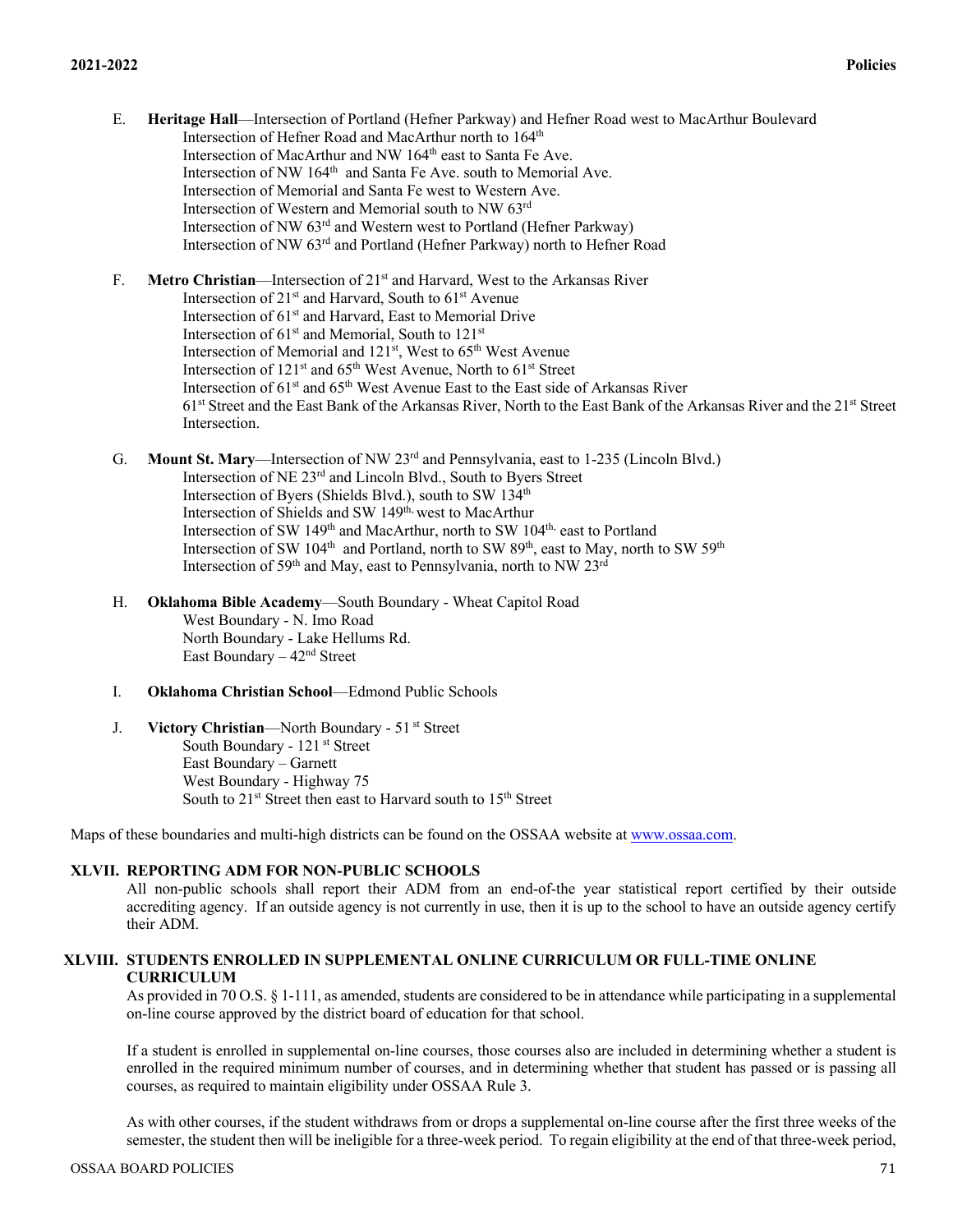E. **Heritage Hall**—Intersection of Portland (Hefner Parkway) and Hefner Road west to MacArthur Boulevard
Intersection of Hefner Road and MacArthur north to 164th
Intersection of MacArthur and NW 164th east to Santa Fe Ave.
Intersection of NW 164th and Santa Fe Ave. south to Memorial Ave.
Intersection of Memorial and Santa Fe west to Western Ave.
Intersection of Western and Memorial south to NW 63rd
Intersection of NW 63rd and Western west to Portland (Hefner Parkway)
Intersection of NW 63rd and Portland (Hefner Parkway) north to Hefner Road

F. **Metro Christian**—Intersection of 21st and Harvard, West to the Arkansas River
Intersection of 21st and Harvard, South to 61st Avenue
Intersection of 61st and Harvard, East to Memorial Drive
Intersection of 61st and Memorial, South to 121st
Intersection of Memorial and 121st, West to 65th West Avenue
Intersection of 121st and 65th West Avenue, North to 61st Street
Intersection of 61st and 65th West Avenue East to the East side of Arkansas River
61st Street and the East Bank of the Arkansas River, North to the East Bank of the Arkansas River and the 21st Street Intersection.

G. **Mount St. Mary**—Intersection of NW 23rd and Pennsylvania, east to 1-235 (Lincoln Blvd.)
Intersection of NE 23rd and Lincoln Blvd., South to Byers Street
Intersection of Byers (Shields Blvd.), south to SW 134th
Intersection of Shields and SW 149th, west to MacArthur
Intersection of SW 149th and MacArthur, north to SW 104th, east to Portland
Intersection of SW 104th and Portland, north to SW 89th, east to May, north to SW 59th
Intersection of 59th and May, east to Pennsylvania, north to NW 23rd

H. **Oklahoma Bible Academy**—South Boundary - Wheat Capitol Road
West Boundary - N. Imo Road
North Boundary - Lake Hellums Rd.
East Boundary – 42nd Street

I. **Oklahoma Christian School**—Edmond Public Schools

J. **Victory Christian**—North Boundary - 51st Street
South Boundary - 121st Street
East Boundary – Garnett
West Boundary - Highway 75
South to 21st Street then east to Harvard south to 15th Street

Maps of these boundaries and multi-high districts can be found on the OSSAA website at www.ossaa.com.

## XLVII. REPORTING ADM FOR NON-PUBLIC SCHOOLS

All non-public schools shall report their ADM from an end-of-the year statistical report certified by their outside accrediting agency. If an outside agency is not currently in use, then it is up to the school to have an outside agency certify their ADM.

## XLVIII. STUDENTS ENROLLED IN SUPPLEMENTAL ONLINE CURRICULUM OR FULL-TIME ONLINE CURRICULUM

As provided in 70 O.S. § 1-111, as amended, students are considered to be in attendance while participating in a supplemental on-line course approved by the district board of education for that school.

If a student is enrolled in supplemental on-line courses, those courses also are included in determining whether a student is enrolled in the required minimum number of courses, and in determining whether that student has passed or is passing all courses, as required to maintain eligibility under OSSAA Rule 3.

As with other courses, if the student withdraws from or drops a supplemental on-line course after the first three weeks of the semester, the student then will be ineligible for a three-week period. To regain eligibility at the end of that three-week period,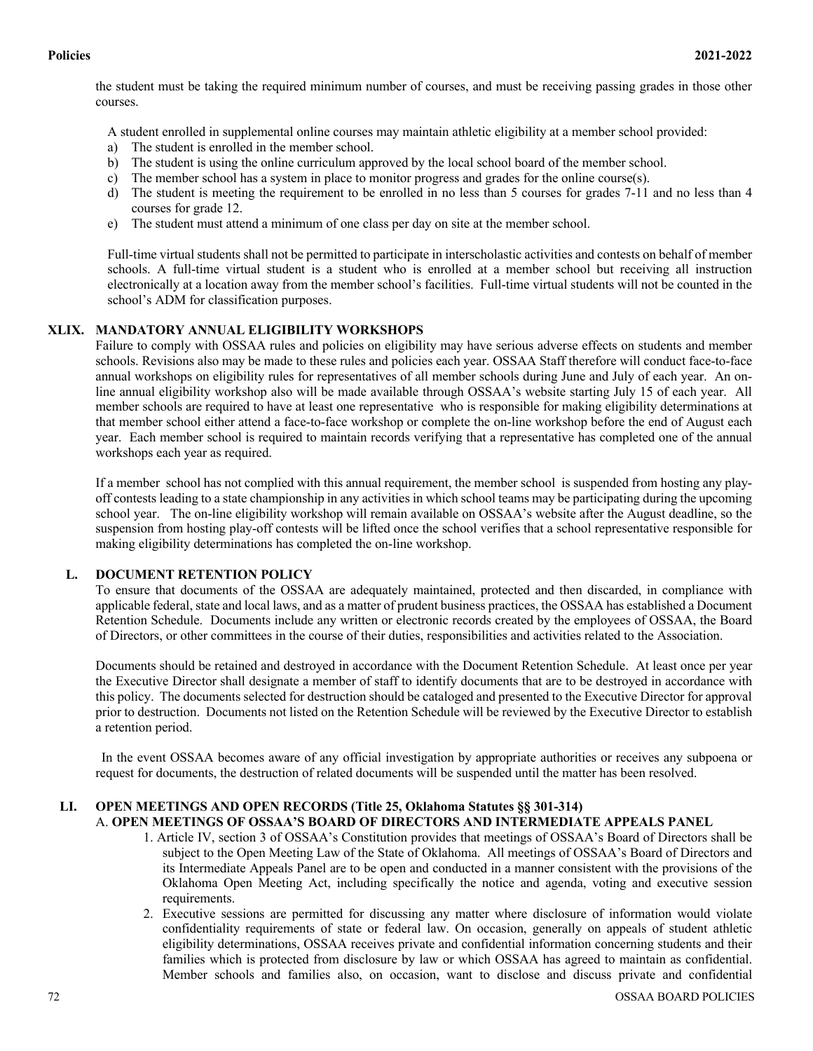the student must be taking the required minimum number of courses, and must be receiving passing grades in those other courses.

A student enrolled in supplemental online courses may maintain athletic eligibility at a member school provided:

a) The student is enrolled in the member school.
b) The student is using the online curriculum approved by the local school board of the member school.
c) The member school has a system in place to monitor progress and grades for the online course(s).
d) The student is meeting the requirement to be enrolled in no less than 5 courses for grades 7-11 and no less than 4 courses for grade 12.
e) The student must attend a minimum of one class per day on site at the member school.

Full-time virtual students shall not be permitted to participate in interscholastic activities and contests on behalf of member schools. A full-time virtual student is a student who is enrolled at a member school but receiving all instruction electronically at a location away from the member school's facilities. Full-time virtual students will not be counted in the school's ADM for classification purposes.

## XLIX. MANDATORY ANNUAL ELIGIBILITY WORKSHOPS

Failure to comply with OSSAA rules and policies on eligibility may have serious adverse effects on students and member schools. Revisions also may be made to these rules and policies each year. OSSAA Staff therefore will conduct face-to-face annual workshops on eligibility rules for representatives of all member schools during June and July of each year. An on-line annual eligibility workshop also will be made available through OSSAA's website starting July 15 of each year. All member schools are required to have at least one representative who is responsible for making eligibility determinations at that member school either attend a face-to-face workshop or complete the on-line workshop before the end of August each year. Each member school is required to maintain records verifying that a representative has completed one of the annual workshops each year as required.

If a member school has not complied with this annual requirement, the member school is suspended from hosting any play-off contests leading to a state championship in any activities in which school teams may be participating during the upcoming school year. The on-line eligibility workshop will remain available on OSSAA's website after the August deadline, so the suspension from hosting play-off contests will be lifted once the school verifies that a school representative responsible for making eligibility determinations has completed the on-line workshop.

## L. DOCUMENT RETENTION POLICY

To ensure that documents of the OSSAA are adequately maintained, protected and then discarded, in compliance with applicable federal, state and local laws, and as a matter of prudent business practices, the OSSAA has established a Document Retention Schedule. Documents include any written or electronic records created by the employees of OSSAA, the Board of Directors, or other committees in the course of their duties, responsibilities and activities related to the Association.

Documents should be retained and destroyed in accordance with the Document Retention Schedule. At least once per year the Executive Director shall designate a member of staff to identify documents that are to be destroyed in accordance with this policy. The documents selected for destruction should be cataloged and presented to the Executive Director for approval prior to destruction. Documents not listed on the Retention Schedule will be reviewed by the Executive Director to establish a retention period.

In the event OSSAA becomes aware of any official investigation by appropriate authorities or receives any subpoena or request for documents, the destruction of related documents will be suspended until the matter has been resolved.

## LI. OPEN MEETINGS AND OPEN RECORDS (Title 25, Oklahoma Statutes §§ 301-314)

### A. OPEN MEETINGS OF OSSAA'S BOARD OF DIRECTORS AND INTERMEDIATE APPEALS PANEL

1. Article IV, section 3 of OSSAA's Constitution provides that meetings of OSSAA's Board of Directors shall be subject to the Open Meeting Law of the State of Oklahoma. All meetings of OSSAA's Board of Directors and its Intermediate Appeals Panel are to be open and conducted in a manner consistent with the provisions of the Oklahoma Open Meeting Act, including specifically the notice and agenda, voting and executive session requirements.
2. Executive sessions are permitted for discussing any matter where disclosure of information would violate confidentiality requirements of state or federal law. On occasion, generally on appeals of student athletic eligibility determinations, OSSAA receives private and confidential information concerning students and their families which is protected from disclosure by law or which OSSAA has agreed to maintain as confidential. Member schools and families also, on occasion, want to disclose and discuss private and confidential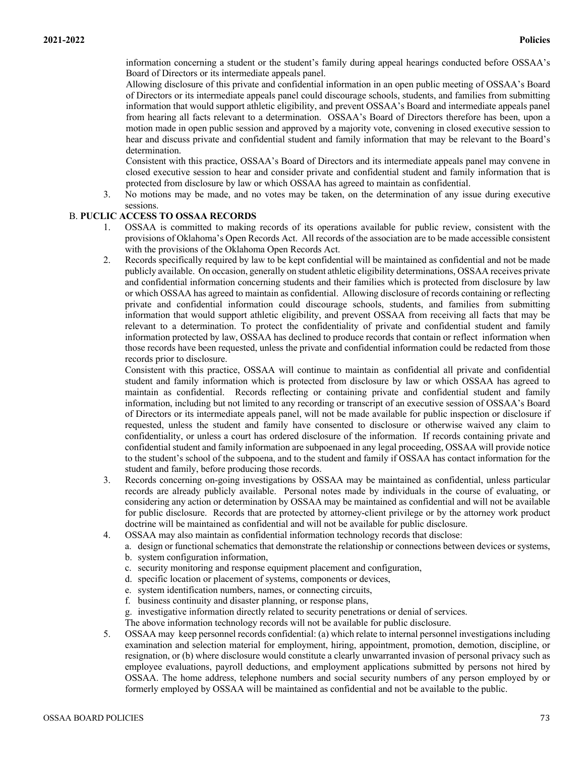information concerning a student or the student's family during appeal hearings conducted before OSSAA's Board of Directors or its intermediate appeals panel.

Allowing disclosure of this private and confidential information in an open public meeting of OSSAA's Board of Directors or its intermediate appeals panel could discourage schools, students, and families from submitting information that would support athletic eligibility, and prevent OSSAA's Board and intermediate appeals panel from hearing all facts relevant to a determination. OSSAA's Board of Directors therefore has been, upon a motion made in open public session and approved by a majority vote, convening in closed executive session to hear and discuss private and confidential student and family information that may be relevant to the Board's determination.

Consistent with this practice, OSSAA's Board of Directors and its intermediate appeals panel may convene in closed executive session to hear and consider private and confidential student and family information that is protected from disclosure by law or which OSSAA has agreed to maintain as confidential.

3. No motions may be made, and no votes may be taken, on the determination of any issue during executive sessions.

B. **PUCLIC ACCESS TO OSSAA RECORDS**

1. OSSAA is committed to making records of its operations available for public review, consistent with the provisions of Oklahoma's Open Records Act. All records of the association are to be made accessible consistent with the provisions of the Oklahoma Open Records Act.
2. Records specifically required by law to be kept confidential will be maintained as confidential and not be made publicly available. On occasion, generally on student athletic eligibility determinations, OSSAA receives private and confidential information concerning students and their families which is protected from disclosure by law or which OSSAA has agreed to maintain as confidential. Allowing disclosure of records containing or reflecting private and confidential information could discourage schools, students, and families from submitting information that would support athletic eligibility, and prevent OSSAA from receiving all facts that may be relevant to a determination. To protect the confidentiality of private and confidential student and family information protected by law, OSSAA has declined to produce records that contain or reflect information when those records have been requested, unless the private and confidential information could be redacted from those records prior to disclosure.

   Consistent with this practice, OSSAA will continue to maintain as confidential all private and confidential student and family information which is protected from disclosure by law or which OSSAA has agreed to maintain as confidential. Records reflecting or containing private and confidential student and family information, including but not limited to any recording or transcript of an executive session of OSSAA's Board of Directors or its intermediate appeals panel, will not be made available for public inspection or disclosure if requested, unless the student and family have consented to disclosure or otherwise waived any claim to confidentiality, or unless a court has ordered disclosure of the information. If records containing private and confidential student and family information are subpoenaed in any legal proceeding, OSSAA will provide notice to the student's school of the subpoena, and to the student and family if OSSAA has contact information for the student and family, before producing those records.
3. Records concerning on-going investigations by OSSAA may be maintained as confidential, unless particular records are already publicly available. Personal notes made by individuals in the course of evaluating, or considering any action or determination by OSSAA may be maintained as confidential and will not be available for public disclosure. Records that are protected by attorney-client privilege or by the attorney work product doctrine will be maintained as confidential and will not be available for public disclosure.
4. OSSAA may also maintain as confidential information technology records that disclose:
   a. design or functional schematics that demonstrate the relationship or connections between devices or systems,
   b. system configuration information,
   c. security monitoring and response equipment placement and configuration,
   d. specific location or placement of systems, components or devices,
   e. system identification numbers, names, or connecting circuits,
   f. business continuity and disaster planning, or response plans,
   g. investigative information directly related to security penetrations or denial of services.

   The above information technology records will not be available for public disclosure.
5. OSSAA may keep personnel records confidential: (a) which relate to internal personnel investigations including examination and selection material for employment, hiring, appointment, promotion, demotion, discipline, or resignation, or (b) where disclosure would constitute a clearly unwarranted invasion of personal privacy such as employee evaluations, payroll deductions, and employment applications submitted by persons not hired by OSSAA. The home address, telephone numbers and social security numbers of any person employed by or formerly employed by OSSAA will be maintained as confidential and not be available to the public.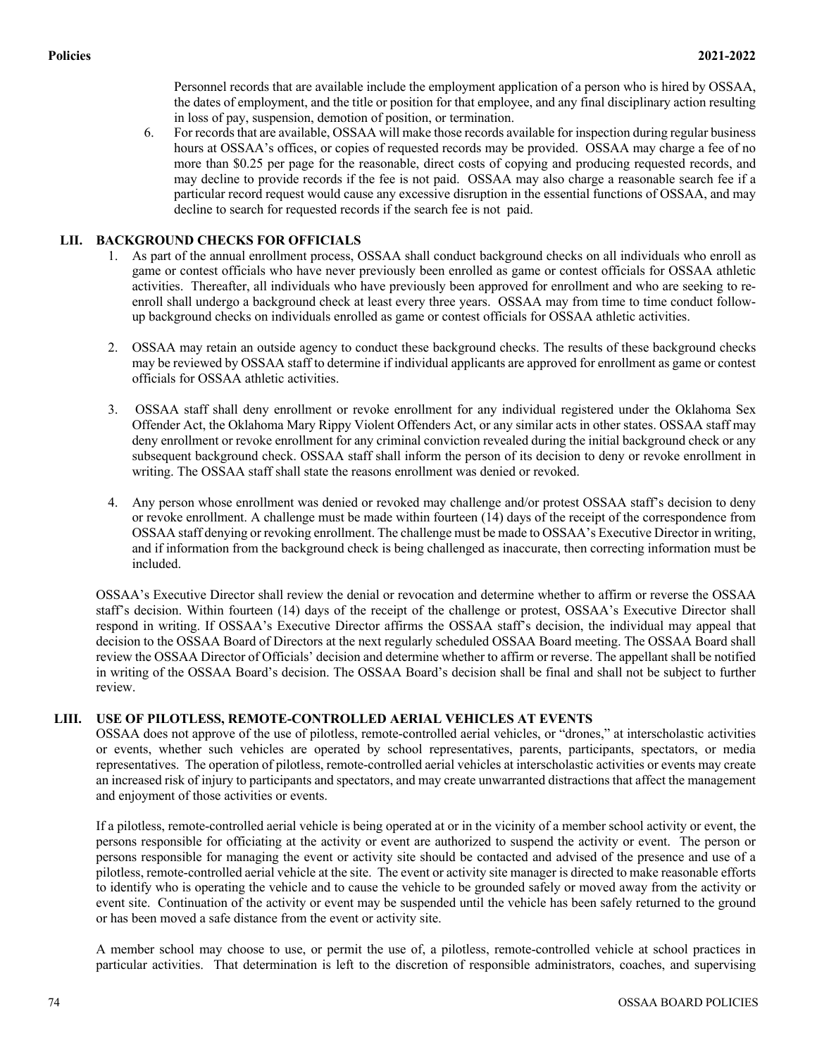Personnel records that are available include the employment application of a person who is hired by OSSAA, the dates of employment, and the title or position for that employee, and any final disciplinary action resulting in loss of pay, suspension, demotion of position, or termination.

6. For records that are available, OSSAA will make those records available for inspection during regular business hours at OSSAA's offices, or copies of requested records may be provided. OSSAA may charge a fee of no more than $0.25 per page for the reasonable, direct costs of copying and producing requested records, and may decline to provide records if the fee is not paid. OSSAA may also charge a reasonable search fee if a particular record request would cause any excessive disruption in the essential functions of OSSAA, and may decline to search for requested records if the search fee is not paid.

## LII. BACKGROUND CHECKS FOR OFFICIALS

1. As part of the annual enrollment process, OSSAA shall conduct background checks on all individuals who enroll as game or contest officials who have never previously been enrolled as game or contest officials for OSSAA athletic activities. Thereafter, all individuals who have previously been approved for enrollment and who are seeking to re-enroll shall undergo a background check at least every three years. OSSAA may from time to time conduct follow-up background checks on individuals enrolled as game or contest officials for OSSAA athletic activities.

2. OSSAA may retain an outside agency to conduct these background checks. The results of these background checks may be reviewed by OSSAA staff to determine if individual applicants are approved for enrollment as game or contest officials for OSSAA athletic activities.

3. OSSAA staff shall deny enrollment or revoke enrollment for any individual registered under the Oklahoma Sex Offender Act, the Oklahoma Mary Rippy Violent Offenders Act, or any similar acts in other states. OSSAA staff may deny enrollment or revoke enrollment for any criminal conviction revealed during the initial background check or any subsequent background check. OSSAA staff shall inform the person of its decision to deny or revoke enrollment in writing. The OSSAA staff shall state the reasons enrollment was denied or revoked.

4. Any person whose enrollment was denied or revoked may challenge and/or protest OSSAA staff's decision to deny or revoke enrollment. A challenge must be made within fourteen (14) days of the receipt of the correspondence from OSSAA staff denying or revoking enrollment. The challenge must be made to OSSAA's Executive Director in writing, and if information from the background check is being challenged as inaccurate, then correcting information must be included.

OSSAA's Executive Director shall review the denial or revocation and determine whether to affirm or reverse the OSSAA staff's decision. Within fourteen (14) days of the receipt of the challenge or protest, OSSAA's Executive Director shall respond in writing. If OSSAA's Executive Director affirms the OSSAA staff's decision, the individual may appeal that decision to the OSSAA Board of Directors at the next regularly scheduled OSSAA Board meeting. The OSSAA Board shall review the OSSAA Director of Officials' decision and determine whether to affirm or reverse. The appellant shall be notified in writing of the OSSAA Board's decision. The OSSAA Board's decision shall be final and shall not be subject to further review.

## LIII. USE OF PILOTLESS, REMOTE-CONTROLLED AERIAL VEHICLES AT EVENTS

OSSAA does not approve of the use of pilotless, remote-controlled aerial vehicles, or "drones," at interscholastic activities or events, whether such vehicles are operated by school representatives, parents, participants, spectators, or media representatives. The operation of pilotless, remote-controlled aerial vehicles at interscholastic activities or events may create an increased risk of injury to participants and spectators, and may create unwarranted distractions that affect the management and enjoyment of those activities or events.

If a pilotless, remote-controlled aerial vehicle is being operated at or in the vicinity of a member school activity or event, the persons responsible for officiating at the activity or event are authorized to suspend the activity or event. The person or persons responsible for managing the event or activity site should be contacted and advised of the presence and use of a pilotless, remote-controlled aerial vehicle at the site. The event or activity site manager is directed to make reasonable efforts to identify who is operating the vehicle and to cause the vehicle to be grounded safely or moved away from the activity or event site. Continuation of the activity or event may be suspended until the vehicle has been safely returned to the ground or has been moved a safe distance from the event or activity site.

A member school may choose to use, or permit the use of, a pilotless, remote-controlled vehicle at school practices in particular activities. That determination is left to the discretion of responsible administrators, coaches, and supervising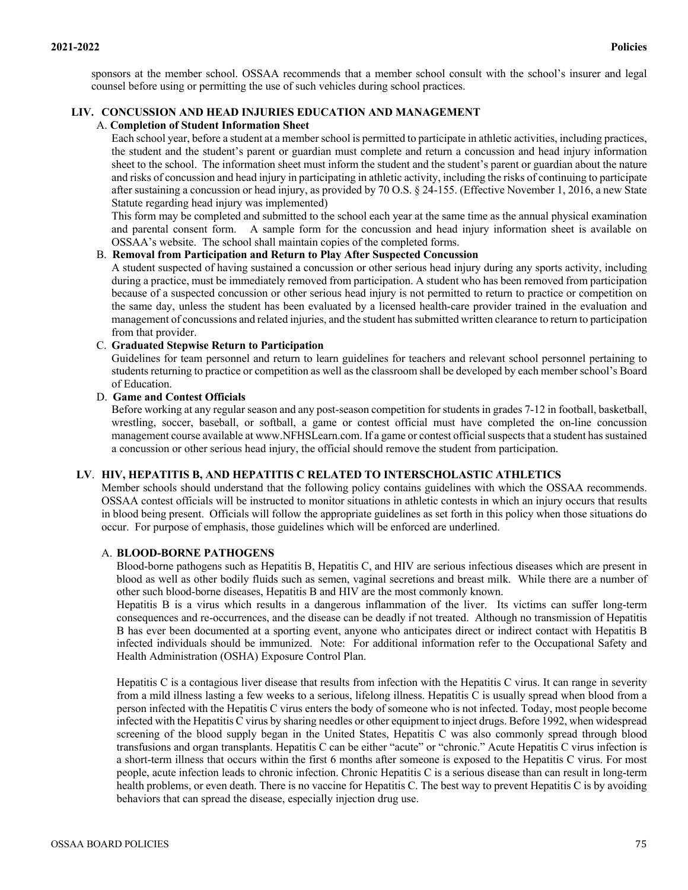sponsors at the member school. OSSAA recommends that a member school consult with the school's insurer and legal counsel before using or permitting the use of such vehicles during school practices.

## LIV. CONCUSSION AND HEAD INJURIES EDUCATION AND MANAGEMENT

### A. Completion of Student Information Sheet

Each school year, before a student at a member school is permitted to participate in athletic activities, including practices, the student and the student's parent or guardian must complete and return a concussion and head injury information sheet to the school. The information sheet must inform the student and the student's parent or guardian about the nature and risks of concussion and head injury in participating in athletic activity, including the risks of continuing to participate after sustaining a concussion or head injury, as provided by 70 O.S. § 24-155. (Effective November 1, 2016, a new State Statute regarding head injury was implemented)

This form may be completed and submitted to the school each year at the same time as the annual physical examination and parental consent form. A sample form for the concussion and head injury information sheet is available on OSSAA's website. The school shall maintain copies of the completed forms.

### B. Removal from Participation and Return to Play After Suspected Concussion

A student suspected of having sustained a concussion or other serious head injury during any sports activity, including during a practice, must be immediately removed from participation. A student who has been removed from participation because of a suspected concussion or other serious head injury is not permitted to return to practice or competition on the same day, unless the student has been evaluated by a licensed health-care provider trained in the evaluation and management of concussions and related injuries, and the student has submitted written clearance to return to participation from that provider.

### C. Graduated Stepwise Return to Participation

Guidelines for team personnel and return to learn guidelines for teachers and relevant school personnel pertaining to students returning to practice or competition as well as the classroom shall be developed by each member school's Board of Education.

### D. Game and Contest Officials

Before working at any regular season and any post-season competition for students in grades 7-12 in football, basketball, wrestling, soccer, baseball, or softball, a game or contest official must have completed the on-line concussion management course available at www.NFHSLearn.com. If a game or contest official suspects that a student has sustained a concussion or other serious head injury, the official should remove the student from participation.

## LV. HIV, HEPATITIS B, AND HEPATITIS C RELATED TO INTERSCHOLASTIC ATHLETICS

Member schools should understand that the following policy contains guidelines with which the OSSAA recommends. OSSAA contest officials will be instructed to monitor situations in athletic contests in which an injury occurs that results in blood being present. Officials will follow the appropriate guidelines as set forth in this policy when those situations do occur. For purpose of emphasis, those guidelines which will be enforced are underlined.

### A. BLOOD-BORNE PATHOGENS

Blood-borne pathogens such as Hepatitis B, Hepatitis C, and HIV are serious infectious diseases which are present in blood as well as other bodily fluids such as semen, vaginal secretions and breast milk. While there are a number of other such blood-borne diseases, Hepatitis B and HIV are the most commonly known.

Hepatitis B is a virus which results in a dangerous inflammation of the liver. Its victims can suffer long-term consequences and re-occurrences, and the disease can be deadly if not treated. Although no transmission of Hepatitis B has ever been documented at a sporting event, anyone who anticipates direct or indirect contact with Hepatitis B infected individuals should be immunized. Note: For additional information refer to the Occupational Safety and Health Administration (OSHA) Exposure Control Plan.

Hepatitis C is a contagious liver disease that results from infection with the Hepatitis C virus. It can range in severity from a mild illness lasting a few weeks to a serious, lifelong illness. Hepatitis C is usually spread when blood from a person infected with the Hepatitis C virus enters the body of someone who is not infected. Today, most people become infected with the Hepatitis C virus by sharing needles or other equipment to inject drugs. Before 1992, when widespread screening of the blood supply began in the United States, Hepatitis C was also commonly spread through blood transfusions and organ transplants. Hepatitis C can be either "acute" or "chronic." Acute Hepatitis C virus infection is a short-term illness that occurs within the first 6 months after someone is exposed to the Hepatitis C virus. For most people, acute infection leads to chronic infection. Chronic Hepatitis C is a serious disease than can result in long-term health problems, or even death. There is no vaccine for Hepatitis C. The best way to prevent Hepatitis C is by avoiding behaviors that can spread the disease, especially injection drug use.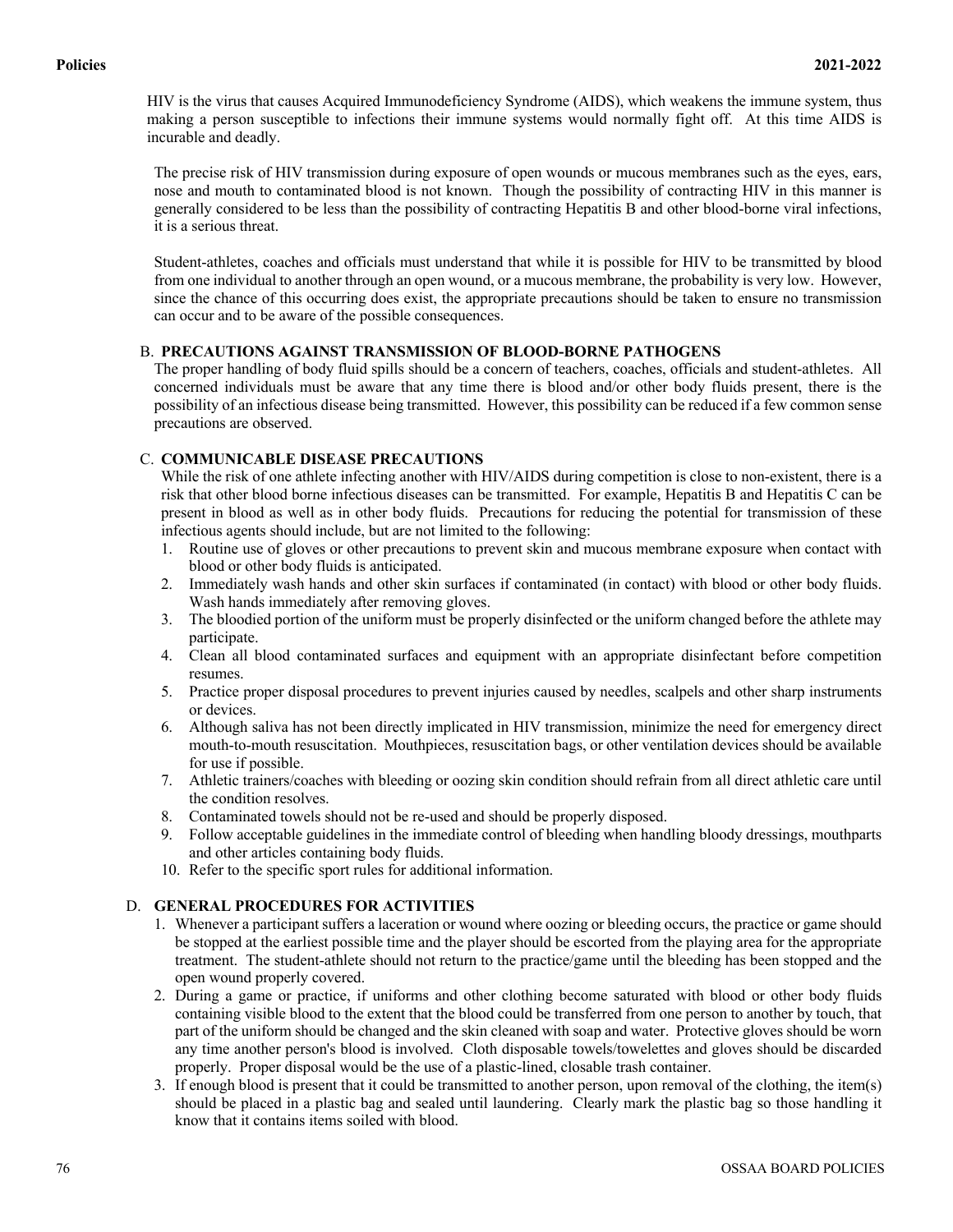HIV is the virus that causes Acquired Immunodeficiency Syndrome (AIDS), which weakens the immune system, thus making a person susceptible to infections their immune systems would normally fight off. At this time AIDS is incurable and deadly.

The precise risk of HIV transmission during exposure of open wounds or mucous membranes such as the eyes, ears, nose and mouth to contaminated blood is not known. Though the possibility of contracting HIV in this manner is generally considered to be less than the possibility of contracting Hepatitis B and other blood-borne viral infections, it is a serious threat.

Student-athletes, coaches and officials must understand that while it is possible for HIV to be transmitted by blood from one individual to another through an open wound, or a mucous membrane, the probability is very low. However, since the chance of this occurring does exist, the appropriate precautions should be taken to ensure no transmission can occur and to be aware of the possible consequences.

B. **PRECAUTIONS AGAINST TRANSMISSION OF BLOOD-BORNE PATHOGENS**

The proper handling of body fluid spills should be a concern of teachers, coaches, officials and student-athletes. All concerned individuals must be aware that any time there is blood and/or other body fluids present, there is the possibility of an infectious disease being transmitted. However, this possibility can be reduced if a few common sense precautions are observed.

C. **COMMUNICABLE DISEASE PRECAUTIONS**

While the risk of one athlete infecting another with HIV/AIDS during competition is close to non-existent, there is a risk that other blood borne infectious diseases can be transmitted. For example, Hepatitis B and Hepatitis C can be present in blood as well as in other body fluids. Precautions for reducing the potential for transmission of these infectious agents should include, but are not limited to the following:

1. Routine use of gloves or other precautions to prevent skin and mucous membrane exposure when contact with blood or other body fluids is anticipated.
2. Immediately wash hands and other skin surfaces if contaminated (in contact) with blood or other body fluids. Wash hands immediately after removing gloves.
3. The bloodied portion of the uniform must be properly disinfected or the uniform changed before the athlete may participate.
4. Clean all blood contaminated surfaces and equipment with an appropriate disinfectant before competition resumes.
5. Practice proper disposal procedures to prevent injuries caused by needles, scalpels and other sharp instruments or devices.
6. Although saliva has not been directly implicated in HIV transmission, minimize the need for emergency direct mouth-to-mouth resuscitation. Mouthpieces, resuscitation bags, or other ventilation devices should be available for use if possible.
7. Athletic trainers/coaches with bleeding or oozing skin condition should refrain from all direct athletic care until the condition resolves.
8. Contaminated towels should not be re-used and should be properly disposed.
9. Follow acceptable guidelines in the immediate control of bleeding when handling bloody dressings, mouthparts and other articles containing body fluids.
10. Refer to the specific sport rules for additional information.

D. **GENERAL PROCEDURES FOR ACTIVITIES**

1. Whenever a participant suffers a laceration or wound where oozing or bleeding occurs, the practice or game should be stopped at the earliest possible time and the player should be escorted from the playing area for the appropriate treatment. The student-athlete should not return to the practice/game until the bleeding has been stopped and the open wound properly covered.
2. During a game or practice, if uniforms and other clothing become saturated with blood or other body fluids containing visible blood to the extent that the blood could be transferred from one person to another by touch, that part of the uniform should be changed and the skin cleaned with soap and water. Protective gloves should be worn any time another person's blood is involved. Cloth disposable towels/towelettes and gloves should be discarded properly. Proper disposal would be the use of a plastic-lined, closable trash container.
3. If enough blood is present that it could be transmitted to another person, upon removal of the clothing, the item(s) should be placed in a plastic bag and sealed until laundering. Clearly mark the plastic bag so those handling it know that it contains items soiled with blood.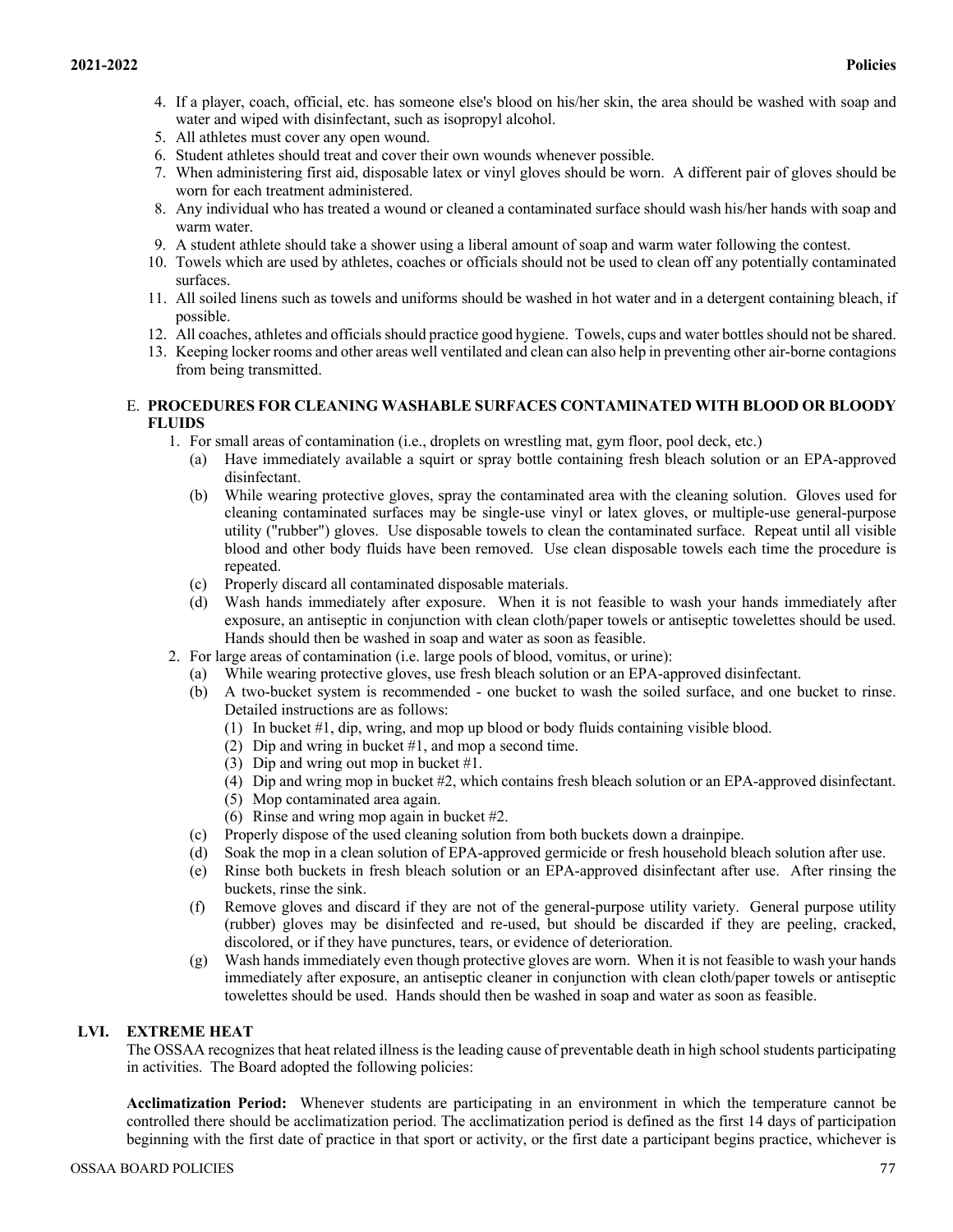4. If a player, coach, official, etc. has someone else's blood on his/her skin, the area should be washed with soap and water and wiped with disinfectant, such as isopropyl alcohol.
5. All athletes must cover any open wound.
6. Student athletes should treat and cover their own wounds whenever possible.
7. When administering first aid, disposable latex or vinyl gloves should be worn. A different pair of gloves should be worn for each treatment administered.
8. Any individual who has treated a wound or cleaned a contaminated surface should wash his/her hands with soap and warm water.
9. A student athlete should take a shower using a liberal amount of soap and warm water following the contest.
10. Towels which are used by athletes, coaches or officials should not be used to clean off any potentially contaminated surfaces.
11. All soiled linens such as towels and uniforms should be washed in hot water and in a detergent containing bleach, if possible.
12. All coaches, athletes and officials should practice good hygiene. Towels, cups and water bottles should not be shared.
13. Keeping locker rooms and other areas well ventilated and clean can also help in preventing other air-borne contagions from being transmitted.

E. **PROCEDURES FOR CLEANING WASHABLE SURFACES CONTAMINATED WITH BLOOD OR BLOODY FLUIDS**

1. For small areas of contamination (i.e., droplets on wrestling mat, gym floor, pool deck, etc.)
   (a) Have immediately available a squirt or spray bottle containing fresh bleach solution or an EPA-approved disinfectant.
   (b) While wearing protective gloves, spray the contaminated area with the cleaning solution. Gloves used for cleaning contaminated surfaces may be single-use vinyl or latex gloves, or multiple-use general-purpose utility ("rubber") gloves. Use disposable towels to clean the contaminated surface. Repeat until all visible blood and other body fluids have been removed. Use clean disposable towels each time the procedure is repeated.
   (c) Properly discard all contaminated disposable materials.
   (d) Wash hands immediately after exposure. When it is not feasible to wash your hands immediately after exposure, an antiseptic in conjunction with clean cloth/paper towels or antiseptic towelettes should be used. Hands should then be washed in soap and water as soon as feasible.
2. For large areas of contamination (i.e. large pools of blood, vomitus, or urine):
   (a) While wearing protective gloves, use fresh bleach solution or an EPA-approved disinfectant.
   (b) A two-bucket system is recommended - one bucket to wash the soiled surface, and one bucket to rinse. Detailed instructions are as follows:
      (1) In bucket #1, dip, wring, and mop up blood or body fluids containing visible blood.
      (2) Dip and wring in bucket #1, and mop a second time.
      (3) Dip and wring out mop in bucket #1.
      (4) Dip and wring mop in bucket #2, which contains fresh bleach solution or an EPA-approved disinfectant.
      (5) Mop contaminated area again.
      (6) Rinse and wring mop again in bucket #2.
   (c) Properly dispose of the used cleaning solution from both buckets down a drainpipe.
   (d) Soak the mop in a clean solution of EPA-approved germicide or fresh household bleach solution after use.
   (e) Rinse both buckets in fresh bleach solution or an EPA-approved disinfectant after use. After rinsing the buckets, rinse the sink.
   (f) Remove gloves and discard if they are not of the general-purpose utility variety. General purpose utility (rubber) gloves may be disinfected and re-used, but should be discarded if they are peeling, cracked, discolored, or if they have punctures, tears, or evidence of deterioration.
   (g) Wash hands immediately even though protective gloves are worn. When it is not feasible to wash your hands immediately after exposure, an antiseptic cleaner in conjunction with clean cloth/paper towels or antiseptic towelettes should be used. Hands should then be washed in soap and water as soon as feasible.

## LVI. EXTREME HEAT

The OSSAA recognizes that heat related illness is the leading cause of preventable death in high school students participating in activities. The Board adopted the following policies:

**Acclimatization Period:** Whenever students are participating in an environment in which the temperature cannot be controlled there should be acclimatization period. The acclimatization period is defined as the first 14 days of participation beginning with the first date of practice in that sport or activity, or the first date a participant begins practice, whichever is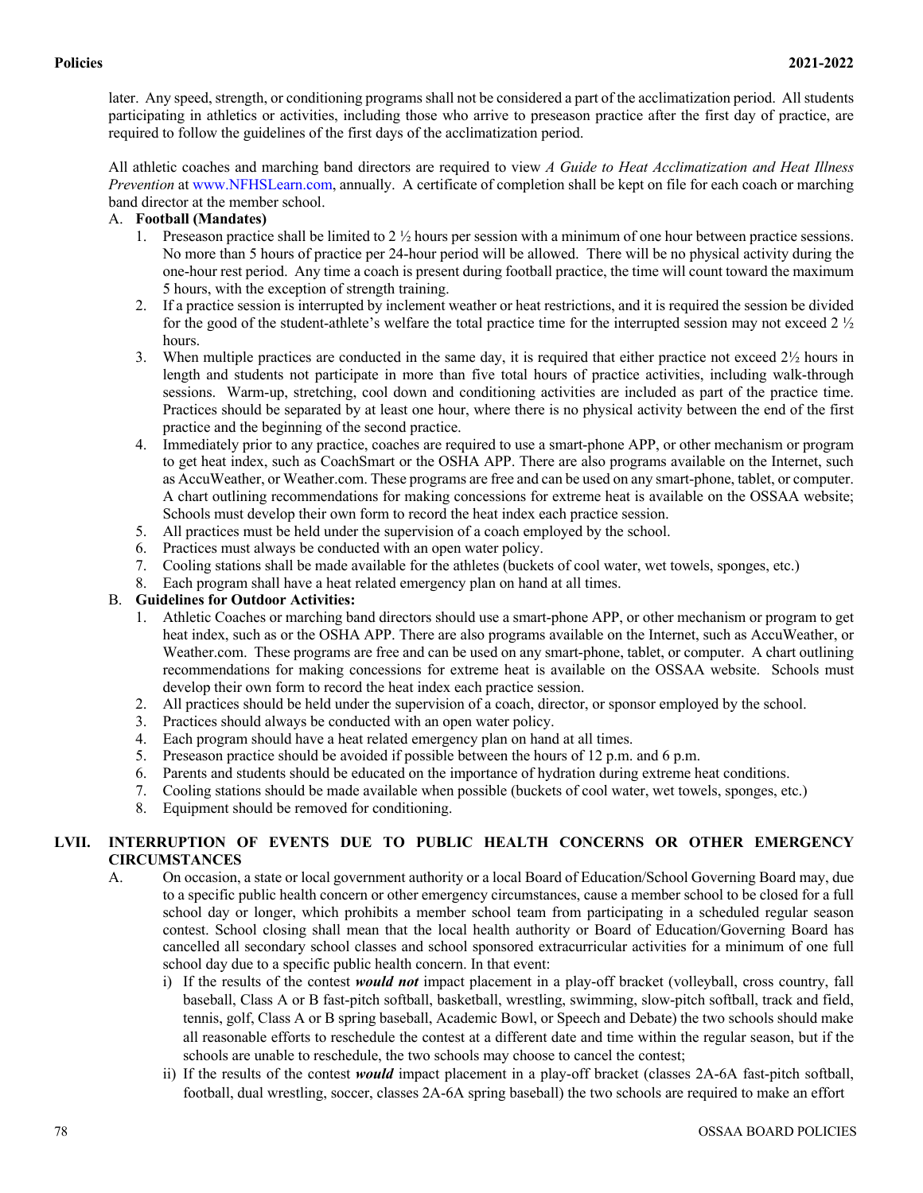later. Any speed, strength, or conditioning programs shall not be considered a part of the acclimatization period. All students participating in athletics or activities, including those who arrive to preseason practice after the first day of practice, are required to follow the guidelines of the first days of the acclimatization period.

All athletic coaches and marching band directors are required to view *A Guide to Heat Acclimatization and Heat Illness Prevention* at www.NFHSLearn.com, annually. A certificate of completion shall be kept on file for each coach or marching band director at the member school.

A. **Football (Mandates)**
   1. Preseason practice shall be limited to 2 ½ hours per session with a minimum of one hour between practice sessions. No more than 5 hours of practice per 24-hour period will be allowed. There will be no physical activity during the one-hour rest period. Any time a coach is present during football practice, the time will count toward the maximum 5 hours, with the exception of strength training.
   2. If a practice session is interrupted by inclement weather or heat restrictions, and it is required the session be divided for the good of the student-athlete's welfare the total practice time for the interrupted session may not exceed 2 ½ hours.
   3. When multiple practices are conducted in the same day, it is required that either practice not exceed 2½ hours in length and students not participate in more than five total hours of practice activities, including walk-through sessions. Warm-up, stretching, cool down and conditioning activities are included as part of the practice time. Practices should be separated by at least one hour, where there is no physical activity between the end of the first practice and the beginning of the second practice.
   4. Immediately prior to any practice, coaches are required to use a smart-phone APP, or other mechanism or program to get heat index, such as CoachSmart or the OSHA APP. There are also programs available on the Internet, such as AccuWeather, or Weather.com. These programs are free and can be used on any smart-phone, tablet, or computer. A chart outlining recommendations for making concessions for extreme heat is available on the OSSAA website; Schools must develop their own form to record the heat index each practice session.
   5. All practices must be held under the supervision of a coach employed by the school.
   6. Practices must always be conducted with an open water policy.
   7. Cooling stations shall be made available for the athletes (buckets of cool water, wet towels, sponges, etc.)
   8. Each program shall have a heat related emergency plan on hand at all times.

B. **Guidelines for Outdoor Activities:**
   1. Athletic Coaches or marching band directors should use a smart-phone APP, or other mechanism or program to get heat index, such as or the OSHA APP. There are also programs available on the Internet, such as AccuWeather, or Weather.com. These programs are free and can be used on any smart-phone, tablet, or computer. A chart outlining recommendations for making concessions for extreme heat is available on the OSSAA website. Schools must develop their own form to record the heat index each practice session.
   2. All practices should be held under the supervision of a coach, director, or sponsor employed by the school.
   3. Practices should always be conducted with an open water policy.
   4. Each program should have a heat related emergency plan on hand at all times.
   5. Preseason practice should be avoided if possible between the hours of 12 p.m. and 6 p.m.
   6. Parents and students should be educated on the importance of hydration during extreme heat conditions.
   7. Cooling stations should be made available when possible (buckets of cool water, wet towels, sponges, etc.)
   8. Equipment should be removed for conditioning.

## LVII. INTERRUPTION OF EVENTS DUE TO PUBLIC HEALTH CONCERNS OR OTHER EMERGENCY CIRCUMSTANCES

A. On occasion, a state or local government authority or a local Board of Education/School Governing Board may, due to a specific public health concern or other emergency circumstances, cause a member school to be closed for a full school day or longer, which prohibits a member school team from participating in a scheduled regular season contest. School closing shall mean that the local health authority or Board of Education/Governing Board has cancelled all secondary school classes and school sponsored extracurricular activities for a minimum of one full school day due to a specific public health concern. In that event:
   i) If the results of the contest ***would not*** impact placement in a play-off bracket (volleyball, cross country, fall baseball, Class A or B fast-pitch softball, basketball, wrestling, swimming, slow-pitch softball, track and field, tennis, golf, Class A or B spring baseball, Academic Bowl, or Speech and Debate) the two schools should make all reasonable efforts to reschedule the contest at a different date and time within the regular season, but if the schools are unable to reschedule, the two schools may choose to cancel the contest;
   ii) If the results of the contest ***would*** impact placement in a play-off bracket (classes 2A-6A fast-pitch softball, football, dual wrestling, soccer, classes 2A-6A spring baseball) the two schools are required to make an effort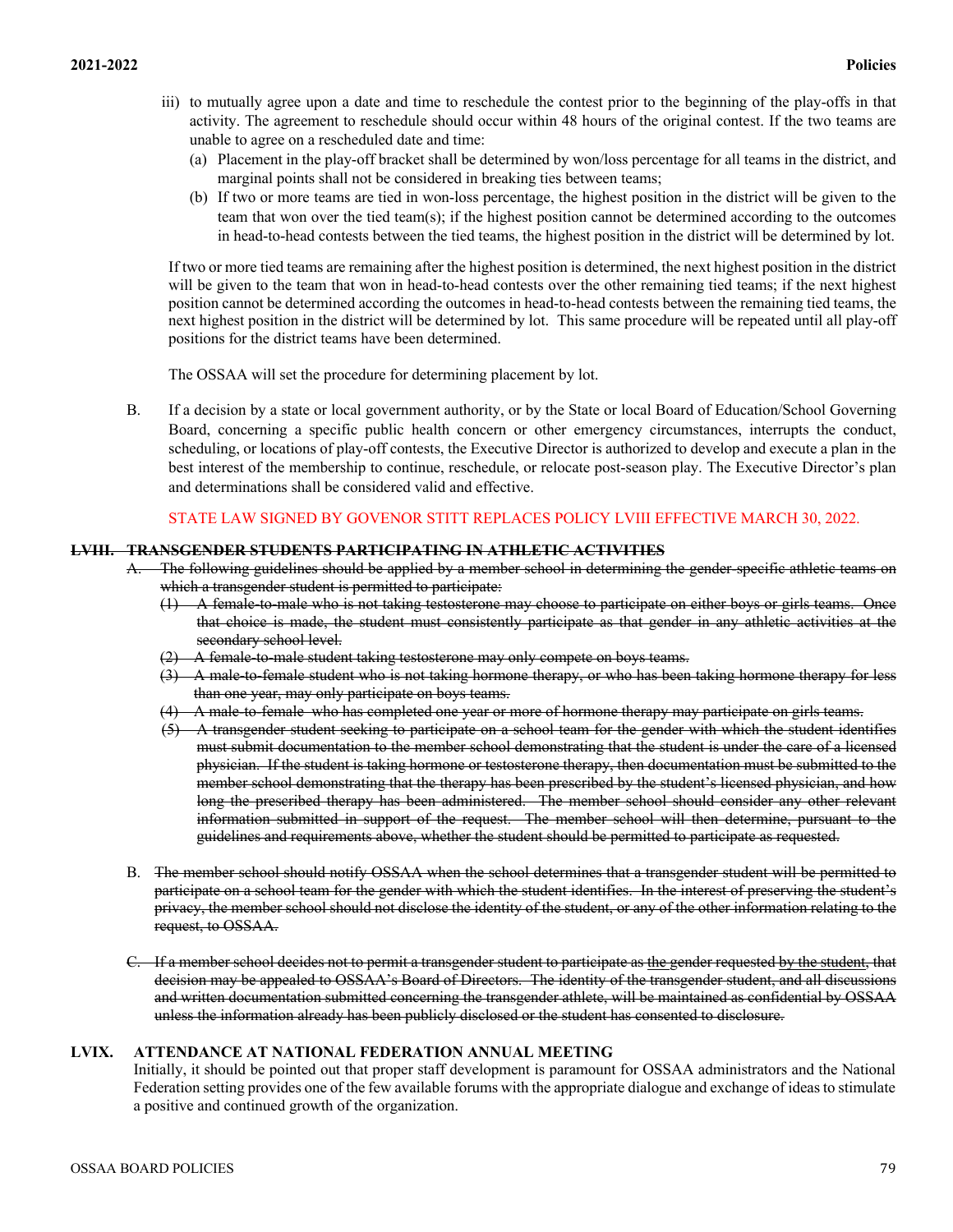iii) to mutually agree upon a date and time to reschedule the contest prior to the beginning of the play-offs in that activity. The agreement to reschedule should occur within 48 hours of the original contest. If the two teams are unable to agree on a rescheduled date and time:
   - (a) Placement in the play-off bracket shall be determined by won/loss percentage for all teams in the district, and marginal points shall not be considered in breaking ties between teams;
   - (b) If two or more teams are tied in won-loss percentage, the highest position in the district will be given to the team that won over the tied team(s); if the highest position cannot be determined according to the outcomes in head-to-head contests between the tied teams, the highest position in the district will be determined by lot.

If two or more tied teams are remaining after the highest position is determined, the next highest position in the district will be given to the team that won in head-to-head contests over the other remaining tied teams; if the next highest position cannot be determined according the outcomes in head-to-head contests between the remaining tied teams, the next highest position in the district will be determined by lot. This same procedure will be repeated until all play-off positions for the district teams have been determined.

The OSSAA will set the procedure for determining placement by lot.

B. If a decision by a state or local government authority, or by the State or local Board of Education/School Governing Board, concerning a specific public health concern or other emergency circumstances, interrupts the conduct, scheduling, or locations of play-off contests, the Executive Director is authorized to develop and execute a plan in the best interest of the membership to continue, reschedule, or relocate post-season play. The Executive Director's plan and determinations shall be considered valid and effective.

STATE LAW SIGNED BY GOVENOR STITT REPLACES POLICY LVIII EFFECTIVE MARCH 30, 2022.

## ~~LVIII. TRANSGENDER STUDENTS PARTICIPATING IN ATHLETIC ACTIVITIES~~

~~A. The following guidelines should be applied by a member school in determining the gender-specific athletic teams on which a transgender student is permitted to participate:~~

~~(1) A female-to-male who is not taking testosterone may choose to participate on either boys or girls teams. Once that choice is made, the student must consistently participate as that gender in any athletic activities at the secondary school level.~~

~~(2) A female-to-male student taking testosterone may only compete on boys teams.~~

~~(3) A male-to-female student who is not taking hormone therapy, or who has been taking hormone therapy for less than one year, may only participate on boys teams.~~

~~(4) A male-to-female who has completed one year or more of hormone therapy may participate on girls teams.~~

~~(5) A transgender student seeking to participate on a school team for the gender with which the student identifies must submit documentation to the member school demonstrating that the student is under the care of a licensed physician. If the student is taking hormone or testosterone therapy, then documentation must be submitted to the member school demonstrating that the therapy has been prescribed by the student's licensed physician, and how long the prescribed therapy has been administered. The member school should consider any other relevant information submitted in support of the request. The member school will then determine, pursuant to the guidelines and requirements above, whether the student should be permitted to participate as requested.~~

B. ~~The member school should notify OSSAA when the school determines that a transgender student will be permitted to participate on a school team for the gender with which the student identifies. In the interest of preserving the student's privacy, the member school should not disclose the identity of the student, or any of the other information relating to the request, to OSSAA.~~

~~C. If a member school decides not to permit a transgender student to participate as the gender requested by the student, that decision may be appealed to OSSAA's Board of Directors. The identity of the transgender student, and all discussions and written documentation submitted concerning the transgender athlete, will be maintained as confidential by OSSAA unless the information already has been publicly disclosed or the student has consented to disclosure.~~

## LVIX. ATTENDANCE AT NATIONAL FEDERATION ANNUAL MEETING

Initially, it should be pointed out that proper staff development is paramount for OSSAA administrators and the National Federation setting provides one of the few available forums with the appropriate dialogue and exchange of ideas to stimulate a positive and continued growth of the organization.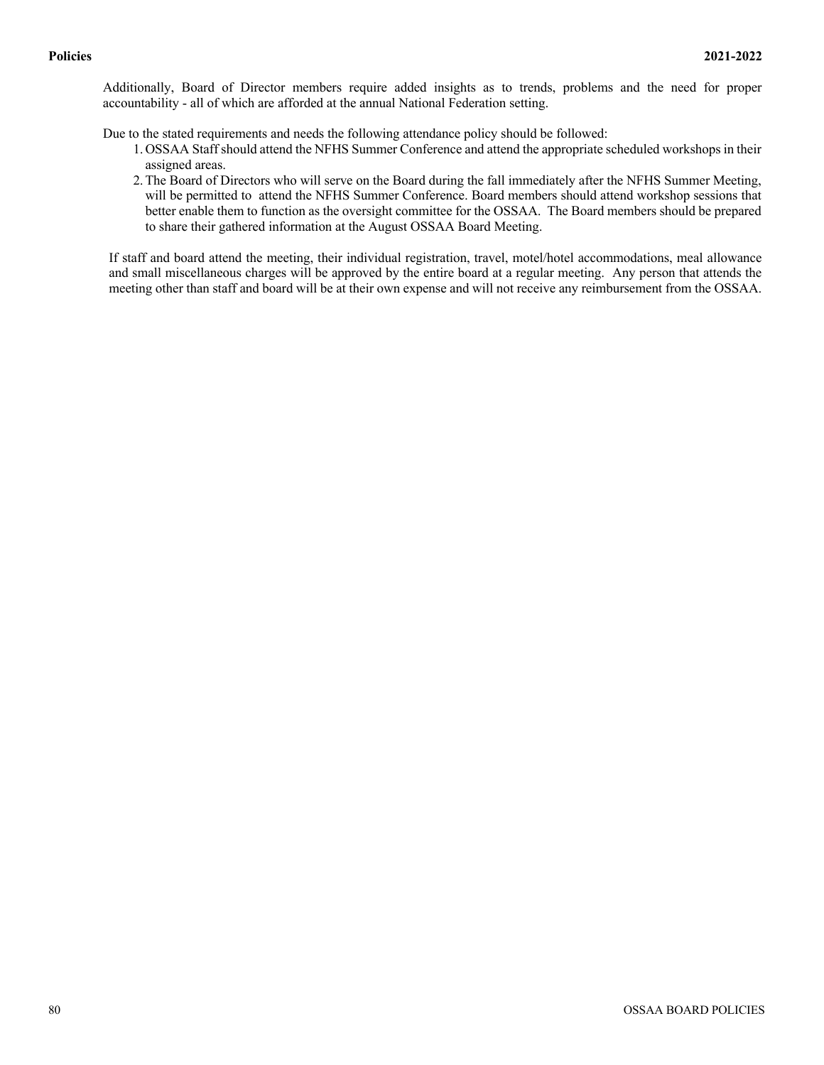Additionally, Board of Director members require added insights as to trends, problems and the need for proper accountability - all of which are afforded at the annual National Federation setting.

Due to the stated requirements and needs the following attendance policy should be followed:

1. OSSAA Staff should attend the NFHS Summer Conference and attend the appropriate scheduled workshops in their assigned areas.
2. The Board of Directors who will serve on the Board during the fall immediately after the NFHS Summer Meeting, will be permitted to attend the NFHS Summer Conference. Board members should attend workshop sessions that better enable them to function as the oversight committee for the OSSAA. The Board members should be prepared to share their gathered information at the August OSSAA Board Meeting.

If staff and board attend the meeting, their individual registration, travel, motel/hotel accommodations, meal allowance and small miscellaneous charges will be approved by the entire board at a regular meeting. Any person that attends the meeting other than staff and board will be at their own expense and will not receive any reimbursement from the OSSAA.